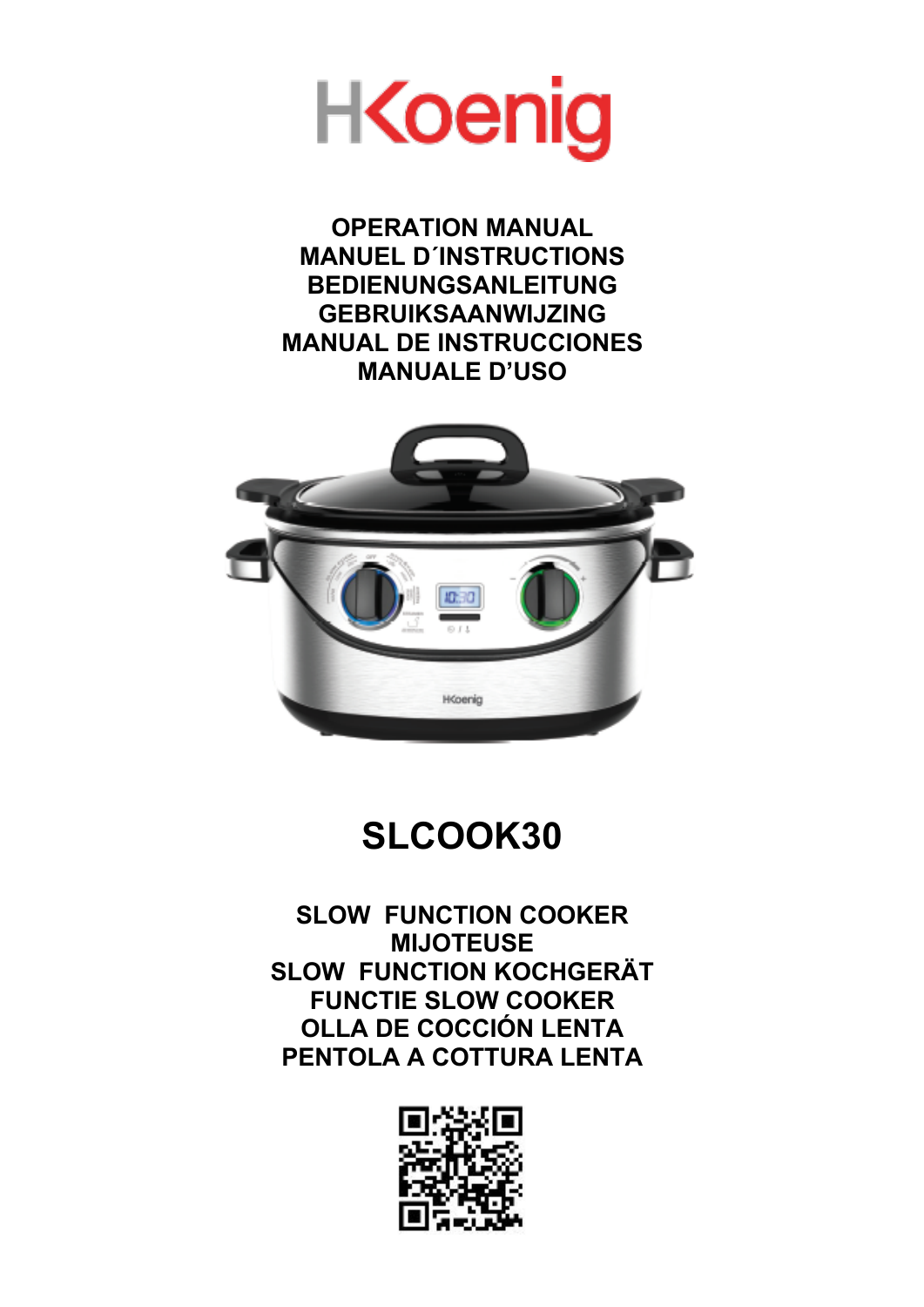H.Koenig

**OPERATION MANUAL**
**MANUEL D´INSTRUCTIONS**
**BEDIENUNGSANLEITUNG**
**GEBRUIKSAANWIJZING**
**MANUAL DE INSTRUCCIONES**
**MANUALE D'USO**

# SLCOOK30

**SLOW FUNCTION COOKER**
**MIJOTEUSE**
**SLOW FUNCTION KOCHGERÄT**
**FUNCTIE SLOW COOKER**
**OLLA DE COCCIÓN LENTA**
**PENTOLA A COTTURA LENTA**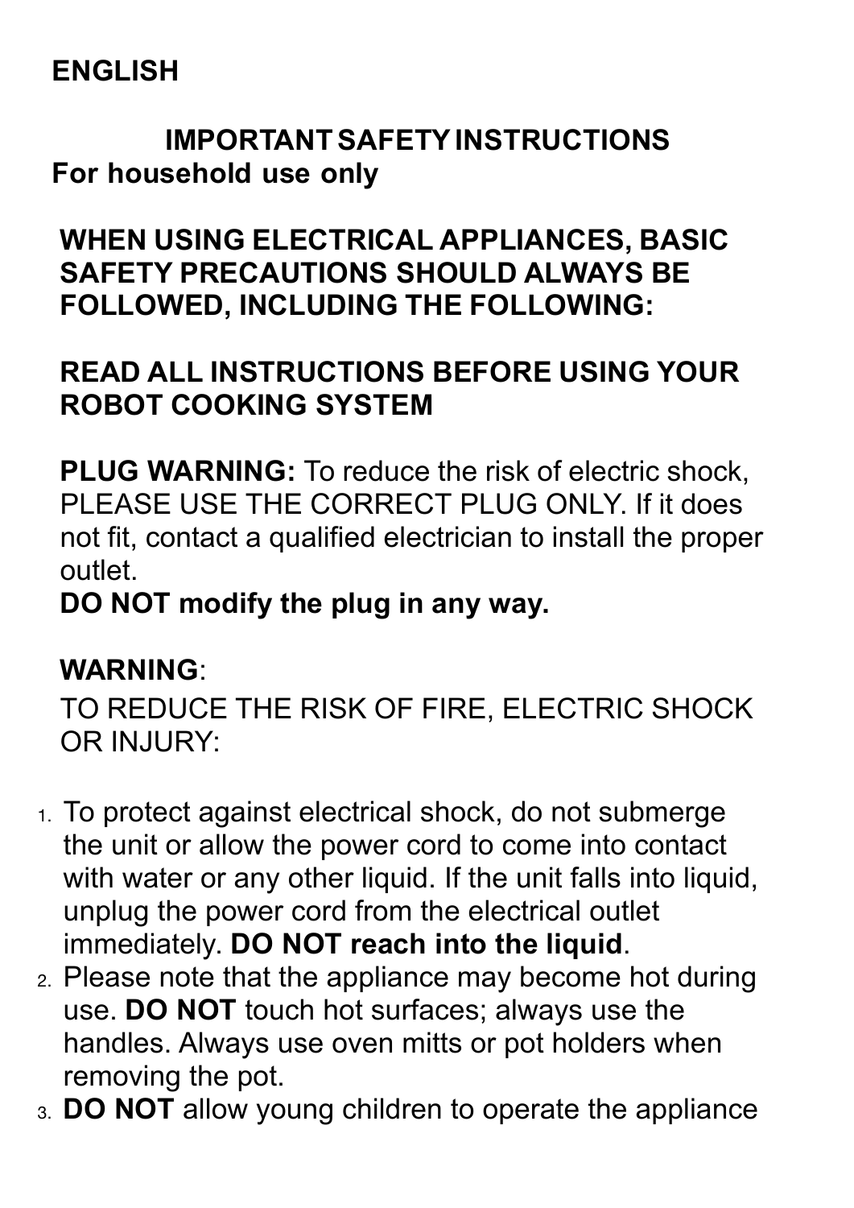**ENGLISH**

## IMPORTANT SAFETY INSTRUCTIONS

**For household use only**

**WHEN USING ELECTRICAL APPLIANCES, BASIC SAFETY PRECAUTIONS SHOULD ALWAYS BE FOLLOWED, INCLUDING THE FOLLOWING:**

**READ ALL INSTRUCTIONS BEFORE USING YOUR ROBOT COOKING SYSTEM**

**PLUG WARNING:** To reduce the risk of electric shock, PLEASE USE THE CORRECT PLUG ONLY. If it does not fit, contact a qualified electrician to install the proper outlet.
**DO NOT modify the plug in any way.**

**WARNING**:
TO REDUCE THE RISK OF FIRE, ELECTRIC SHOCK OR INJURY:

1. To protect against electrical shock, do not submerge the unit or allow the power cord to come into contact with water or any other liquid. If the unit falls into liquid, unplug the power cord from the electrical outlet immediately. **DO NOT reach into the liquid**.
2. Please note that the appliance may become hot during use. **DO NOT** touch hot surfaces; always use the handles. Always use oven mitts or pot holders when removing the pot.
3. **DO NOT** allow young children to operate the appliance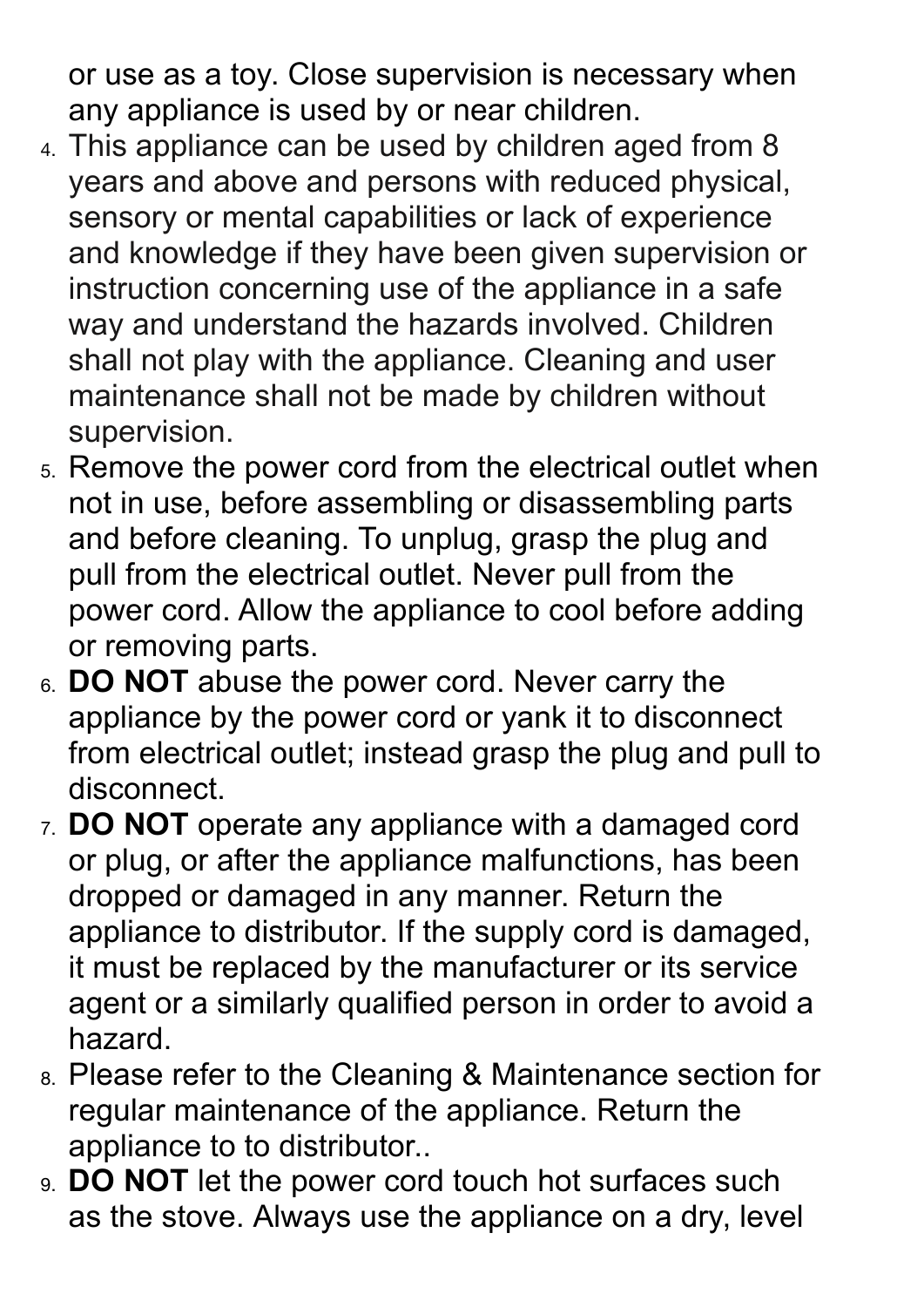or use as a toy. Close supervision is necessary when any appliance is used by or near children.

4. This appliance can be used by children aged from 8 years and above and persons with reduced physical, sensory or mental capabilities or lack of experience and knowledge if they have been given supervision or instruction concerning use of the appliance in a safe way and understand the hazards involved. Children shall not play with the appliance. Cleaning and user maintenance shall not be made by children without supervision.
5. Remove the power cord from the electrical outlet when not in use, before assembling or disassembling parts and before cleaning. To unplug, grasp the plug and pull from the electrical outlet. Never pull from the power cord. Allow the appliance to cool before adding or removing parts.
6. **DO NOT** abuse the power cord. Never carry the appliance by the power cord or yank it to disconnect from electrical outlet; instead grasp the plug and pull to disconnect.
7. **DO NOT** operate any appliance with a damaged cord or plug, or after the appliance malfunctions, has been dropped or damaged in any manner. Return the appliance to distributor. If the supply cord is damaged, it must be replaced by the manufacturer or its service agent or a similarly qualified person in order to avoid a hazard.
8. Please refer to the Cleaning & Maintenance section for regular maintenance of the appliance. Return the appliance to to distributor..
9. **DO NOT** let the power cord touch hot surfaces such as the stove. Always use the appliance on a dry, level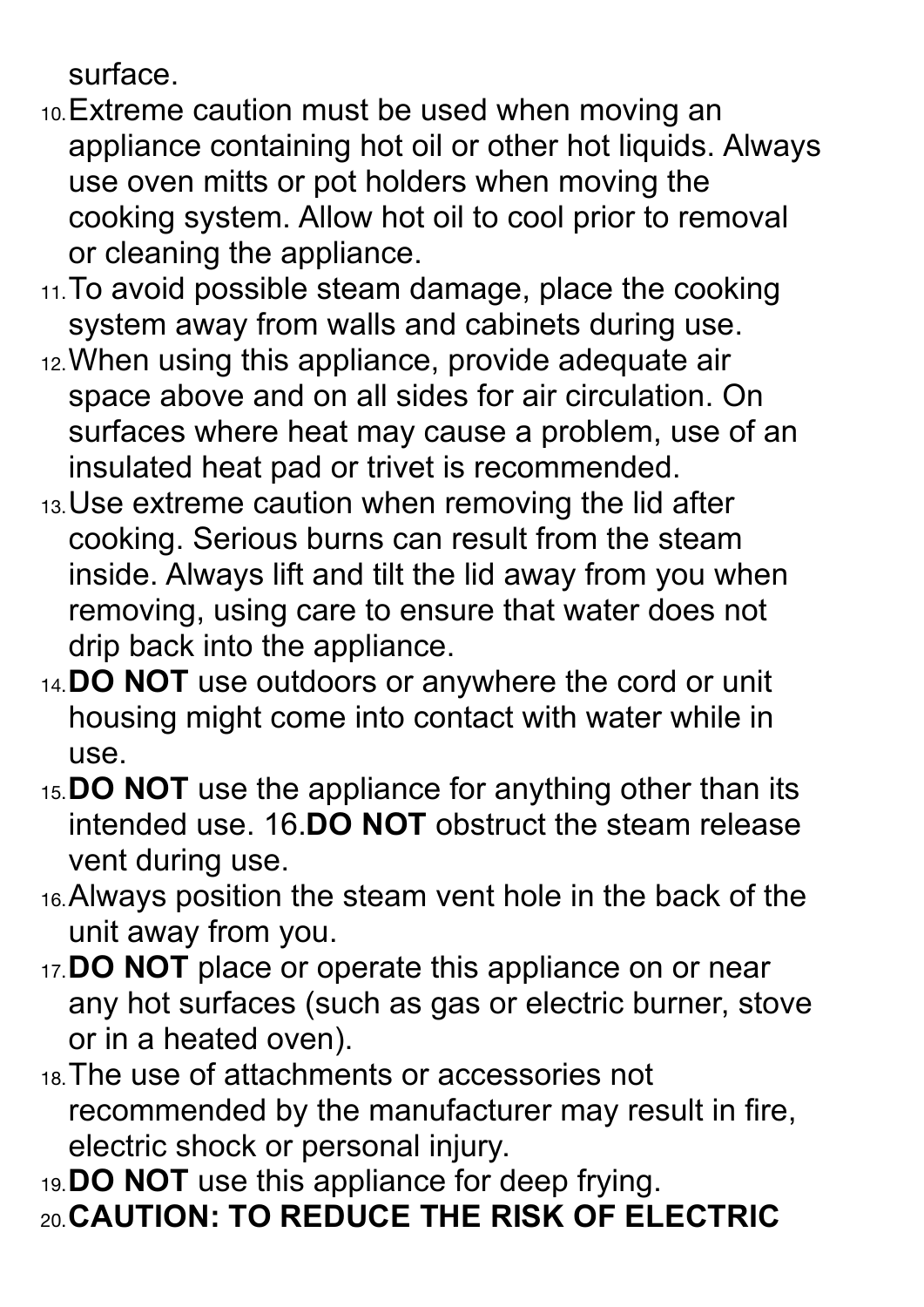surface.

10. Extreme caution must be used when moving an appliance containing hot oil or other hot liquids. Always use oven mitts or pot holders when moving the cooking system. Allow hot oil to cool prior to removal or cleaning the appliance.
11. To avoid possible steam damage, place the cooking system away from walls and cabinets during use.
12. When using this appliance, provide adequate air space above and on all sides for air circulation. On surfaces where heat may cause a problem, use of an insulated heat pad or trivet is recommended.
13. Use extreme caution when removing the lid after cooking. Serious burns can result from the steam inside. Always lift and tilt the lid away from you when removing, using care to ensure that water does not drip back into the appliance.
14. **DO NOT** use outdoors or anywhere the cord or unit housing might come into contact with water while in use.
15. **DO NOT** use the appliance for anything other than its intended use. 16.**DO NOT** obstruct the steam release vent during use.
16. Always position the steam vent hole in the back of the unit away from you.
17. **DO NOT** place or operate this appliance on or near any hot surfaces (such as gas or electric burner, stove or in a heated oven).
18. The use of attachments or accessories not recommended by the manufacturer may result in fire, electric shock or personal injury.
19. **DO NOT** use this appliance for deep frying.
20. **CAUTION: TO REDUCE THE RISK OF ELECTRIC**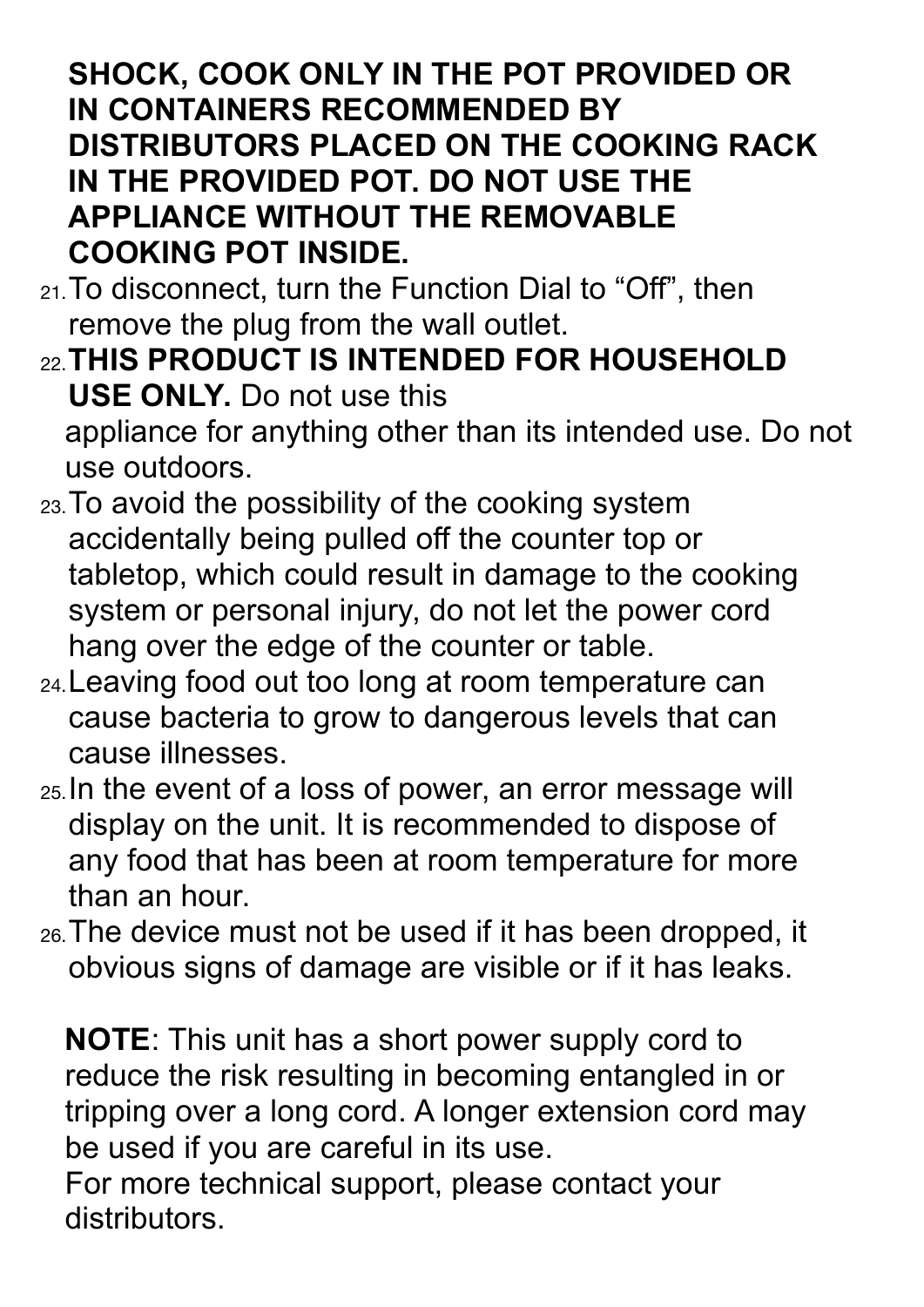**SHOCK, COOK ONLY IN THE POT PROVIDED OR IN CONTAINERS RECOMMENDED BY DISTRIBUTORS PLACED ON THE COOKING RACK IN THE PROVIDED POT. DO NOT USE THE APPLIANCE WITHOUT THE REMOVABLE COOKING POT INSIDE.**

21. To disconnect, turn the Function Dial to “Off”, then remove the plug from the wall outlet.
22. **THIS PRODUCT IS INTENDED FOR HOUSEHOLD USE ONLY.** Do not use this appliance for anything other than its intended use. Do not use outdoors.
23. To avoid the possibility of the cooking system accidentally being pulled off the counter top or tabletop, which could result in damage to the cooking system or personal injury, do not let the power cord hang over the edge of the counter or table.
24. Leaving food out too long at room temperature can cause bacteria to grow to dangerous levels that can cause illnesses.
25. In the event of a loss of power, an error message will display on the unit. It is recommended to dispose of any food that has been at room temperature for more than an hour.
26. The device must not be used if it has been dropped, it obvious signs of damage are visible or if it has leaks.

**NOTE**: This unit has a short power supply cord to reduce the risk resulting in becoming entangled in or tripping over a long cord. A longer extension cord may be used if you are careful in its use.
For more technical support, please contact your distributors.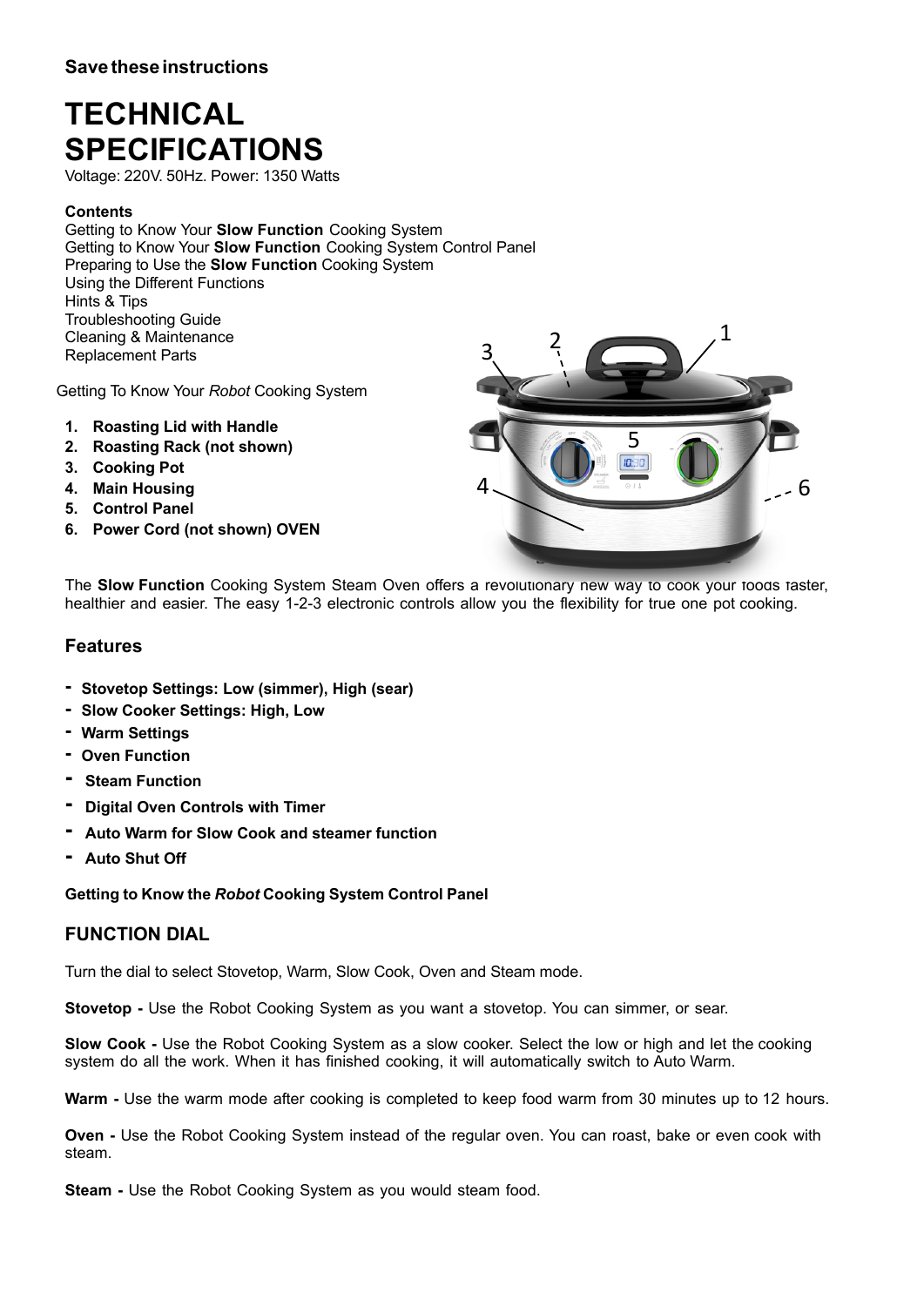**Save these instructions**

# TECHNICAL SPECIFICATIONS

Voltage: 220V. 50Hz. Power: 1350 Watts

**Contents**

Getting to Know Your **Slow Function** Cooking System
Getting to Know Your **Slow Function** Cooking System Control Panel
Preparing to Use the **Slow Function** Cooking System
Using the Different Functions
Hints & Tips
Troubleshooting Guide
Cleaning & Maintenance
Replacement Parts

Getting To Know Your *Robot* Cooking System

1. **Roasting Lid with Handle**
2. **Roasting Rack (not shown)**
3. **Cooking Pot**
4. **Main Housing**
5. **Control Panel**
6. **Power Cord (not shown) OVEN**

The **Slow Function** Cooking System Steam Oven offers a revolutionary new way to cook your foods faster, healthier and easier. The easy 1-2-3 electronic controls allow you the flexibility for true one pot cooking.

## Features

- **Stovetop Settings: Low (simmer), High (sear)**
- **Slow Cooker Settings: High, Low**
- **Warm Settings**
- **Oven Function**
- **Steam Function**
- **Digital Oven Controls with Timer**
- **Auto Warm for Slow Cook and steamer function**
- **Auto Shut Off**

**Getting to Know the *Robot* Cooking System Control Panel**

## FUNCTION DIAL

Turn the dial to select Stovetop, Warm, Slow Cook, Oven and Steam mode.

**Stovetop -** Use the Robot Cooking System as you want a stovetop. You can simmer, or sear.

**Slow Cook -** Use the Robot Cooking System as a slow cooker. Select the low or high and let the cooking system do all the work. When it has finished cooking, it will automatically switch to Auto Warm.

**Warm -** Use the warm mode after cooking is completed to keep food warm from 30 minutes up to 12 hours.

**Oven -** Use the Robot Cooking System instead of the regular oven. You can roast, bake or even cook with steam.

**Steam -** Use the Robot Cooking System as you would steam food.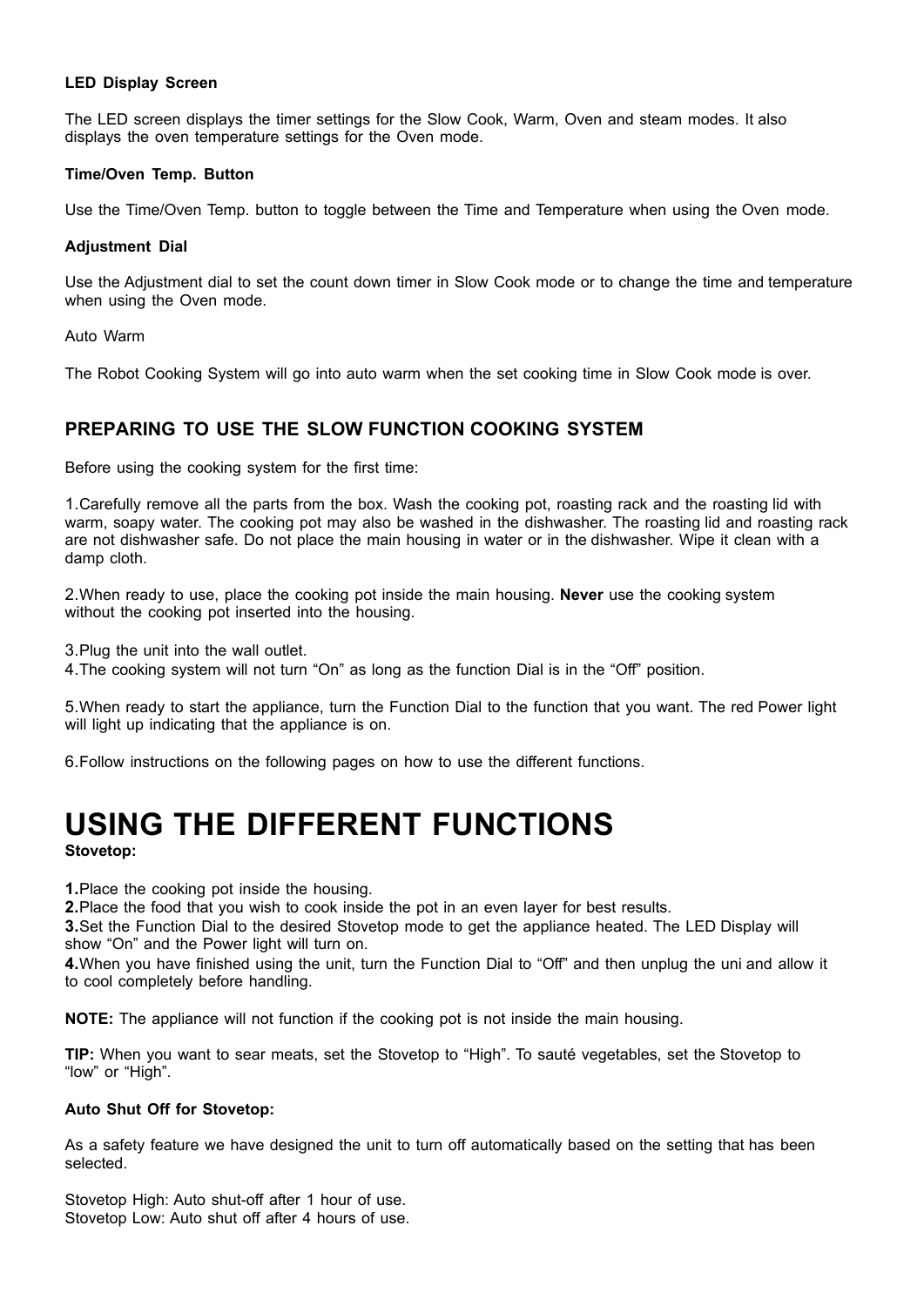**LED Display Screen**

The LED screen displays the timer settings for the Slow Cook, Warm, Oven and steam modes. It also displays the oven temperature settings for the Oven mode.

**Time/Oven Temp. Button**

Use the Time/Oven Temp. button to toggle between the Time and Temperature when using the Oven mode.

**Adjustment Dial**

Use the Adjustment dial to set the count down timer in Slow Cook mode or to change the time and temperature when using the Oven mode.

Auto Warm

The Robot Cooking System will go into auto warm when the set cooking time in Slow Cook mode is over.

## PREPARING TO USE THE SLOW FUNCTION COOKING SYSTEM

Before using the cooking system for the first time:

1.Carefully remove all the parts from the box. Wash the cooking pot, roasting rack and the roasting lid with warm, soapy water. The cooking pot may also be washed in the dishwasher. The roasting lid and roasting rack are not dishwasher safe. Do not place the main housing in water or in the dishwasher. Wipe it clean with a damp cloth.

2.When ready to use, place the cooking pot inside the main housing. **Never** use the cooking system without the cooking pot inserted into the housing.

3.Plug the unit into the wall outlet.
4.The cooking system will not turn "On" as long as the function Dial is in the "Off" position.

5.When ready to start the appliance, turn the Function Dial to the function that you want. The red Power light will light up indicating that the appliance is on.

6.Follow instructions on the following pages on how to use the different functions.

# USING THE DIFFERENT FUNCTIONS

**Stovetop:**

**1.**Place the cooking pot inside the housing.
**2.**Place the food that you wish to cook inside the pot in an even layer for best results.
**3.**Set the Function Dial to the desired Stovetop mode to get the appliance heated. The LED Display will show "On" and the Power light will turn on.
**4.**When you have finished using the unit, turn the Function Dial to "Off" and then unplug the uni and allow it to cool completely before handling.

**NOTE:** The appliance will not function if the cooking pot is not inside the main housing.

**TIP:** When you want to sear meats, set the Stovetop to "High". To sauté vegetables, set the Stovetop to "low" or "High".

**Auto Shut Off for Stovetop:**

As a safety feature we have designed the unit to turn off automatically based on the setting that has been selected.

Stovetop High: Auto shut-off after 1 hour of use.
Stovetop Low: Auto shut off after 4 hours of use.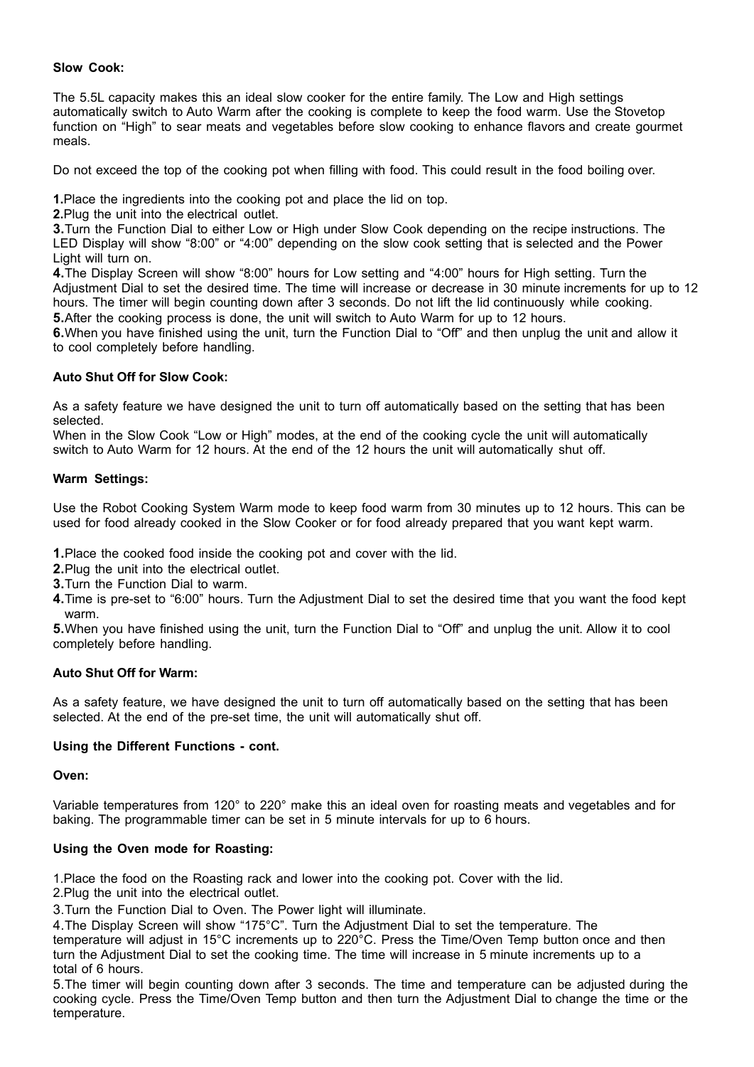**Slow Cook:**

The 5.5L capacity makes this an ideal slow cooker for the entire family. The Low and High settings automatically switch to Auto Warm after the cooking is complete to keep the food warm. Use the Stovetop function on “High” to sear meats and vegetables before slow cooking to enhance flavors and create gourmet meals.

Do not exceed the top of the cooking pot when filling with food. This could result in the food boiling over.

**1.** Place the ingredients into the cooking pot and place the lid on top.
**2.** Plug the unit into the electrical outlet.
**3.** Turn the Function Dial to either Low or High under Slow Cook depending on the recipe instructions. The LED Display will show “8:00” or “4:00” depending on the slow cook setting that is selected and the Power Light will turn on.
**4.** The Display Screen will show “8:00” hours for Low setting and “4:00” hours for High setting. Turn the Adjustment Dial to set the desired time. The time will increase or decrease in 30 minute increments for up to 12 hours. The timer will begin counting down after 3 seconds. Do not lift the lid continuously while cooking.
**5.** After the cooking process is done, the unit will switch to Auto Warm for up to 12 hours.
**6.** When you have finished using the unit, turn the Function Dial to “Off” and then unplug the unit and allow it to cool completely before handling.

**Auto Shut Off for Slow Cook:**

As a safety feature we have designed the unit to turn off automatically based on the setting that has been selected.
When in the Slow Cook “Low or High” modes, at the end of the cooking cycle the unit will automatically switch to Auto Warm for 12 hours. At the end of the 12 hours the unit will automatically shut off.

**Warm Settings:**

Use the Robot Cooking System Warm mode to keep food warm from 30 minutes up to 12 hours. This can be used for food already cooked in the Slow Cooker or for food already prepared that you want kept warm.

**1.** Place the cooked food inside the cooking pot and cover with the lid.
**2.** Plug the unit into the electrical outlet.
**3.** Turn the Function Dial to warm.
**4.** Time is pre-set to “6:00” hours. Turn the Adjustment Dial to set the desired time that you want the food kept warm.
**5.** When you have finished using the unit, turn the Function Dial to “Off” and unplug the unit. Allow it to cool completely before handling.

**Auto Shut Off for Warm:**

As a safety feature, we have designed the unit to turn off automatically based on the setting that has been selected. At the end of the pre-set time, the unit will automatically shut off.

**Using the Different Functions - cont.**

**Oven:**

Variable temperatures from 120° to 220° make this an ideal oven for roasting meats and vegetables and for baking. The programmable timer can be set in 5 minute intervals for up to 6 hours.

**Using the Oven mode for Roasting:**

1. Place the food on the Roasting rack and lower into the cooking pot. Cover with the lid.
2. Plug the unit into the electrical outlet.
3. Turn the Function Dial to Oven. The Power light will illuminate.
4. The Display Screen will show “175°C”. Turn the Adjustment Dial to set the temperature. The temperature will adjust in 15°C increments up to 220°C. Press the Time/Oven Temp button once and then turn the Adjustment Dial to set the cooking time. The time will increase in 5 minute increments up to a total of 6 hours.
5. The timer will begin counting down after 3 seconds. The time and temperature can be adjusted during the cooking cycle. Press the Time/Oven Temp button and then turn the Adjustment Dial to change the time or the temperature.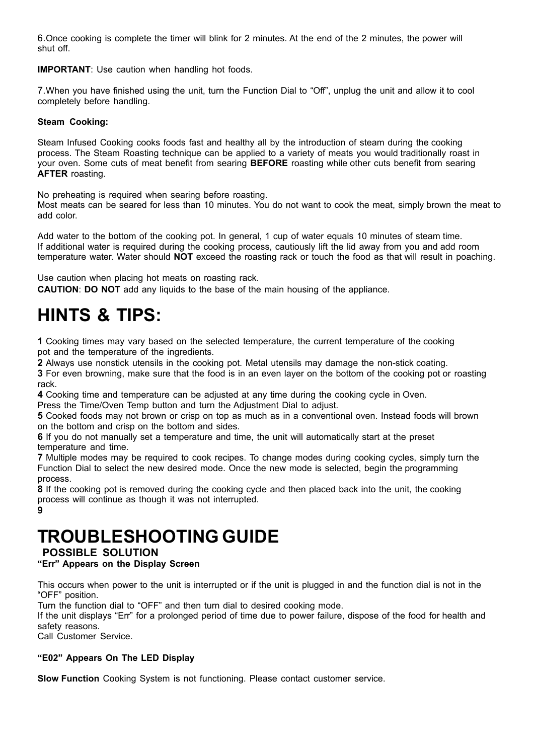6.Once cooking is complete the timer will blink for 2 minutes. At the end of the 2 minutes, the power will shut off.

**IMPORTANT**: Use caution when handling hot foods.

7.When you have finished using the unit, turn the Function Dial to “Off”, unplug the unit and allow it to cool completely before handling.

**Steam Cooking:**

Steam Infused Cooking cooks foods fast and healthy all by the introduction of steam during the cooking process. The Steam Roasting technique can be applied to a variety of meats you would traditionally roast in your oven. Some cuts of meat benefit from searing **BEFORE** roasting while other cuts benefit from searing **AFTER** roasting.

No preheating is required when searing before roasting.
Most meats can be seared for less than 10 minutes. You do not want to cook the meat, simply brown the meat to add color.

Add water to the bottom of the cooking pot. In general, 1 cup of water equals 10 minutes of steam time.
If additional water is required during the cooking process, cautiously lift the lid away from you and add room temperature water. Water should **NOT** exceed the roasting rack or touch the food as that will result in poaching.

Use caution when placing hot meats on roasting rack.
**CAUTION**: **DO NOT** add any liquids to the base of the main housing of the appliance.

# HINTS & TIPS:

**1** Cooking times may vary based on the selected temperature, the current temperature of the cooking pot and the temperature of the ingredients.
**2** Always use nonstick utensils in the cooking pot. Metal utensils may damage the non-stick coating.
**3** For even browning, make sure that the food is in an even layer on the bottom of the cooking pot or roasting rack.
**4** Cooking time and temperature can be adjusted at any time during the cooking cycle in Oven.
Press the Time/Oven Temp button and turn the Adjustment Dial to adjust.
**5** Cooked foods may not brown or crisp on top as much as in a conventional oven. Instead foods will brown on the bottom and crisp on the bottom and sides.
**6** If you do not manually set a temperature and time, the unit will automatically start at the preset temperature and time.
**7** Multiple modes may be required to cook recipes. To change modes during cooking cycles, simply turn the Function Dial to select the new desired mode. Once the new mode is selected, begin the programming process.
**8** If the cooking pot is removed during the cooking cycle and then placed back into the unit, the cooking process will continue as though it was not interrupted.
**9**

# TROUBLESHOOTING GUIDE

**POSSIBLE SOLUTION**

**“Err” Appears on the Display Screen**

This occurs when power to the unit is interrupted or if the unit is plugged in and the function dial is not in the “OFF” position.
Turn the function dial to “OFF” and then turn dial to desired cooking mode.
If the unit displays “Err” for a prolonged period of time due to power failure, dispose of the food for health and safety reasons.
Call Customer Service.

**“E02” Appears On The LED Display**

**Slow Function** Cooking System is not functioning. Please contact customer service.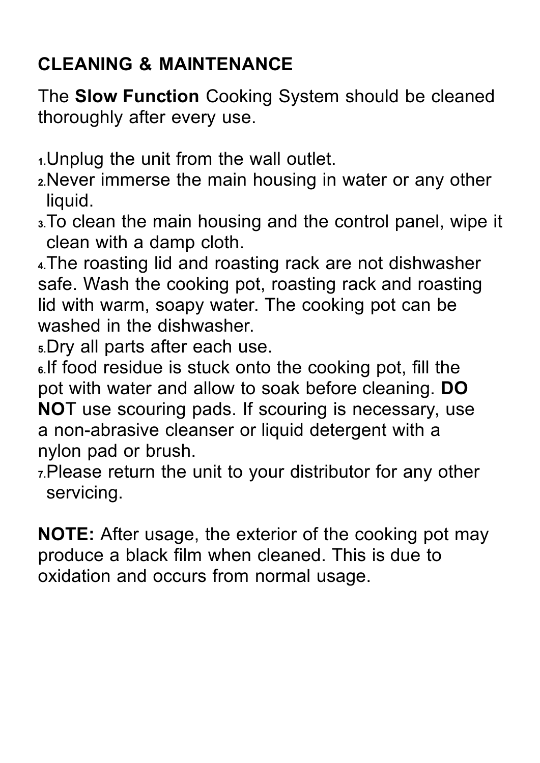## CLEANING & MAINTENANCE

The **Slow Function** Cooking System should be cleaned thoroughly after every use.

1. Unplug the unit from the wall outlet.
2. Never immerse the main housing in water or any other liquid.
3. To clean the main housing and the control panel, wipe it clean with a damp cloth.
4. The roasting lid and roasting rack are not dishwasher safe. Wash the cooking pot, roasting rack and roasting lid with warm, soapy water. The cooking pot can be washed in the dishwasher.
5. Dry all parts after each use.
6. If food residue is stuck onto the cooking pot, fill the pot with water and allow to soak before cleaning. **DO NO**T use scouring pads. If scouring is necessary, use a non-abrasive cleanser or liquid detergent with a nylon pad or brush.
7. Please return the unit to your distributor for any other servicing.

**NOTE:** After usage, the exterior of the cooking pot may produce a black film when cleaned. This is due to oxidation and occurs from normal usage.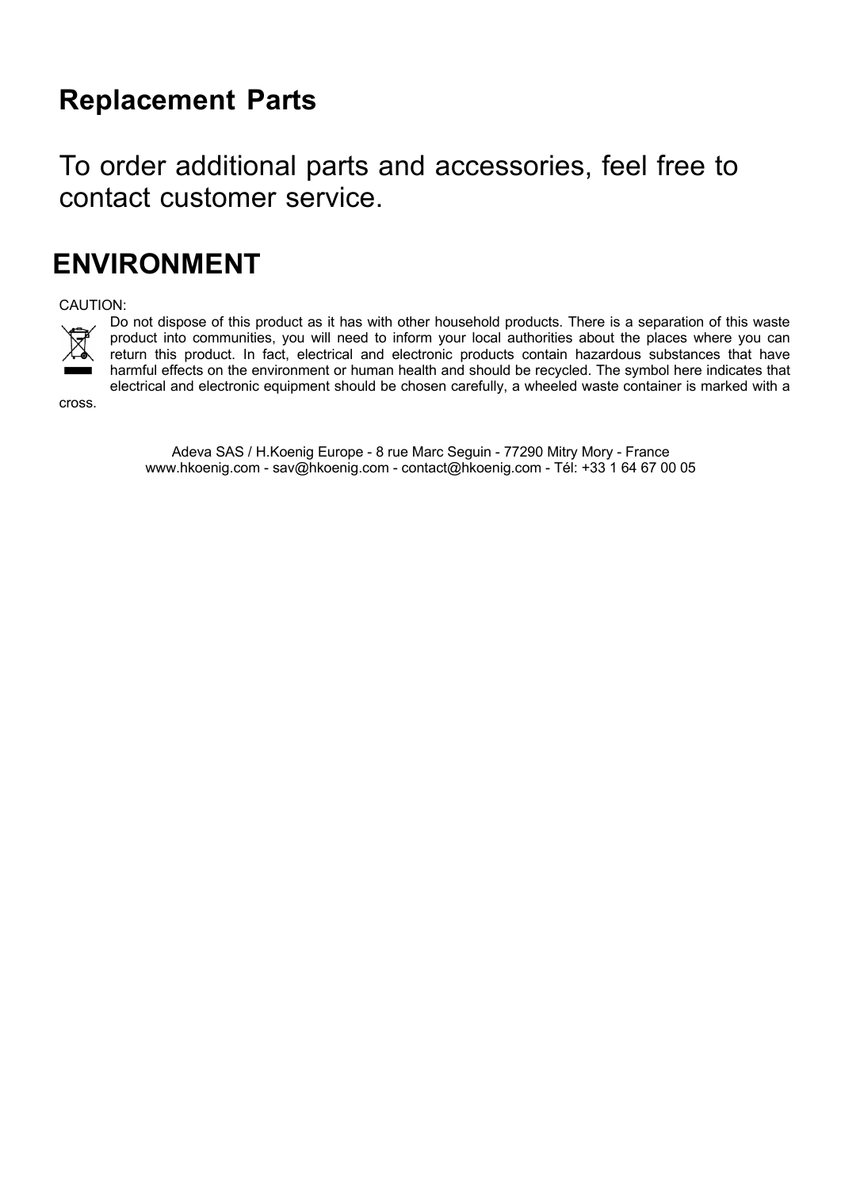## Replacement Parts

To order additional parts and accessories, feel free to contact customer service.

# ENVIRONMENT

CAUTION:

Do not dispose of this product as it has with other household products. There is a separation of this waste product into communities, you will need to inform your local authorities about the places where you can return this product. In fact, electrical and electronic products contain hazardous substances that have harmful effects on the environment or human health and should be recycled. The symbol here indicates that electrical and electronic equipment should be chosen carefully, a wheeled waste container is marked with a cross.

Adeva SAS / H.Koenig Europe - 8 rue Marc Seguin - 77290 Mitry Mory - France
www.hkoenig.com - sav@hkoenig.com - contact@hkoenig.com - Tél: +33 1 64 67 00 05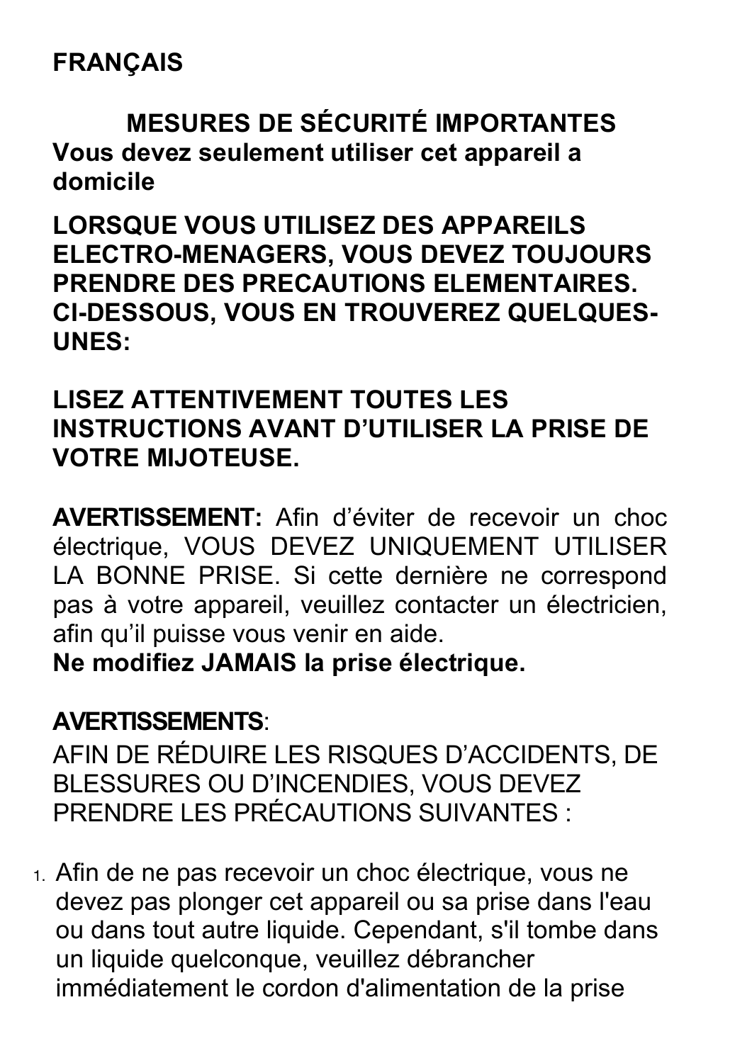**FRANÇAIS**

## MESURES DE SÉCURITÉ IMPORTANTES

**Vous devez seulement utiliser cet appareil a domicile**

**LORSQUE VOUS UTILISEZ DES APPAREILS ELECTRO-MENAGERS, VOUS DEVEZ TOUJOURS PRENDRE DES PRECAUTIONS ELEMENTAIRES. CI-DESSOUS, VOUS EN TROUVEREZ QUELQUES-UNES:**

**LISEZ ATTENTIVEMENT TOUTES LES INSTRUCTIONS AVANT D'UTILISER LA PRISE DE VOTRE MIJOTEUSE.**

**AVERTISSEMENT:** Afin d'éviter de recevoir un choc électrique, VOUS DEVEZ UNIQUEMENT UTILISER LA BONNE PRISE. Si cette dernière ne correspond pas à votre appareil, veuillez contacter un électricien, afin qu'il puisse vous venir en aide.
**Ne modifiez JAMAIS la prise électrique.**

**AVERTISSEMENTS**:
AFIN DE RÉDUIRE LES RISQUES D'ACCIDENTS, DE BLESSURES OU D'INCENDIES, VOUS DEVEZ PRENDRE LES PRÉCAUTIONS SUIVANTES :

1. Afin de ne pas recevoir un choc électrique, vous ne devez pas plonger cet appareil ou sa prise dans l'eau ou dans tout autre liquide. Cependant, s'il tombe dans un liquide quelconque, veuillez débrancher immédiatement le cordon d'alimentation de la prise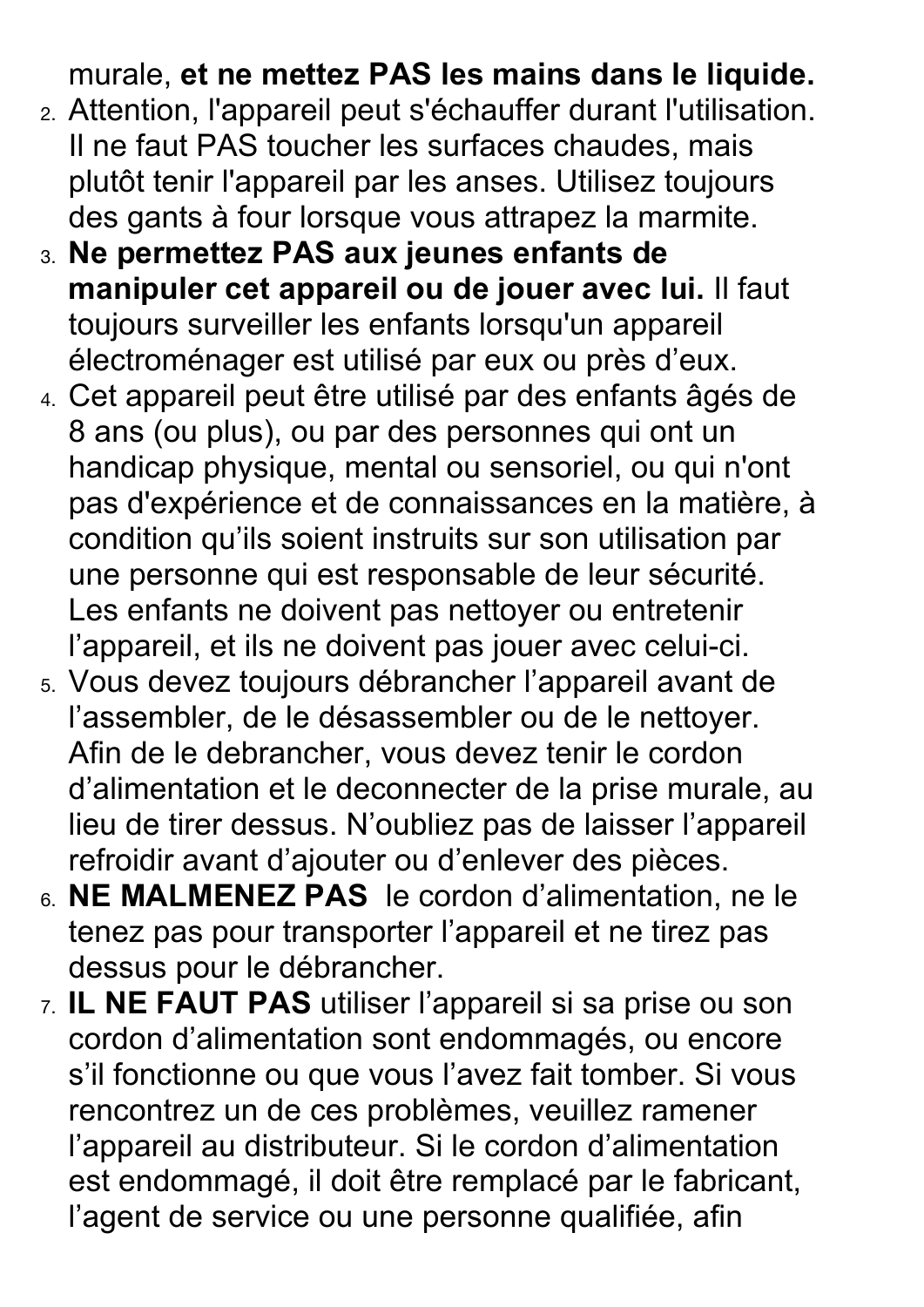murale, **et ne mettez PAS les mains dans le liquide.**

2. Attention, l'appareil peut s'échauffer durant l'utilisation. Il ne faut PAS toucher les surfaces chaudes, mais plutôt tenir l'appareil par les anses. Utilisez toujours des gants à four lorsque vous attrapez la marmite.
3. **Ne permettez PAS aux jeunes enfants de manipuler cet appareil ou de jouer avec lui.** Il faut toujours surveiller les enfants lorsqu'un appareil électroménager est utilisé par eux ou près d'eux.
4. Cet appareil peut être utilisé par des enfants âgés de 8 ans (ou plus), ou par des personnes qui ont un handicap physique, mental ou sensoriel, ou qui n'ont pas d'expérience et de connaissances en la matière, à condition qu'ils soient instruits sur son utilisation par une personne qui est responsable de leur sécurité. Les enfants ne doivent pas nettoyer ou entretenir l'appareil, et ils ne doivent pas jouer avec celui-ci.
5. Vous devez toujours débrancher l'appareil avant de l'assembler, de le désassembler ou de le nettoyer. Afin de le debrancher, vous devez tenir le cordon d'alimentation et le deconnecter de la prise murale, au lieu de tirer dessus. N'oubliez pas de laisser l'appareil refroidir avant d'ajouter ou d'enlever des pièces.
6. **NE MALMENEZ PAS** le cordon d'alimentation, ne le tenez pas pour transporter l'appareil et ne tirez pas dessus pour le débrancher.
7. **IL NE FAUT PAS** utiliser l'appareil si sa prise ou son cordon d'alimentation sont endommagés, ou encore s'il fonctionne ou que vous l'avez fait tomber. Si vous rencontrez un de ces problèmes, veuillez ramener l'appareil au distributeur. Si le cordon d'alimentation est endommagé, il doit être remplacé par le fabricant, l'agent de service ou une personne qualifiée, afin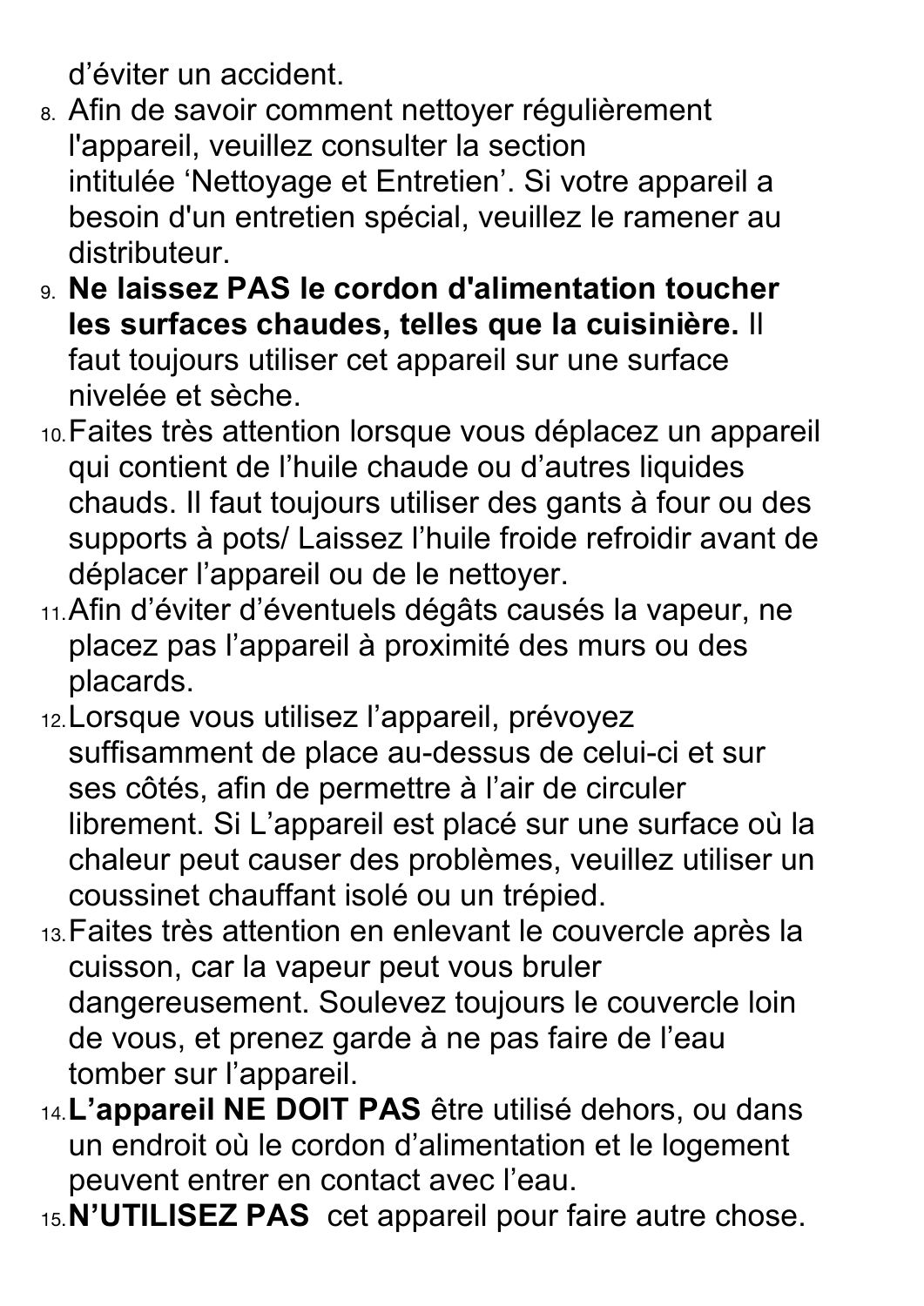d'éviter un accident.

8. Afin de savoir comment nettoyer régulièrement l'appareil, veuillez consulter la section intitulée 'Nettoyage et Entretien'. Si votre appareil a besoin d'un entretien spécial, veuillez le ramener au distributeur.
9. **Ne laissez PAS le cordon d'alimentation toucher les surfaces chaudes, telles que la cuisinière.** Il faut toujours utiliser cet appareil sur une surface nivelée et sèche.
10. Faites très attention lorsque vous déplacez un appareil qui contient de l'huile chaude ou d'autres liquides chauds. Il faut toujours utiliser des gants à four ou des supports à pots/ Laissez l'huile froide refroidir avant de déplacer l'appareil ou de le nettoyer.
11. Afin d'éviter d'éventuels dégâts causés la vapeur, ne placez pas l'appareil à proximité des murs ou des placards.
12. Lorsque vous utilisez l'appareil, prévoyez suffisamment de place au-dessus de celui-ci et sur ses côtés, afin de permettre à l'air de circuler librement. Si L'appareil est placé sur une surface où la chaleur peut causer des problèmes, veuillez utiliser un coussinet chauffant isolé ou un trépied.
13. Faites très attention en enlevant le couvercle après la cuisson, car la vapeur peut vous bruler dangereusement. Soulevez toujours le couvercle loin de vous, et prenez garde à ne pas faire de l'eau tomber sur l'appareil.
14. **L'appareil NE DOIT PAS** être utilisé dehors, ou dans un endroit où le cordon d'alimentation et le logement peuvent entrer en contact avec l'eau.
15. **N'UTILISEZ PAS** cet appareil pour faire autre chose.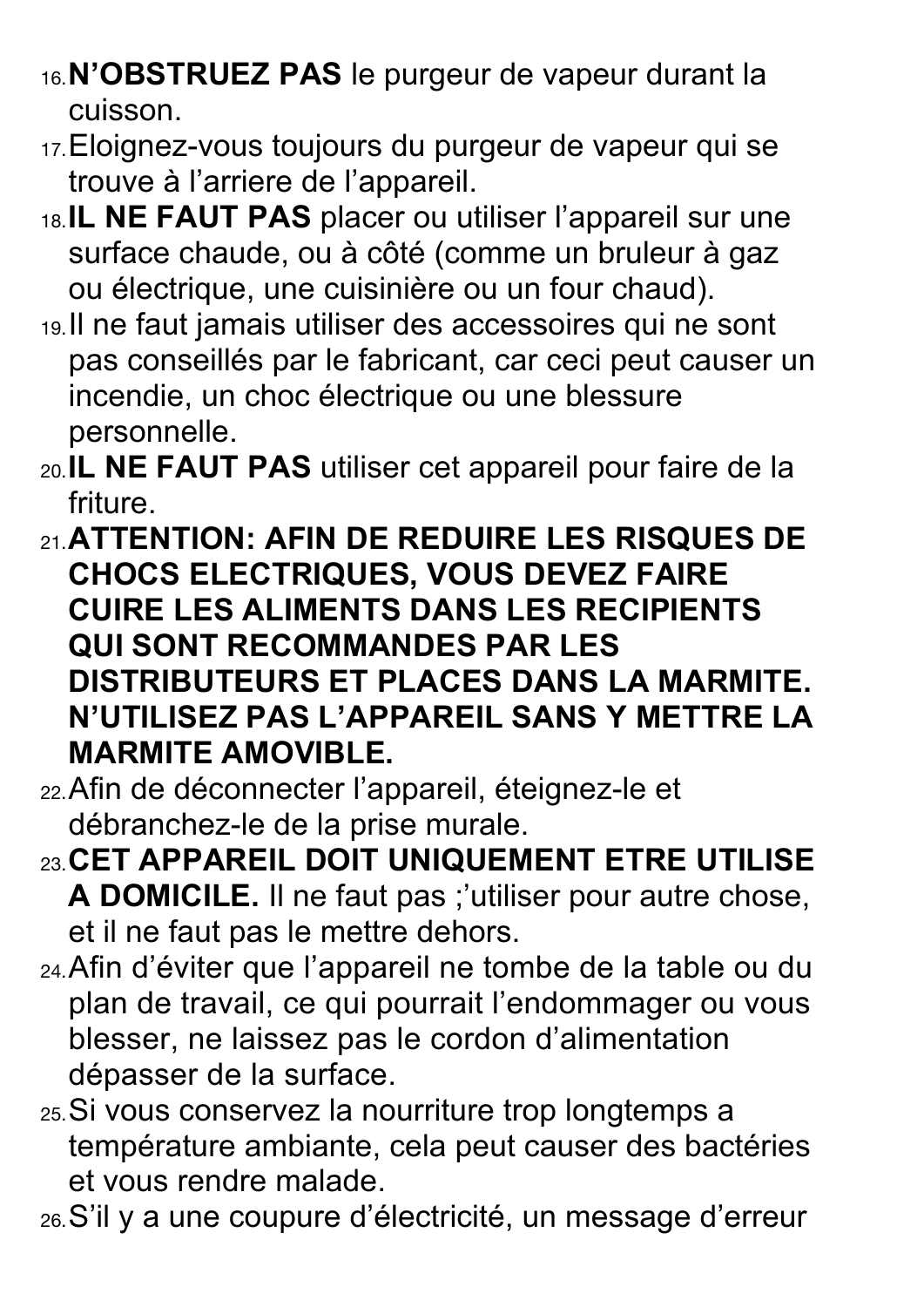16. **N'OBSTRUEZ PAS** le purgeur de vapeur durant la cuisson.
17. Eloignez-vous toujours du purgeur de vapeur qui se trouve à l'arriere de l'appareil.
18. **IL NE FAUT PAS** placer ou utiliser l'appareil sur une surface chaude, ou à côté (comme un bruleur à gaz ou électrique, une cuisinière ou un four chaud).
19. Il ne faut jamais utiliser des accessoires qui ne sont pas conseillés par le fabricant, car ceci peut causer un incendie, un choc électrique ou une blessure personnelle.
20. **IL NE FAUT PAS** utiliser cet appareil pour faire de la friture.
21. **ATTENTION: AFIN DE REDUIRE LES RISQUES DE CHOCS ELECTRIQUES, VOUS DEVEZ FAIRE CUIRE LES ALIMENTS DANS LES RECIPIENTS QUI SONT RECOMMANDES PAR LES DISTRIBUTEURS ET PLACES DANS LA MARMITE. N'UTILISEZ PAS L'APPAREIL SANS Y METTRE LA MARMITE AMOVIBLE.**
22. Afin de déconnecter l'appareil, éteignez-le et débranchez-le de la prise murale.
23. **CET APPAREIL DOIT UNIQUEMENT ETRE UTILISE A DOMICILE.** Il ne faut pas ;'utiliser pour autre chose, et il ne faut pas le mettre dehors.
24. Afin d'éviter que l'appareil ne tombe de la table ou du plan de travail, ce qui pourrait l'endommager ou vous blesser, ne laissez pas le cordon d'alimentation dépasser de la surface.
25. Si vous conservez la nourriture trop longtemps a température ambiante, cela peut causer des bactéries et vous rendre malade.
26. S'il y a une coupure d'électricité, un message d'erreur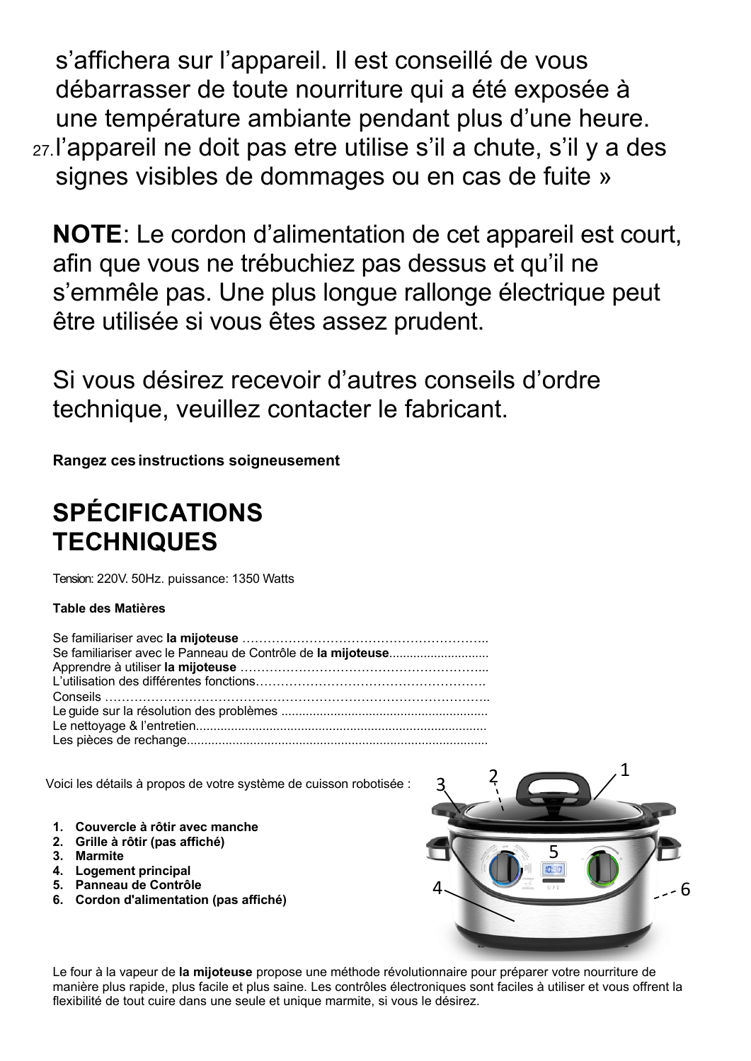s'affichera sur l'appareil. Il est conseillé de vous débarrasser de toute nourriture qui a été exposée à une température ambiante pendant plus d'une heure.

27. l'appareil ne doit pas etre utilise s'il a chute, s'il y a des signes visibles de dommages ou en cas de fuite »

**NOTE**: Le cordon d'alimentation de cet appareil est court, afin que vous ne trébuchiez pas dessus et qu'il ne s'emmêle pas. Une plus longue rallonge électrique peut être utilisée si vous êtes assez prudent.

Si vous désirez recevoir d'autres conseils d'ordre technique, veuillez contacter le fabricant.

**Rangez ces instructions soigneusement**

## SPÉCIFICATIONS TECHNIQUES

Tension: 220V. 50Hz. puissance: 1350 Watts

**Table des Matières**

Se familiariser avec **la mijoteuse** …………………………………………………..
Se familiariser avec le Panneau de Contrôle de **la mijoteuse**............................
Apprendre à utiliser **la mijoteuse** …………………………………………………...
L'utilisation des différentes fonctions……………………………………………….
Conseils ………………………………………………………………………………..
Le guide sur la résolution des problèmes ..........................................................
Le nettoyage & l'entretien...................................................................................
Les pièces de rechange......................................................................................

Voici les détails à propos de votre système de cuisson robotisée :

1. **Couvercle à rôtir avec manche**
2. **Grille à rôtir (pas affiché)**
3. **Marmite**
4. **Logement principal**
5. **Panneau de Contrôle**
6. **Cordon d'alimentation (pas affiché)**

Le four à la vapeur de **la mijoteuse** propose une méthode révolutionnaire pour préparer votre nourriture de manière plus rapide, plus facile et plus saine. Les contrôles électroniques sont faciles à utiliser et vous offrent la flexibilité de tout cuire dans une seule et unique marmite, si vous le désirez.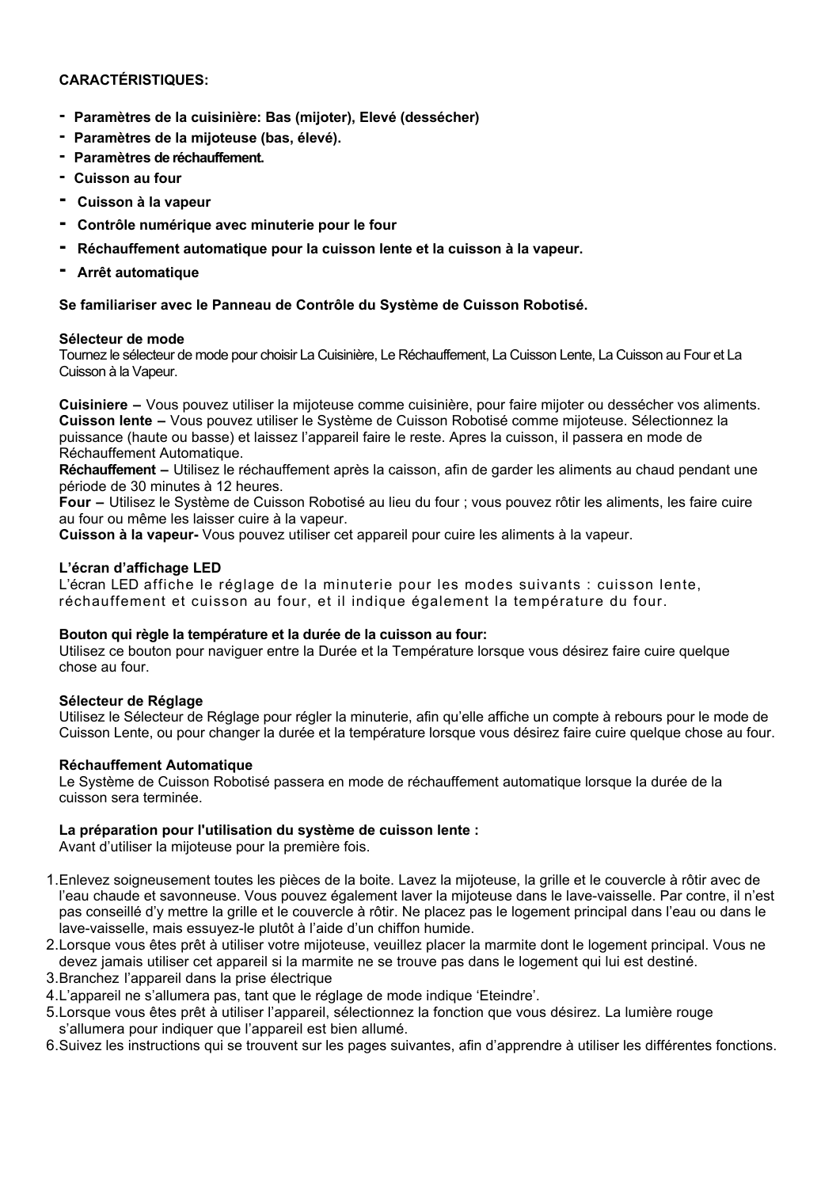**CARACTÉRISTIQUES:**

- **Paramètres de la cuisinière: Bas (mijoter), Elevé (dessécher)**
- **Paramètres de la mijoteuse (bas, élevé).**
- **Paramètres de réchauffement.**
- **Cuisson au four**
- **Cuisson à la vapeur**
- **Contrôle numérique avec minuterie pour le four**
- **Réchauffement automatique pour la cuisson lente et la cuisson à la vapeur.**
- **Arrêt automatique**

**Se familiariser avec le Panneau de Contrôle du Système de Cuisson Robotisé.**

**Sélecteur de mode**
Tournez le sélecteur de mode pour choisir La Cuisinière, Le Réchauffement, La Cuisson Lente, La Cuisson au Four et La Cuisson à la Vapeur.

**Cuisiniere –** Vous pouvez utiliser la mijoteuse comme cuisinière, pour faire mijoter ou dessécher vos aliments.
**Cuisson lente –** Vous pouvez utiliser le Système de Cuisson Robotisé comme mijoteuse. Sélectionnez la puissance (haute ou basse) et laissez l'appareil faire le reste. Apres la cuisson, il passera en mode de Réchauffement Automatique.
**Réchauffement –** Utilisez le réchauffement après la caisson, afin de garder les aliments au chaud pendant une période de 30 minutes à 12 heures.
**Four –** Utilisez le Système de Cuisson Robotisé au lieu du four ; vous pouvez rôtir les aliments, les faire cuire au four ou même les laisser cuire à la vapeur.
**Cuisson à la vapeur-** Vous pouvez utiliser cet appareil pour cuire les aliments à la vapeur.

**L'écran d'affichage LED**
L'écran LED affiche le réglage de la minuterie pour les modes suivants : cuisson lente, réchauffement et cuisson au four, et il indique également la température du four.

**Bouton qui règle la température et la durée de la cuisson au four:**
Utilisez ce bouton pour naviguer entre la Durée et la Température lorsque vous désirez faire cuire quelque chose au four.

**Sélecteur de Réglage**
Utilisez le Sélecteur de Réglage pour régler la minuterie, afin qu'elle affiche un compte à rebours pour le mode de Cuisson Lente, ou pour changer la durée et la température lorsque vous désirez faire cuire quelque chose au four.

**Réchauffement Automatique**
Le Système de Cuisson Robotisé passera en mode de réchauffement automatique lorsque la durée de la cuisson sera terminée.

**La préparation pour l'utilisation du système de cuisson lente :**
Avant d'utiliser la mijoteuse pour la première fois.

1. Enlevez soigneusement toutes les pièces de la boite. Lavez la mijoteuse, la grille et le couvercle à rôtir avec de l'eau chaude et savonneuse. Vous pouvez également laver la mijoteuse dans le lave-vaisselle. Par contre, il n'est pas conseillé d'y mettre la grille et le couvercle à rôtir. Ne placez pas le logement principal dans l'eau ou dans le lave-vaisselle, mais essuyez-le plutôt à l'aide d'un chiffon humide.
2. Lorsque vous êtes prêt à utiliser votre mijoteuse, veuillez placer la marmite dont le logement principal. Vous ne devez jamais utiliser cet appareil si la marmite ne se trouve pas dans le logement qui lui est destiné.
3. Branchez l'appareil dans la prise électrique
4. L'appareil ne s'allumera pas, tant que le réglage de mode indique 'Eteindre'.
5. Lorsque vous êtes prêt à utiliser l'appareil, sélectionnez la fonction que vous désirez. La lumière rouge s'allumera pour indiquer que l'appareil est bien allumé.
6. Suivez les instructions qui se trouvent sur les pages suivantes, afin d'apprendre à utiliser les différentes fonctions.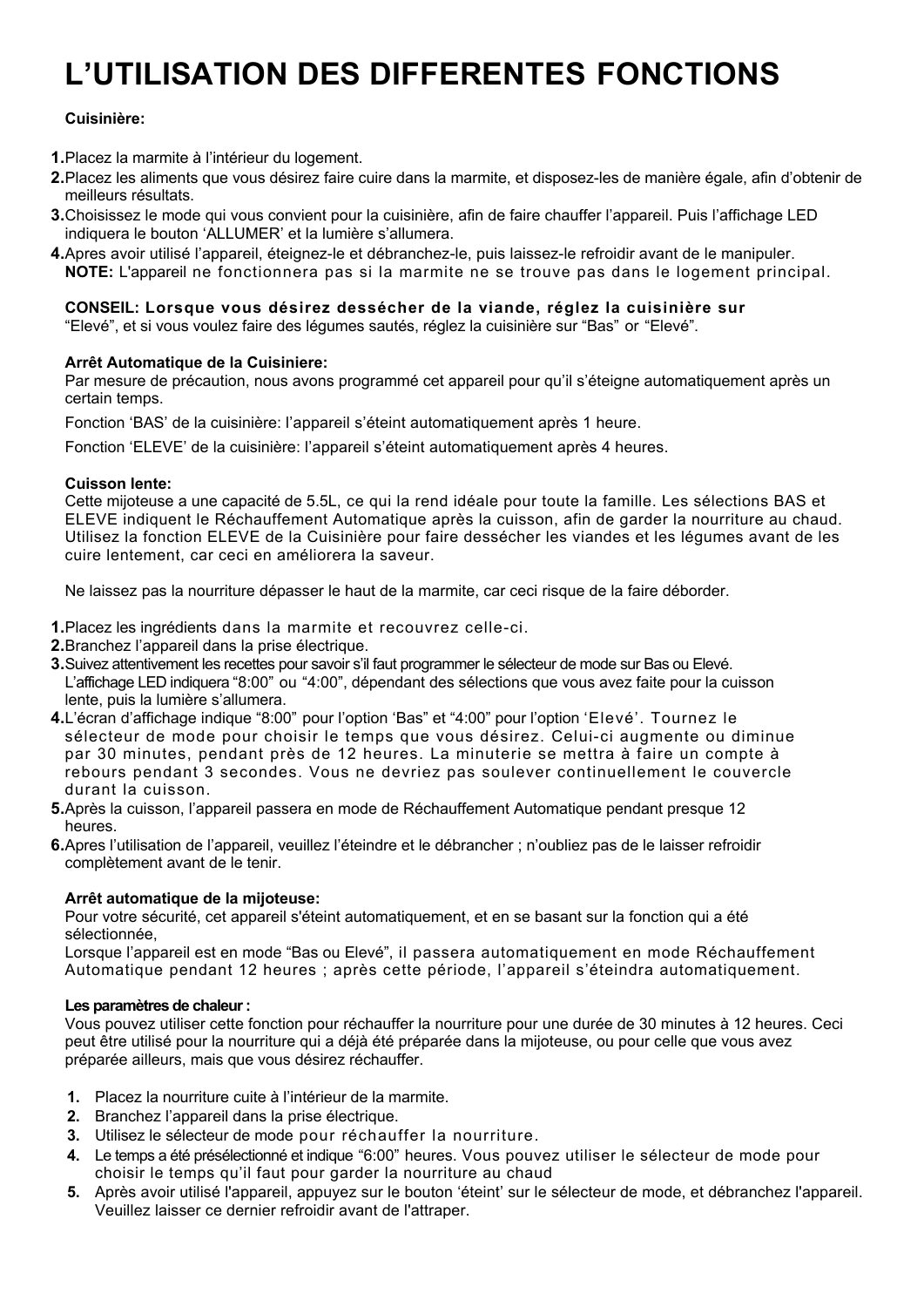# L'UTILISATION DES DIFFERENTES FONCTIONS

**Cuisinière:**

1. Placez la marmite à l'intérieur du logement.
2. Placez les aliments que vous désirez faire cuire dans la marmite, et disposez-les de manière égale, afin d'obtenir de meilleurs résultats.
3. Choisissez le mode qui vous convient pour la cuisinière, afin de faire chauffer l'appareil. Puis l'affichage LED indiquera le bouton 'ALLUMER' et la lumière s'allumera.
4. Apres avoir utilisé l'appareil, éteignez-le et débranchez-le, puis laissez-le refroidir avant de le manipuler.
   **NOTE:** L'appareil ne fonctionnera pas si la marmite ne se trouve pas dans le logement principal.

**CONSEIL: Lorsque vous désirez dessécher de la viande, réglez la cuisinière sur** "Elevé", et si vous voulez faire des légumes sautés, réglez la cuisinière sur "Bas" or "Elevé".

**Arrêt Automatique de la Cuisiniere:**
Par mesure de précaution, nous avons programmé cet appareil pour qu'il s'éteigne automatiquement après un certain temps.

Fonction 'BAS' de la cuisinière: l'appareil s'éteint automatiquement après 1 heure.

Fonction 'ELEVE' de la cuisinière: l'appareil s'éteint automatiquement après 4 heures.

**Cuisson lente:**
Cette mijoteuse a une capacité de 5.5L, ce qui la rend idéale pour toute la famille. Les sélections BAS et ELEVE indiquent le Réchauffement Automatique après la cuisson, afin de garder la nourriture au chaud. Utilisez la fonction ELEVE de la Cuisinière pour faire dessécher les viandes et les légumes avant de les cuire lentement, car ceci en améliorera la saveur.

Ne laissez pas la nourriture dépasser le haut de la marmite, car ceci risque de la faire déborder.

1. Placez les ingrédients dans la marmite et recouvrez celle-ci.
2. Branchez l'appareil dans la prise électrique.
3. Suivez attentivement les recettes pour savoir s'il faut programmer le sélecteur de mode sur Bas ou Elevé. L'affichage LED indiquera "8:00" ou "4:00", dépendant des sélections que vous avez faite pour la cuisson lente, puis la lumière s'allumera.
4. L'écran d'affichage indique "8:00" pour l'option 'Bas" et "4:00" pour l'option 'Elevé'. Tournez le sélecteur de mode pour choisir le temps que vous désirez. Celui-ci augmente ou diminue par 30 minutes, pendant près de 12 heures. La minuterie se mettra à faire un compte à rebours pendant 3 secondes. Vous ne devriez pas soulever continuellement le couvercle durant la cuisson.
5. Après la cuisson, l'appareil passera en mode de Réchauffement Automatique pendant presque 12 heures.
6. Apres l'utilisation de l'appareil, veuillez l'éteindre et le débrancher ; n'oubliez pas de le laisser refroidir complètement avant de le tenir.

**Arrêt automatique de la mijoteuse:**
Pour votre sécurité, cet appareil s'éteint automatiquement, et en se basant sur la fonction qui a été sélectionnée,
Lorsque l'appareil est en mode "Bas ou Elevé", il passera automatiquement en mode Réchauffement Automatique pendant 12 heures ; après cette période, l'appareil s'éteindra automatiquement.

**Les paramètres de chaleur :**
Vous pouvez utiliser cette fonction pour réchauffer la nourriture pour une durée de 30 minutes à 12 heures. Ceci peut être utilisé pour la nourriture qui a déjà été préparée dans la mijoteuse, ou pour celle que vous avez préparée ailleurs, mais que vous désirez réchauffer.

1. Placez la nourriture cuite à l'intérieur de la marmite.
2. Branchez l'appareil dans la prise électrique.
3. Utilisez le sélecteur de mode pour réchauffer la nourriture.
4. Le temps a été présélectionné et indique "6:00" heures. Vous pouvez utiliser le sélecteur de mode pour choisir le temps qu'il faut pour garder la nourriture au chaud
5. Après avoir utilisé l'appareil, appuyez sur le bouton 'éteint' sur le sélecteur de mode, et débranchez l'appareil. Veuillez laisser ce dernier refroidir avant de l'attraper.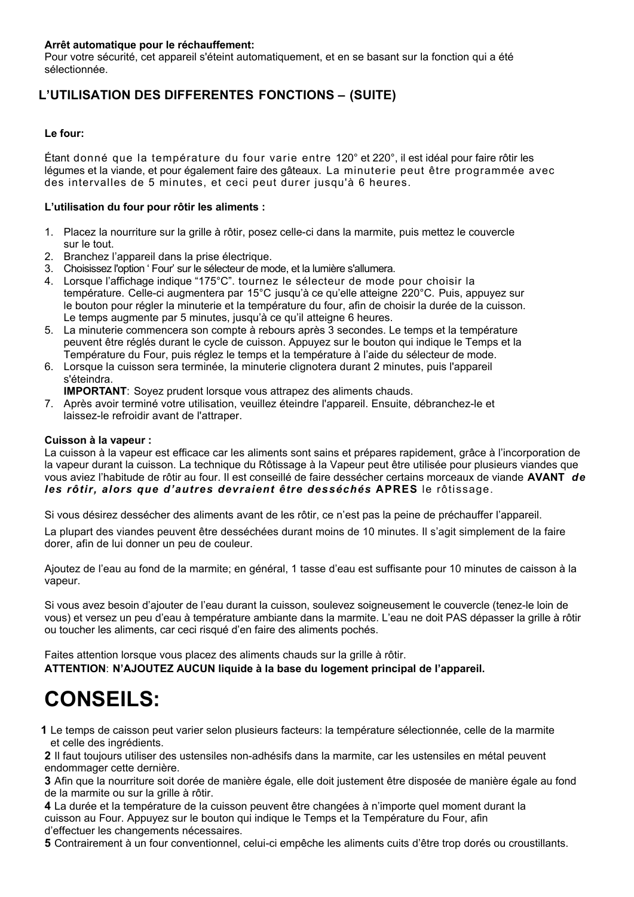**Arrêt automatique pour le réchauffement:**
Pour votre sécurité, cet appareil s'éteint automatiquement, et en se basant sur la fonction qui a été sélectionnée.

## L'UTILISATION DES DIFFERENTES FONCTIONS – (SUITE)

**Le four:**

Étant donné que la température du four varie entre 120° et 220°, il est idéal pour faire rôtir les légumes et la viande, et pour également faire des gâteaux. La minuterie peut être programmée avec des intervalles de 5 minutes, et ceci peut durer jusqu'à 6 heures.

**L'utilisation du four pour rôtir les aliments :**

1. Placez la nourriture sur la grille à rôtir, posez celle-ci dans la marmite, puis mettez le couvercle sur le tout.
2. Branchez l'appareil dans la prise électrique.
3. Choisissez l'option ' Four' sur le sélecteur de mode, et la lumière s'allumera.
4. Lorsque l'affichage indique "175°C". tournez le sélecteur de mode pour choisir la température. Celle-ci augmentera par 15°C jusqu'à ce qu'elle atteigne 220°C. Puis, appuyez sur le bouton pour régler la minuterie et la température du four, afin de choisir la durée de la cuisson. Le temps augmente par 5 minutes, jusqu'à ce qu'il atteigne 6 heures.
5. La minuterie commencera son compte à rebours après 3 secondes. Le temps et la température peuvent être réglés durant le cycle de cuisson. Appuyez sur le bouton qui indique le Temps et la Température du Four, puis réglez le temps et la température à l'aide du sélecteur de mode.
6. Lorsque la cuisson sera terminée, la minuterie clignotera durant 2 minutes, puis l'appareil s'éteindra.
   **IMPORTANT**: Soyez prudent lorsque vous attrapez des aliments chauds.
7. Après avoir terminé votre utilisation, veuillez éteindre l'appareil. Ensuite, débranchez-le et laissez-le refroidir avant de l'attraper.

**Cuisson à la vapeur :**
La cuisson à la vapeur est efficace car les aliments sont sains et prépares rapidement, grâce à l'incorporation de la vapeur durant la cuisson. La technique du Rôtissage à la Vapeur peut être utilisée pour plusieurs viandes que vous aviez l'habitude de rôtir au four. Il est conseillé de faire dessécher certains morceaux de viande **AVANT** ***de les rôtir, alors que d'autres devraient être desséchés*** **APRES** le rôtissage.

Si vous désirez dessécher des aliments avant de les rôtir, ce n'est pas la peine de préchauffer l'appareil.

La plupart des viandes peuvent être desséchées durant moins de 10 minutes. Il s'agit simplement de la faire dorer, afin de lui donner un peu de couleur.

Ajoutez de l'eau au fond de la marmite; en général, 1 tasse d'eau est suffisante pour 10 minutes de caisson à la vapeur.

Si vous avez besoin d'ajouter de l'eau durant la cuisson, soulevez soigneusement le couvercle (tenez-le loin de vous) et versez un peu d'eau à température ambiante dans la marmite. L'eau ne doit PAS dépasser la grille à rôtir ou toucher les aliments, car ceci risqué d'en faire des aliments pochés.

Faites attention lorsque vous placez des aliments chauds sur la grille à rôtir.
**ATTENTION**: **N'AJOUTEZ AUCUN liquide à la base du logement principal de l'appareil.**

# CONSEILS:

**1** Le temps de caisson peut varier selon plusieurs facteurs: la température sélectionnée, celle de la marmite et celle des ingrédients.
**2** Il faut toujours utiliser des ustensiles non-adhésifs dans la marmite, car les ustensiles en métal peuvent endommager cette dernière.
**3** Afin que la nourriture soit dorée de manière égale, elle doit justement être disposée de manière égale au fond de la marmite ou sur la grille à rôtir.
**4** La durée et la température de la cuisson peuvent être changées à n'importe quel moment durant la cuisson au Four. Appuyez sur le bouton qui indique le Temps et la Température du Four, afin d'effectuer les changements nécessaires.
**5** Contrairement à un four conventionnel, celui-ci empêche les aliments cuits d'être trop dorés ou croustillants.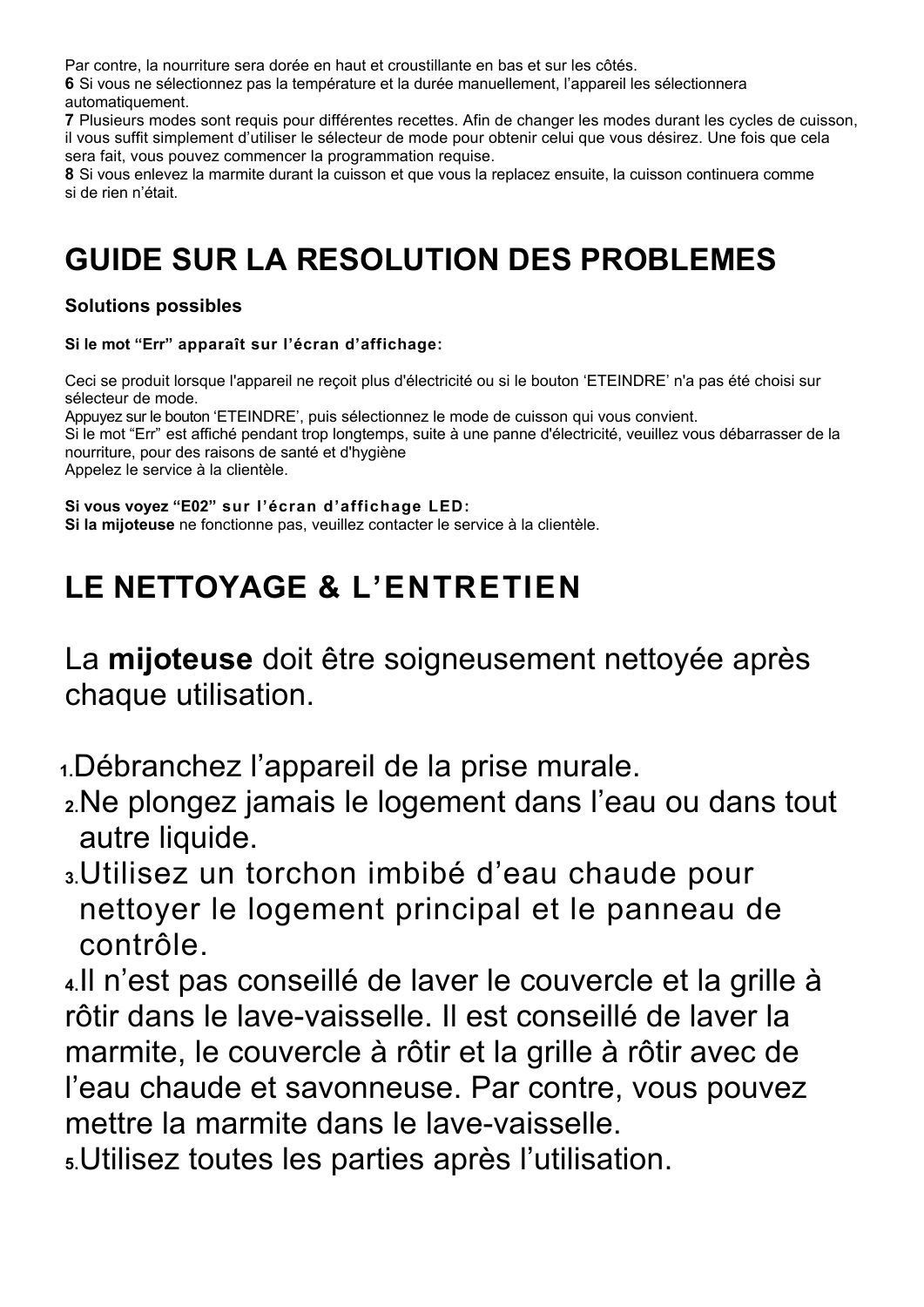Par contre, la nourriture sera dorée en haut et croustillante en bas et sur les côtés.
**6** Si vous ne sélectionnez pas la température et la durée manuellement, l'appareil les sélectionnera automatiquement.
**7** Plusieurs modes sont requis pour différentes recettes. Afin de changer les modes durant les cycles de cuisson, il vous suffit simplement d'utiliser le sélecteur de mode pour obtenir celui que vous désirez. Une fois que cela sera fait, vous pouvez commencer la programmation requise.
**8** Si vous enlevez la marmite durant la cuisson et que vous la replacez ensuite, la cuisson continuera comme si de rien n'était.

# GUIDE SUR LA RESOLUTION DES PROBLEMES

**Solutions possibles**

**Si le mot "Err" apparaît sur l'écran d'affichage:**

Ceci se produit lorsque l'appareil ne reçoit plus d'électricité ou si le bouton 'ETEINDRE' n'a pas été choisi sur sélecteur de mode.
Appuyez sur le bouton 'ETEINDRE', puis sélectionnez le mode de cuisson qui vous convient.
Si le mot "Err" est affiché pendant trop longtemps, suite à une panne d'électricité, veuillez vous débarrasser de la nourriture, pour des raisons de santé et d'hygiène
Appelez le service à la clientèle.

**Si vous voyez "E02" sur l'écran d'affichage LED:**
**Si la mijoteuse** ne fonctionne pas, veuillez contacter le service à la clientèle.

# LE NETTOYAGE & L'ENTRETIEN

La **mijoteuse** doit être soigneusement nettoyée après chaque utilisation.

1. Débranchez l'appareil de la prise murale.
2. Ne plongez jamais le logement dans l'eau ou dans tout autre liquide.
3. Utilisez un torchon imbibé d'eau chaude pour nettoyer le logement principal et le panneau de contrôle.
4. Il n'est pas conseillé de laver le couvercle et la grille à rôtir dans le lave-vaisselle. Il est conseillé de laver la marmite, le couvercle à rôtir et la grille à rôtir avec de l'eau chaude et savonneuse. Par contre, vous pouvez mettre la marmite dans le lave-vaisselle.
5. Utilisez toutes les parties après l'utilisation.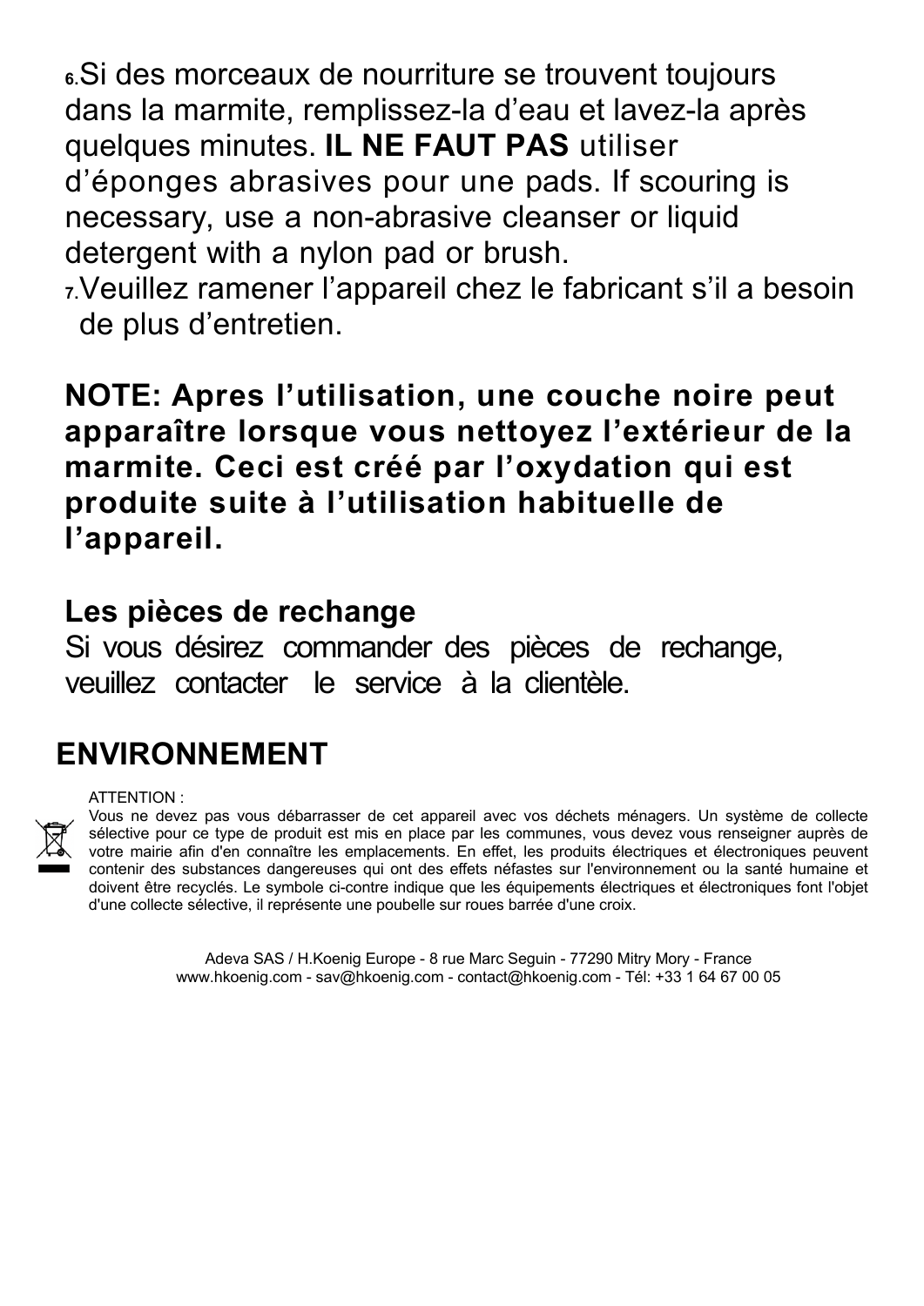6. Si des morceaux de nourriture se trouvent toujours dans la marmite, remplissez-la d'eau et lavez-la après quelques minutes. **IL NE FAUT PAS** utiliser d'éponges abrasives pour une pads. If scouring is necessary, use a non-abrasive cleanser or liquid detergent with a nylon pad or brush.
7. Veuillez ramener l'appareil chez le fabricant s'il a besoin de plus d'entretien.

**NOTE: Apres l'utilisation, une couche noire peut apparaître lorsque vous nettoyez l'extérieur de la marmite. Ceci est créé par l'oxydation qui est produite suite à l'utilisation habituelle de l'appareil.**

**Les pièces de rechange**

Si vous désirez commander des pièces de rechange, veuillez contacter le service à la clientèle.

## ENVIRONNEMENT

ATTENTION :
Vous ne devez pas vous débarrasser de cet appareil avec vos déchets ménagers. Un système de collecte sélective pour ce type de produit est mis en place par les communes, vous devez vous renseigner auprès de votre mairie afin d'en connaître les emplacements. En effet, les produits électriques et électroniques peuvent contenir des substances dangereuses qui ont des effets néfastes sur l'environnement ou la santé humaine et doivent être recyclés. Le symbole ci-contre indique que les équipements électriques et électroniques font l'objet d'une collecte sélective, il représente une poubelle sur roues barrée d'une croix.

Adeva SAS / H.Koenig Europe - 8 rue Marc Seguin - 77290 Mitry Mory - France
www.hkoenig.com - sav@hkoenig.com - contact@hkoenig.com - Tél: +33 1 64 67 00 05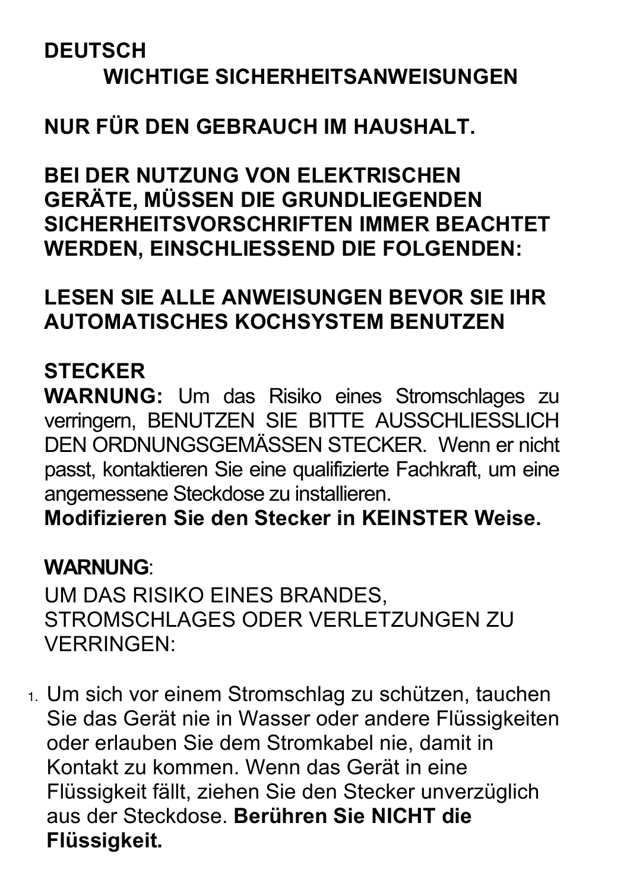**DEUTSCH**

## WICHTIGE SICHERHEITSANWEISUNGEN

**NUR FÜR DEN GEBRAUCH IM HAUSHALT.**

**BEI DER NUTZUNG VON ELEKTRISCHEN GERÄTE, MÜSSEN DIE GRUNDLIEGENDEN SICHERHEITSVORSCHRIFTEN IMMER BEACHTET WERDEN, EINSCHLIESSEND DIE FOLGENDEN:**

**LESEN SIE ALLE ANWEISUNGEN BEVOR SIE IHR AUTOMATISCHES KOCHSYSTEM BENUTZEN**

**STECKER**

**WARNUNG:** Um das Risiko eines Stromschlages zu verringern, BENUTZEN SIE BITTE AUSSCHLIESSLICH DEN ORDNUNGSGEMÄSSEN STECKER. Wenn er nicht passt, kontaktieren Sie eine qualifizierte Fachkraft, um eine angemessene Steckdose zu installieren.

**Modifizieren Sie den Stecker in KEINSTER Weise.**

**WARNUNG**:

UM DAS RISIKO EINES BRANDES, STROMSCHLAGES ODER VERLETZUNGEN ZU VERRINGEN:

1. Um sich vor einem Stromschlag zu schützen, tauchen Sie das Gerät nie in Wasser oder andere Flüssigkeiten oder erlauben Sie dem Stromkabel nie, damit in Kontakt zu kommen. Wenn das Gerät in eine Flüssigkeit fällt, ziehen Sie den Stecker unverzüglich aus der Steckdose. **Berühren Sie NICHT die Flüssigkeit.**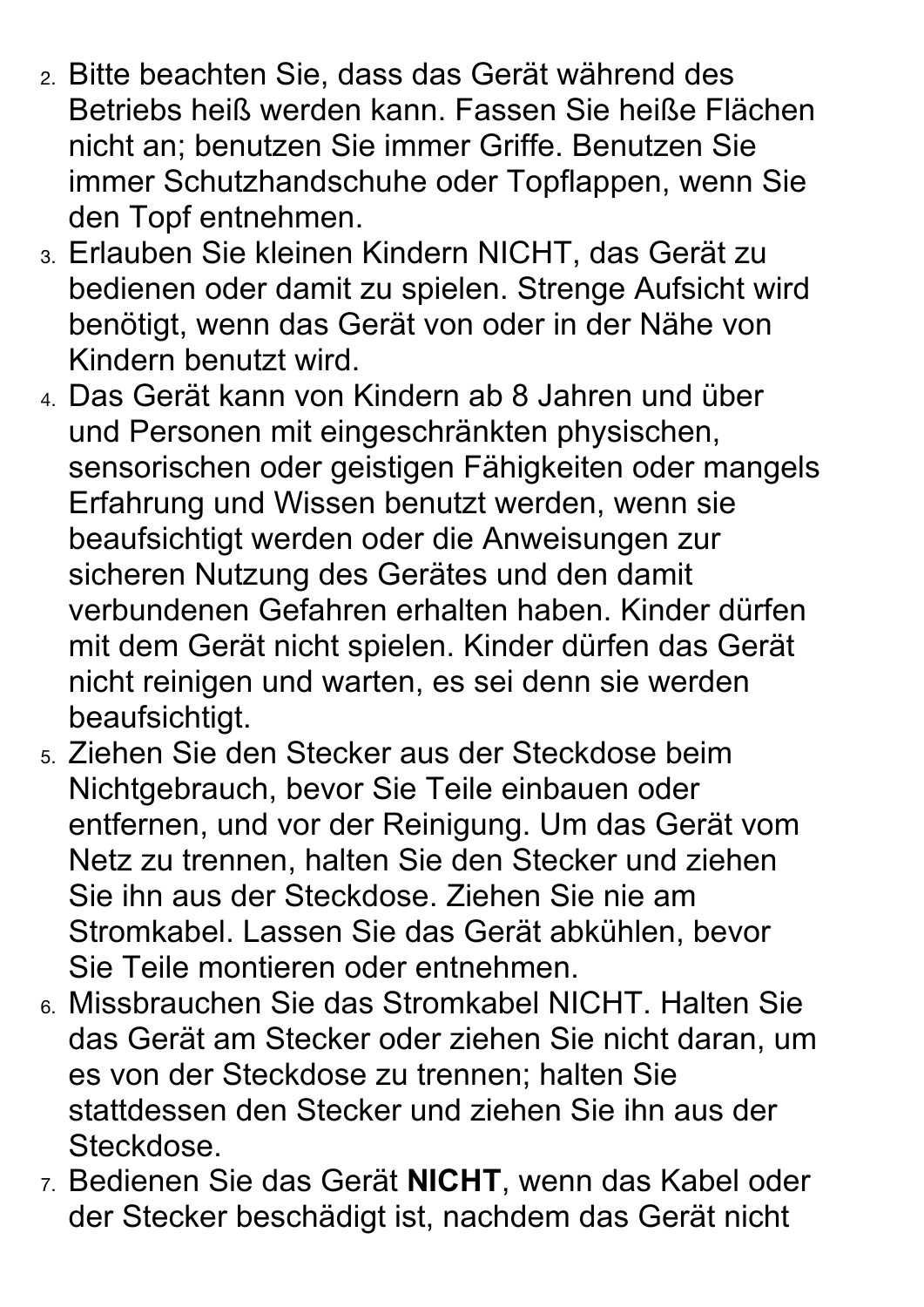2. Bitte beachten Sie, dass das Gerät während des Betriebs heiß werden kann. Fassen Sie heiße Flächen nicht an; benutzen Sie immer Griffe. Benutzen Sie immer Schutzhandschuhe oder Topflappen, wenn Sie den Topf entnehmen.
3. Erlauben Sie kleinen Kindern NICHT, das Gerät zu bedienen oder damit zu spielen. Strenge Aufsicht wird benötigt, wenn das Gerät von oder in der Nähe von Kindern benutzt wird.
4. Das Gerät kann von Kindern ab 8 Jahren und über und Personen mit eingeschränkten physischen, sensorischen oder geistigen Fähigkeiten oder mangels Erfahrung und Wissen benutzt werden, wenn sie beaufsichtigt werden oder die Anweisungen zur sicheren Nutzung des Gerätes und den damit verbundenen Gefahren erhalten haben. Kinder dürfen mit dem Gerät nicht spielen. Kinder dürfen das Gerät nicht reinigen und warten, es sei denn sie werden beaufsichtigt.
5. Ziehen Sie den Stecker aus der Steckdose beim Nichtgebrauch, bevor Sie Teile einbauen oder entfernen, und vor der Reinigung. Um das Gerät vom Netz zu trennen, halten Sie den Stecker und ziehen Sie ihn aus der Steckdose. Ziehen Sie nie am Stromkabel. Lassen Sie das Gerät abkühlen, bevor Sie Teile montieren oder entnehmen.
6. Missbrauchen Sie das Stromkabel NICHT. Halten Sie das Gerät am Stecker oder ziehen Sie nicht daran, um es von der Steckdose zu trennen; halten Sie stattdessen den Stecker und ziehen Sie ihn aus der Steckdose.
7. Bedienen Sie das Gerät **NICHT**, wenn das Kabel oder der Stecker beschädigt ist, nachdem das Gerät nicht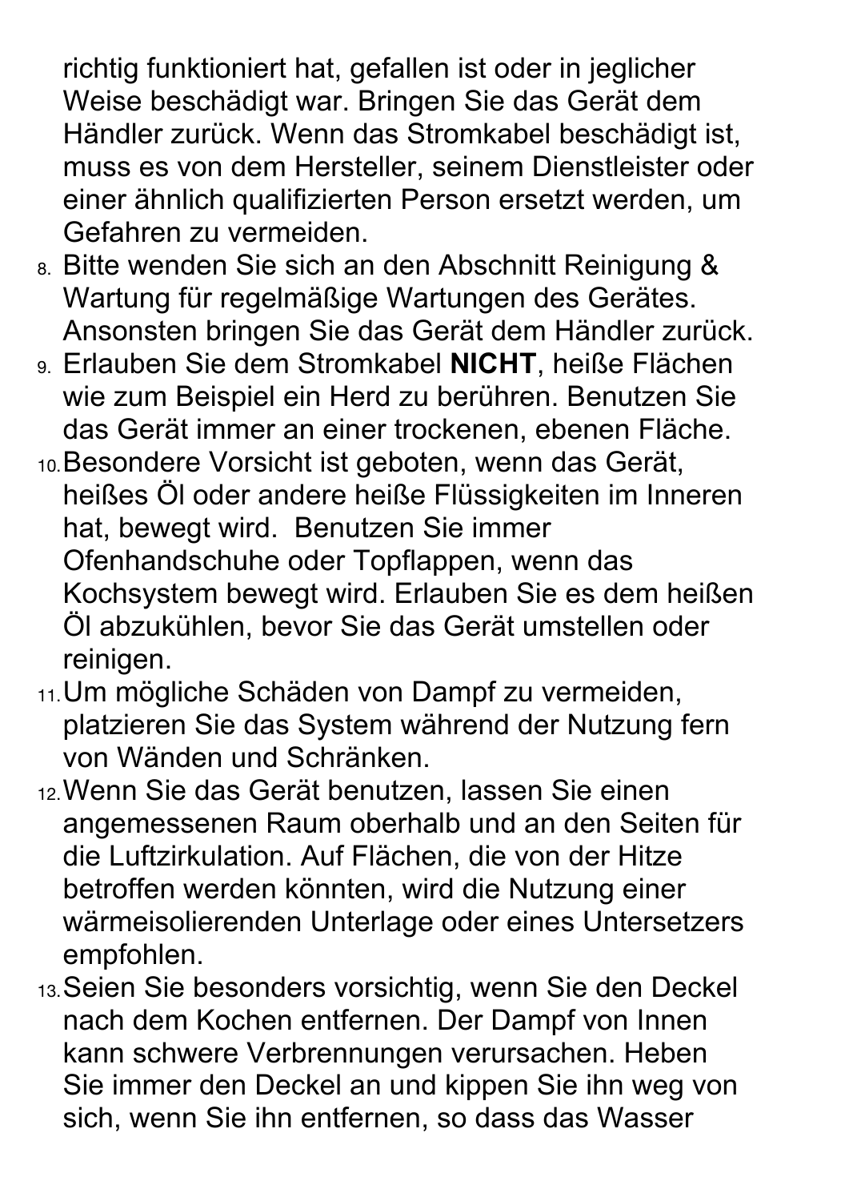richtig funktioniert hat, gefallen ist oder in jeglicher Weise beschädigt war. Bringen Sie das Gerät dem Händler zurück. Wenn das Stromkabel beschädigt ist, muss es von dem Hersteller, seinem Dienstleister oder einer ähnlich qualifizierten Person ersetzt werden, um Gefahren zu vermeiden.

8. Bitte wenden Sie sich an den Abschnitt Reinigung & Wartung für regelmäßige Wartungen des Gerätes. Ansonsten bringen Sie das Gerät dem Händler zurück.
9. Erlauben Sie dem Stromkabel **NICHT**, heiße Flächen wie zum Beispiel ein Herd zu berühren. Benutzen Sie das Gerät immer an einer trockenen, ebenen Fläche.
10. Besondere Vorsicht ist geboten, wenn das Gerät, heißes Öl oder andere heiße Flüssigkeiten im Inneren hat, bewegt wird. Benutzen Sie immer Ofenhandschuhe oder Topflappen, wenn das Kochsystem bewegt wird. Erlauben Sie es dem heißen Öl abzukühlen, bevor Sie das Gerät umstellen oder reinigen.
11. Um mögliche Schäden von Dampf zu vermeiden, platzieren Sie das System während der Nutzung fern von Wänden und Schränken.
12. Wenn Sie das Gerät benutzen, lassen Sie einen angemessenen Raum oberhalb und an den Seiten für die Luftzirkulation. Auf Flächen, die von der Hitze betroffen werden könnten, wird die Nutzung einer wärmeisolierenden Unterlage oder eines Untersetzers empfohlen.
13. Seien Sie besonders vorsichtig, wenn Sie den Deckel nach dem Kochen entfernen. Der Dampf von Innen kann schwere Verbrennungen verursachen. Heben Sie immer den Deckel an und kippen Sie ihn weg von sich, wenn Sie ihn entfernen, so dass das Wasser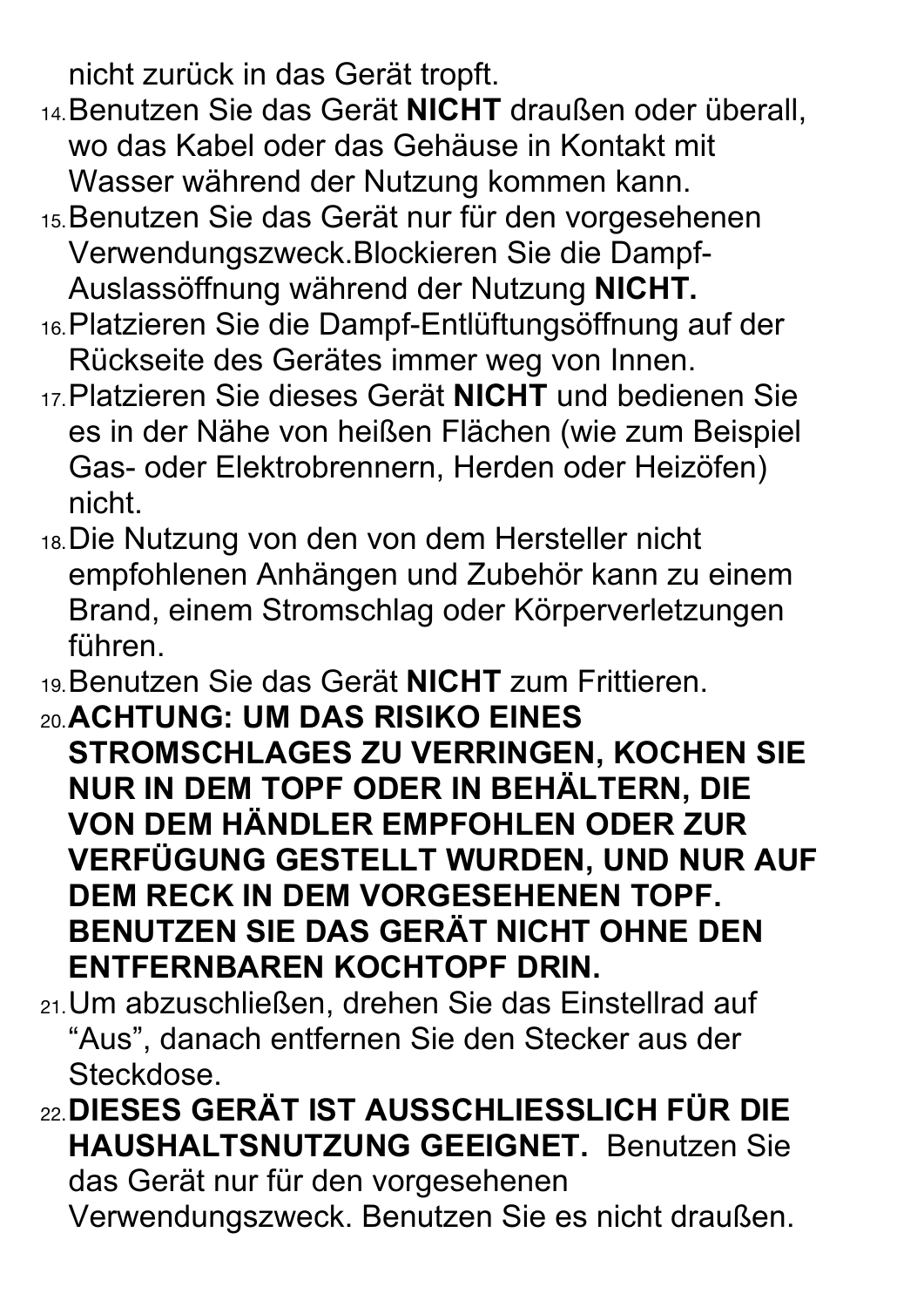nicht zurück in das Gerät tropft.

14. Benutzen Sie das Gerät **NICHT** draußen oder überall, wo das Kabel oder das Gehäuse in Kontakt mit Wasser während der Nutzung kommen kann.
15. Benutzen Sie das Gerät nur für den vorgesehenen Verwendungszweck.Blockieren Sie die Dampf-Auslassöffnung während der Nutzung **NICHT.**
16. Platzieren Sie die Dampf-Entlüftungsöffnung auf der Rückseite des Gerätes immer weg von Innen.
17. Platzieren Sie dieses Gerät **NICHT** und bedienen Sie es in der Nähe von heißen Flächen (wie zum Beispiel Gas- oder Elektrobrennern, Herden oder Heizöfen) nicht.
18. Die Nutzung von den von dem Hersteller nicht empfohlenen Anhängen und Zubehör kann zu einem Brand, einem Stromschlag oder Körperverletzungen führen.
19. Benutzen Sie das Gerät **NICHT** zum Frittieren.
20. **ACHTUNG: UM DAS RISIKO EINES STROMSCHLAGES ZU VERRINGEN, KOCHEN SIE NUR IN DEM TOPF ODER IN BEHÄLTERN, DIE VON DEM HÄNDLER EMPFOHLEN ODER ZUR VERFÜGUNG GESTELLT WURDEN, UND NUR AUF DEM RECK IN DEM VORGESEHENEN TOPF. BENUTZEN SIE DAS GERÄT NICHT OHNE DEN ENTFERNBAREN KOCHTOPF DRIN.**
21. Um abzuschließen, drehen Sie das Einstellrad auf “Aus”, danach entfernen Sie den Stecker aus der Steckdose.
22. **DIESES GERÄT IST AUSSCHLIESSLICH FÜR DIE HAUSHALTSNUTZUNG GEEIGNET.** Benutzen Sie das Gerät nur für den vorgesehenen Verwendungszweck. Benutzen Sie es nicht draußen.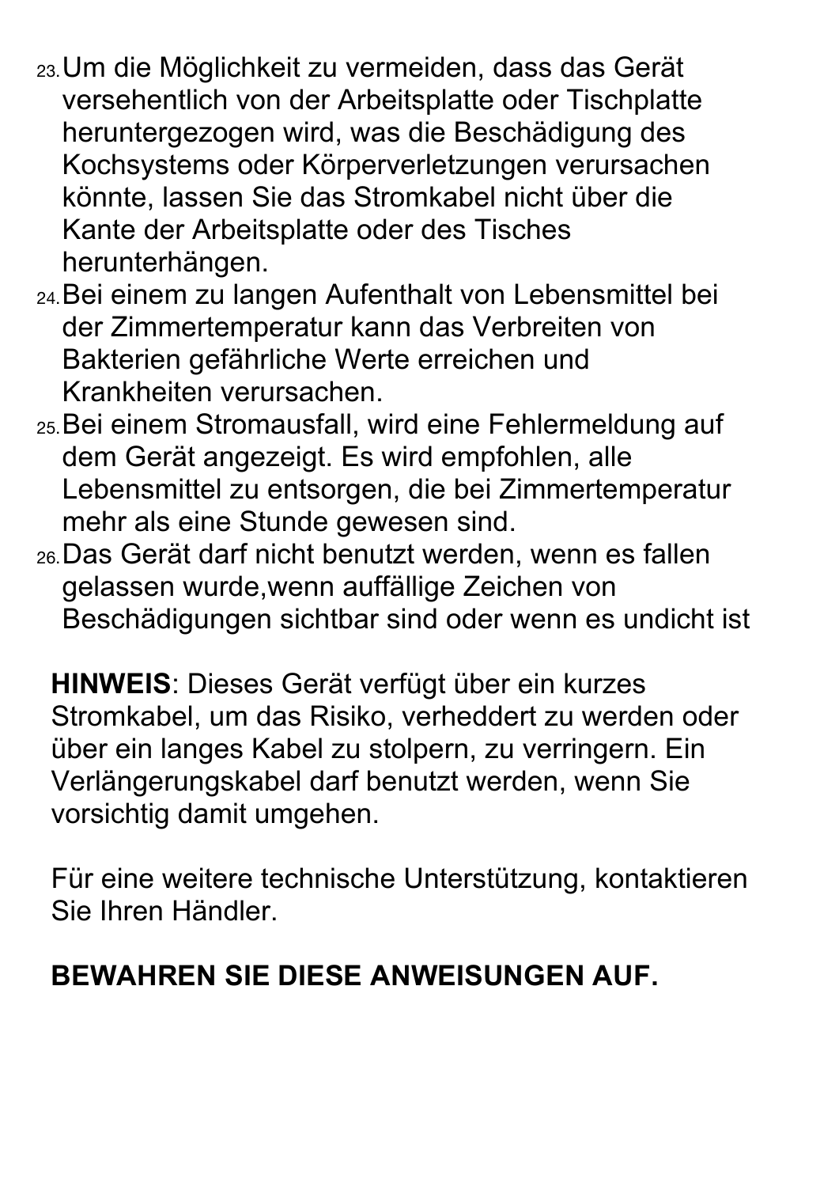23. Um die Möglichkeit zu vermeiden, dass das Gerät versehentlich von der Arbeitsplatte oder Tischplatte heruntergezogen wird, was die Beschädigung des Kochsystems oder Körperverletzungen verursachen könnte, lassen Sie das Stromkabel nicht über die Kante der Arbeitsplatte oder des Tisches herunterhängen.
24. Bei einem zu langen Aufenthalt von Lebensmittel bei der Zimmertemperatur kann das Verbreiten von Bakterien gefährliche Werte erreichen und Krankheiten verursachen.
25. Bei einem Stromausfall, wird eine Fehlermeldung auf dem Gerät angezeigt. Es wird empfohlen, alle Lebensmittel zu entsorgen, die bei Zimmertemperatur mehr als eine Stunde gewesen sind.
26. Das Gerät darf nicht benutzt werden, wenn es fallen gelassen wurde,wenn auffällige Zeichen von Beschädigungen sichtbar sind oder wenn es undicht ist

**HINWEIS**: Dieses Gerät verfügt über ein kurzes Stromkabel, um das Risiko, verheddert zu werden oder über ein langes Kabel zu stolpern, zu verringern. Ein Verlängerungskabel darf benutzt werden, wenn Sie vorsichtig damit umgehen.

Für eine weitere technische Unterstützung, kontaktieren Sie Ihren Händler.

**BEWAHREN SIE DIESE ANWEISUNGEN AUF.**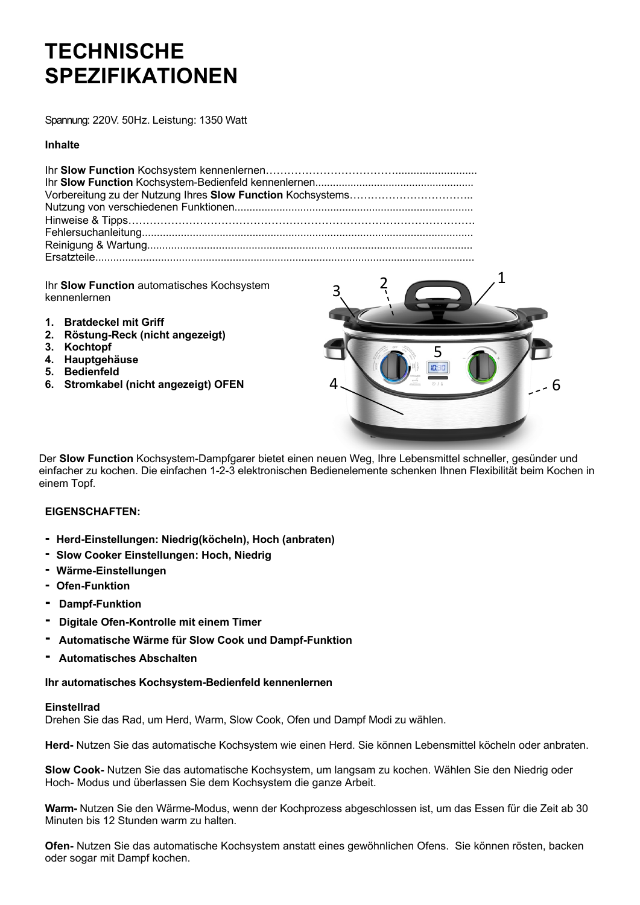# TECHNISCHE SPEZIFIKATIONEN

Spannung: 220V. 50Hz. Leistung: 1350 Watt

**Inhalte**

Ihr **Slow Function** Kochsystem kennenlernen……………………………...........................
Ihr **Slow Function** Kochsystem-Bedienfeld kennenlernen.....................................................
Vorbereitung zu der Nutzung Ihres **Slow Function** Kochsystems…………………………...
Nutzung von verschiedenen Funktionen................................................................................
Hinweise & Tipps………………………………………………………………………………..
Fehlersuchanleitung...............................................................................................................
Reinigung & Wartung.............................................................................................................
Ersatzteile...............................................................................................................................

Ihr **Slow Function** automatisches Kochsystem kennenlernen

1. **Bratdeckel mit Griff**
2. **Röstung-Reck (nicht angezeigt)**
3. **Kochtopf**
4. **Hauptgehäuse**
5. **Bedienfeld**
6. **Stromkabel (nicht angezeigt) OFEN**

Der **Slow Function** Kochsystem-Dampfgarer bietet einen neuen Weg, Ihre Lebensmittel schneller, gesünder und einfacher zu kochen. Die einfachen 1-2-3 elektronischen Bedienelemente schenken Ihnen Flexibilität beim Kochen in einem Topf.

**EIGENSCHAFTEN:**

- **Herd-Einstellungen: Niedrig(köcheln), Hoch (anbraten)**
- **Slow Cooker Einstellungen: Hoch, Niedrig**
- **Wärme-Einstellungen**
- **Ofen-Funktion**
- **Dampf-Funktion**
- **Digitale Ofen-Kontrolle mit einem Timer**
- **Automatische Wärme für Slow Cook und Dampf-Funktion**
- **Automatisches Abschalten**

**Ihr automatisches Kochsystem-Bedienfeld kennenlernen**

**Einstellrad**
Drehen Sie das Rad, um Herd, Warm, Slow Cook, Ofen und Dampf Modi zu wählen.

**Herd-** Nutzen Sie das automatische Kochsystem wie einen Herd. Sie können Lebensmittel köcheln oder anbraten.

**Slow Cook-** Nutzen Sie das automatische Kochsystem, um langsam zu kochen. Wählen Sie den Niedrig oder Hoch- Modus und überlassen Sie dem Kochsystem die ganze Arbeit.

**Warm-** Nutzen Sie den Wärme-Modus, wenn der Kochprozess abgeschlossen ist, um das Essen für die Zeit ab 30 Minuten bis 12 Stunden warm zu halten.

**Ofen-** Nutzen Sie das automatische Kochsystem anstatt eines gewöhnlichen Ofens. Sie können rösten, backen oder sogar mit Dampf kochen.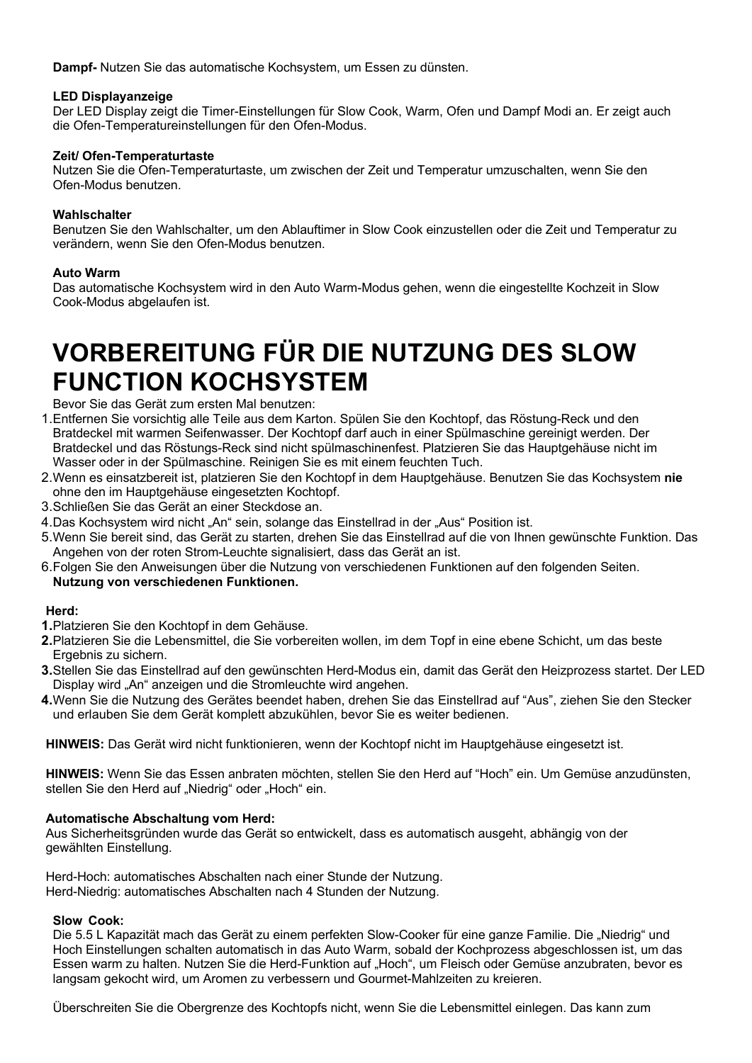**Dampf-** Nutzen Sie das automatische Kochsystem, um Essen zu dünsten.

**LED Displayanzeige**
Der LED Display zeigt die Timer-Einstellungen für Slow Cook, Warm, Ofen und Dampf Modi an. Er zeigt auch die Ofen-Temperatureinstellungen für den Ofen-Modus.

**Zeit/ Ofen-Temperaturtaste**
Nutzen Sie die Ofen-Temperaturtaste, um zwischen der Zeit und Temperatur umzuschalten, wenn Sie den Ofen-Modus benutzen.

**Wahlschalter**
Benutzen Sie den Wahlschalter, um den Ablauftimer in Slow Cook einzustellen oder die Zeit und Temperatur zu verändern, wenn Sie den Ofen-Modus benutzen.

**Auto Warm**
Das automatische Kochsystem wird in den Auto Warm-Modus gehen, wenn die eingestellte Kochzeit in Slow Cook-Modus abgelaufen ist.

# VORBEREITUNG FÜR DIE NUTZUNG DES SLOW FUNCTION KOCHSYSTEM

Bevor Sie das Gerät zum ersten Mal benutzen:

1. Entfernen Sie vorsichtig alle Teile aus dem Karton. Spülen Sie den Kochtopf, das Röstung-Reck und den Bratdeckel mit warmen Seifenwasser. Der Kochtopf darf auch in einer Spülmaschine gereinigt werden. Der Bratdeckel und das Röstungs-Reck sind nicht spülmaschinenfest. Platzieren Sie das Hauptgehäuse nicht im Wasser oder in der Spülmaschine. Reinigen Sie es mit einem feuchten Tuch.
2. Wenn es einsatzbereit ist, platzieren Sie den Kochtopf in dem Hauptgehäuse. Benutzen Sie das Kochsystem **nie** ohne den im Hauptgehäuse eingesetzten Kochtopf.
3. Schließen Sie das Gerät an einer Steckdose an.
4. Das Kochsystem wird nicht „An" sein, solange das Einstellrad in der „Aus" Position ist.
5. Wenn Sie bereit sind, das Gerät zu starten, drehen Sie das Einstellrad auf die von Ihnen gewünschte Funktion. Das Angehen von der roten Strom-Leuchte signalisiert, dass das Gerät an ist.
6. Folgen Sie den Anweisungen über die Nutzung von verschiedenen Funktionen auf den folgenden Seiten.
   **Nutzung von verschiedenen Funktionen.**

**Herd:**

1. Platzieren Sie den Kochtopf in dem Gehäuse.
2. Platzieren Sie die Lebensmittel, die Sie vorbereiten wollen, im dem Topf in eine ebene Schicht, um das beste Ergebnis zu sichern.
3. Stellen Sie das Einstellrad auf den gewünschten Herd-Modus ein, damit das Gerät den Heizprozess startet. Der LED Display wird „An" anzeigen und die Stromleuchte wird angehen.
4. Wenn Sie die Nutzung des Gerätes beendet haben, drehen Sie das Einstellrad auf "Aus", ziehen Sie den Stecker und erlauben Sie dem Gerät komplett abzukühlen, bevor Sie es weiter bedienen.

**HINWEIS:** Das Gerät wird nicht funktionieren, wenn der Kochtopf nicht im Hauptgehäuse eingesetzt ist.

**HINWEIS:** Wenn Sie das Essen anbraten möchten, stellen Sie den Herd auf "Hoch" ein. Um Gemüse anzudünsten, stellen Sie den Herd auf „Niedrig" oder „Hoch" ein.

**Automatische Abschaltung vom Herd:**
Aus Sicherheitsgründen wurde das Gerät so entwickelt, dass es automatisch ausgeht, abhängig von der gewählten Einstellung.

Herd-Hoch: automatisches Abschalten nach einer Stunde der Nutzung.
Herd-Niedrig: automatisches Abschalten nach 4 Stunden der Nutzung.

**Slow Cook:**
Die 5.5 L Kapazität mach das Gerät zu einem perfekten Slow-Cooker für eine ganze Familie. Die „Niedrig" und Hoch Einstellungen schalten automatisch in das Auto Warm, sobald der Kochprozess abgeschlossen ist, um das Essen warm zu halten. Nutzen Sie die Herd-Funktion auf „Hoch", um Fleisch oder Gemüse anzubraten, bevor es langsam gekocht wird, um Aromen zu verbessern und Gourmet-Mahlzeiten zu kreieren.

Überschreiten Sie die Obergrenze des Kochtopfs nicht, wenn Sie die Lebensmittel einlegen. Das kann zum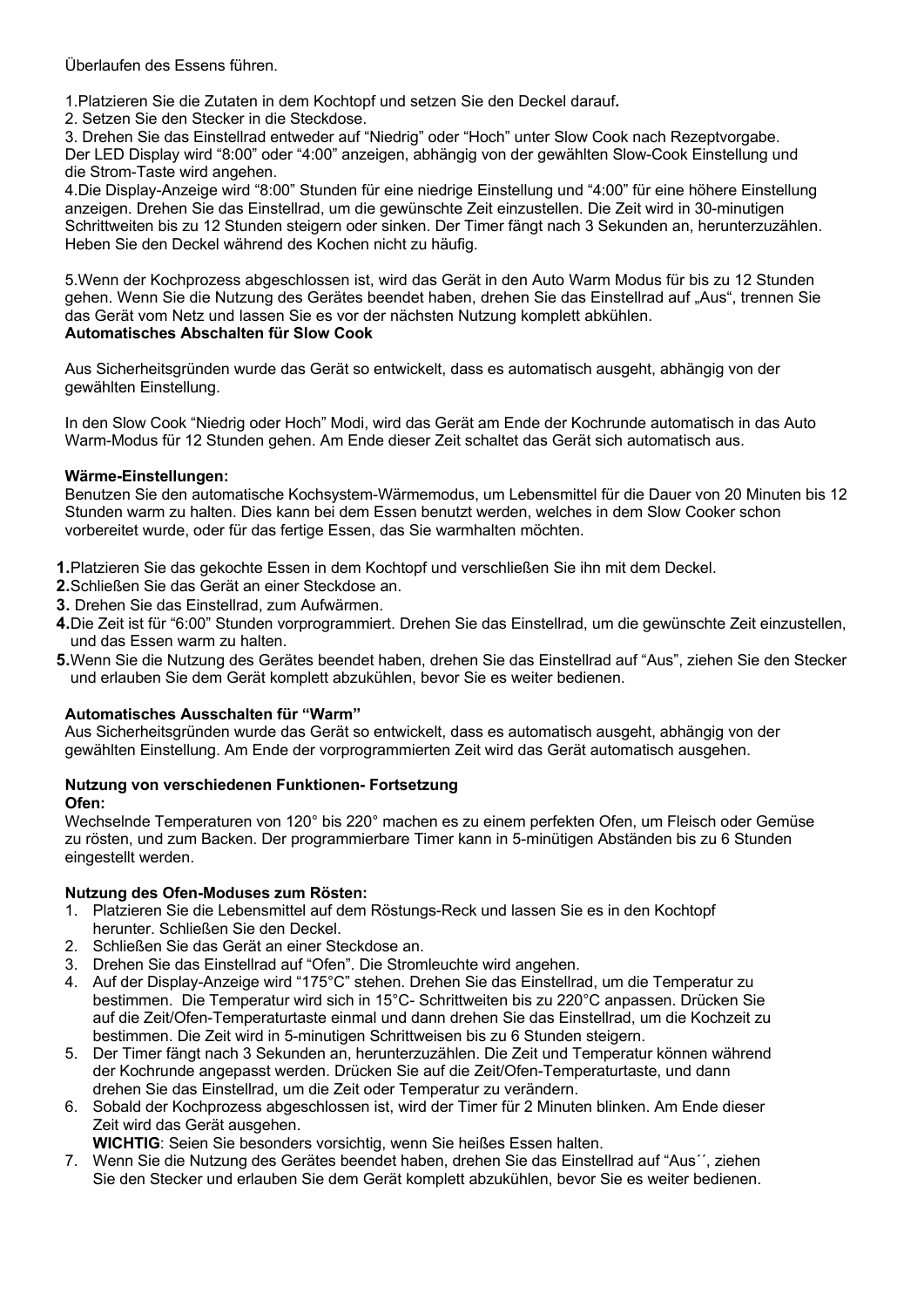Überlaufen des Essens führen.

1. Platzieren Sie die Zutaten in dem Kochtopf und setzen Sie den Deckel darauf**.**
2. Setzen Sie den Stecker in die Steckdose.
3. Drehen Sie das Einstellrad entweder auf "Niedrig" oder "Hoch" unter Slow Cook nach Rezeptvorgabe. Der LED Display wird "8:00" oder "4:00" anzeigen, abhängig von der gewählten Slow-Cook Einstellung und die Strom-Taste wird angehen.
4. Die Display-Anzeige wird "8:00" Stunden für eine niedrige Einstellung und "4:00" für eine höhere Einstellung anzeigen. Drehen Sie das Einstellrad, um die gewünschte Zeit einzustellen. Die Zeit wird in 30-minutigen Schrittweiten bis zu 12 Stunden steigern oder sinken. Der Timer fängt nach 3 Sekunden an, herunterzuzählen. Heben Sie den Deckel während des Kochen nicht zu häufig.

5. Wenn der Kochprozess abgeschlossen ist, wird das Gerät in den Auto Warm Modus für bis zu 12 Stunden gehen. Wenn Sie die Nutzung des Gerätes beendet haben, drehen Sie das Einstellrad auf „Aus", trennen Sie das Gerät vom Netz und lassen Sie es vor der nächsten Nutzung komplett abkühlen.

**Automatisches Abschalten für Slow Cook**

Aus Sicherheitsgründen wurde das Gerät so entwickelt, dass es automatisch ausgeht, abhängig von der gewählten Einstellung.

In den Slow Cook "Niedrig oder Hoch" Modi, wird das Gerät am Ende der Kochrunde automatisch in das Auto Warm-Modus für 12 Stunden gehen. Am Ende dieser Zeit schaltet das Gerät sich automatisch aus.

**Wärme-Einstellungen:**

Benutzen Sie den automatische Kochsystem-Wärmemodus, um Lebensmittel für die Dauer von 20 Minuten bis 12 Stunden warm zu halten. Dies kann bei dem Essen benutzt werden, welches in dem Slow Cooker schon vorbereitet wurde, oder für das fertige Essen, das Sie warmhalten möchten.

**1.** Platzieren Sie das gekochte Essen in dem Kochtopf und verschließen Sie ihn mit dem Deckel.
**2.** Schließen Sie das Gerät an einer Steckdose an.
**3.** Drehen Sie das Einstellrad, zum Aufwärmen.
**4.** Die Zeit ist für "6:00" Stunden vorprogrammiert. Drehen Sie das Einstellrad, um die gewünschte Zeit einzustellen, und das Essen warm zu halten.
**5.** Wenn Sie die Nutzung des Gerätes beendet haben, drehen Sie das Einstellrad auf "Aus", ziehen Sie den Stecker und erlauben Sie dem Gerät komplett abzukühlen, bevor Sie es weiter bedienen.

**Automatisches Ausschalten für "Warm"**

Aus Sicherheitsgründen wurde das Gerät so entwickelt, dass es automatisch ausgeht, abhängig von der gewählten Einstellung. Am Ende der vorprogrammierten Zeit wird das Gerät automatisch ausgehen.

**Nutzung von verschiedenen Funktionen- Fortsetzung**

**Ofen:**

Wechselnde Temperaturen von 120° bis 220° machen es zu einem perfekten Ofen, um Fleisch oder Gemüse zu rösten, und zum Backen. Der programmierbare Timer kann in 5-minütigen Abständen bis zu 6 Stunden eingestellt werden.

**Nutzung des Ofen-Moduses zum Rösten:**

1. Platzieren Sie die Lebensmittel auf dem Röstungs-Reck und lassen Sie es in den Kochtopf herunter. Schließen Sie den Deckel.
2. Schließen Sie das Gerät an einer Steckdose an.
3. Drehen Sie das Einstellrad auf "Ofen". Die Stromleuchte wird angehen.
4. Auf der Display-Anzeige wird "175°C" stehen. Drehen Sie das Einstellrad, um die Temperatur zu bestimmen. Die Temperatur wird sich in 15°C- Schrittweiten bis zu 220°C anpassen. Drücken Sie auf die Zeit/Ofen-Temperaturtaste einmal und dann drehen Sie das Einstellrad, um die Kochzeit zu bestimmen. Die Zeit wird in 5-minutigen Schrittweisen bis zu 6 Stunden steigern.
5. Der Timer fängt nach 3 Sekunden an, herunterzuzählen. Die Zeit und Temperatur können während der Kochrunde angepasst werden. Drücken Sie auf die Zeit/Ofen-Temperaturtaste, und dann drehen Sie das Einstellrad, um die Zeit oder Temperatur zu verändern.
6. Sobald der Kochprozess abgeschlossen ist, wird der Timer für 2 Minuten blinken. Am Ende dieser Zeit wird das Gerät ausgehen.
   **WICHTIG**: Seien Sie besonders vorsichtig, wenn Sie heißes Essen halten.
7. Wenn Sie die Nutzung des Gerätes beendet haben, drehen Sie das Einstellrad auf "Aus´´, ziehen Sie den Stecker und erlauben Sie dem Gerät komplett abzukühlen, bevor Sie es weiter bedienen.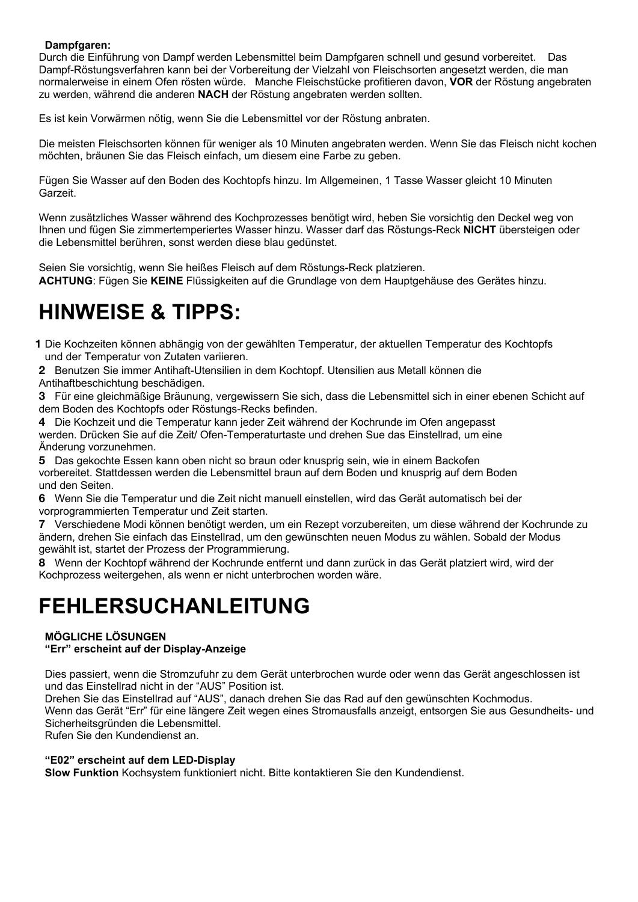**Dampfgaren:**
Durch die Einführung von Dampf werden Lebensmittel beim Dampfgaren schnell und gesund vorbereitet. Das Dampf-Röstungsverfahren kann bei der Vorbereitung der Vielzahl von Fleischsorten angesetzt werden, die man normalerweise in einem Ofen rösten würde. Manche Fleischstücke profitieren davon, **VOR** der Röstung angebraten zu werden, während die anderen **NACH** der Röstung angebraten werden sollten.

Es ist kein Vorwärmen nötig, wenn Sie die Lebensmittel vor der Röstung anbraten.

Die meisten Fleischsorten können für weniger als 10 Minuten angebraten werden. Wenn Sie das Fleisch nicht kochen möchten, bräunen Sie das Fleisch einfach, um diesem eine Farbe zu geben.

Fügen Sie Wasser auf den Boden des Kochtopfs hinzu. Im Allgemeinen, 1 Tasse Wasser gleicht 10 Minuten Garzeit.

Wenn zusätzliches Wasser während des Kochprozesses benötigt wird, heben Sie vorsichtig den Deckel weg von Ihnen und fügen Sie zimmertemperiertes Wasser hinzu. Wasser darf das Röstungs-Reck **NICHT** übersteigen oder die Lebensmittel berühren, sonst werden diese blau gedünstet.

Seien Sie vorsichtig, wenn Sie heißes Fleisch auf dem Röstungs-Reck platzieren.
**ACHTUNG**: Fügen Sie **KEINE** Flüssigkeiten auf die Grundlage von dem Hauptgehäuse des Gerätes hinzu.

# HINWEISE & TIPPS:

**1** Die Kochzeiten können abhängig von der gewählten Temperatur, der aktuellen Temperatur des Kochtopfs und der Temperatur von Zutaten variieren.
**2** Benutzen Sie immer Antihaft-Utensilien in dem Kochtopf. Utensilien aus Metall können die Antihaftbeschichtung beschädigen.
**3** Für eine gleichmäßige Bräunung, vergewissern Sie sich, dass die Lebensmittel sich in einer ebenen Schicht auf dem Boden des Kochtopfs oder Röstungs-Recks befinden.
**4** Die Kochzeit und die Temperatur kann jeder Zeit während der Kochrunde im Ofen angepasst werden. Drücken Sie auf die Zeit/ Ofen-Temperaturtaste und drehen Sue das Einstellrad, um eine Änderung vorzunehmen.
**5** Das gekochte Essen kann oben nicht so braun oder knusprig sein, wie in einem Backofen vorbereitet. Stattdessen werden die Lebensmittel braun auf dem Boden und knusprig auf dem Boden und den Seiten.
**6** Wenn Sie die Temperatur und die Zeit nicht manuell einstellen, wird das Gerät automatisch bei der vorprogrammierten Temperatur und Zeit starten.
**7** Verschiedene Modi können benötigt werden, um ein Rezept vorzubereiten, um diese während der Kochrunde zu ändern, drehen Sie einfach das Einstellrad, um den gewünschten neuen Modus zu wählen. Sobald der Modus gewählt ist, startet der Prozess der Programmierung.
**8** Wenn der Kochtopf während der Kochrunde entfernt und dann zurück in das Gerät platziert wird, wird der Kochprozess weitergehen, als wenn er nicht unterbrochen worden wäre.

# FEHLERSUCHANLEITUNG

**MÖGLICHE LÖSUNGEN**
**“Err” erscheint auf der Display-Anzeige**

Dies passiert, wenn die Stromzufuhr zu dem Gerät unterbrochen wurde oder wenn das Gerät angeschlossen ist und das Einstellrad nicht in der “AUS” Position ist.
Drehen Sie das Einstellrad auf “AUS”, danach drehen Sie das Rad auf den gewünschten Kochmodus.
Wenn das Gerät “Err” für eine längere Zeit wegen eines Stromausfalls anzeigt, entsorgen Sie aus Gesundheits- und Sicherheitsgründen die Lebensmittel.
Rufen Sie den Kundendienst an.

**“E02” erscheint auf dem LED-Display**
**Slow Funktion** Kochsystem funktioniert nicht. Bitte kontaktieren Sie den Kundendienst.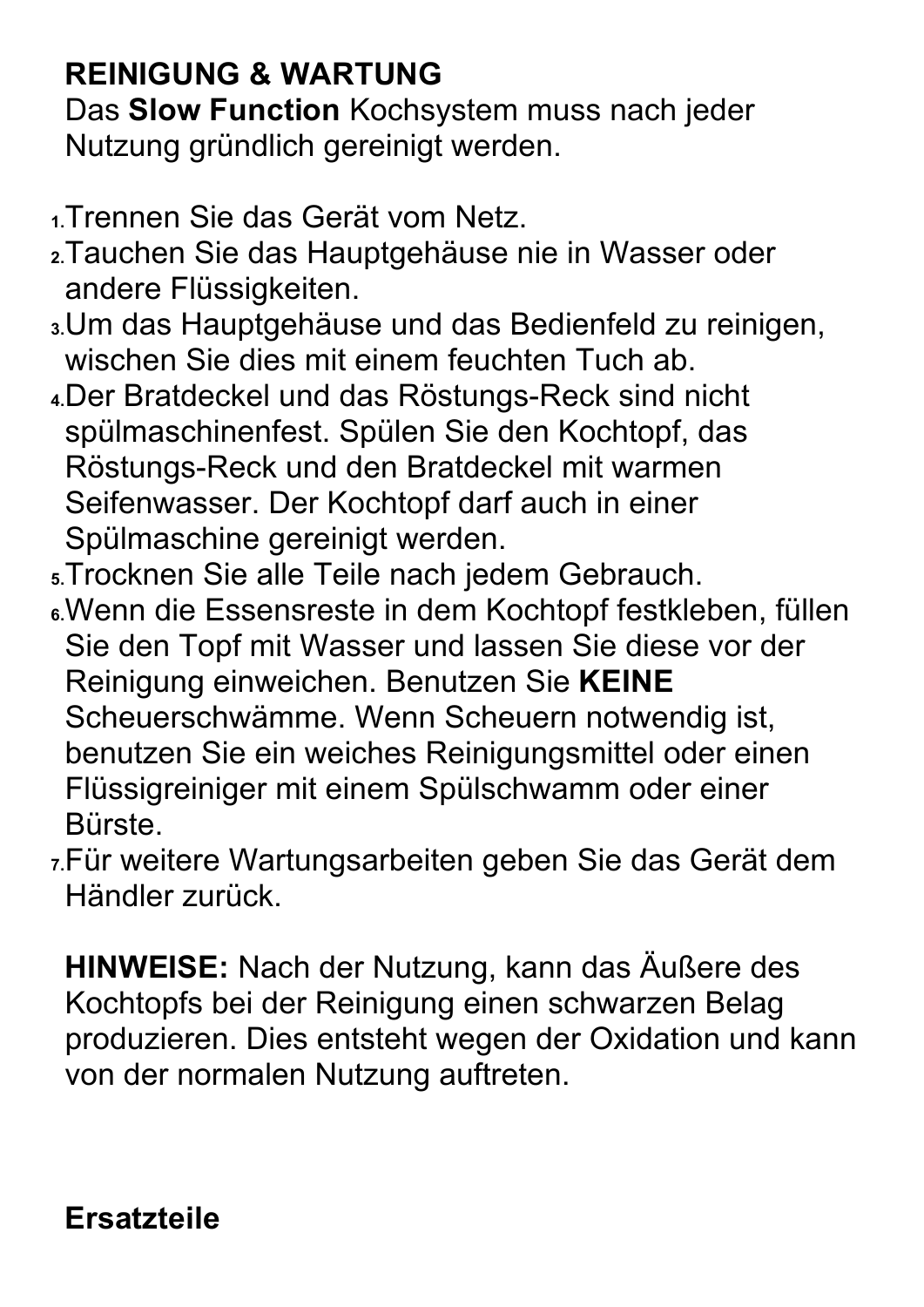## REINIGUNG & WARTUNG

Das **Slow Function** Kochsystem muss nach jeder Nutzung gründlich gereinigt werden.

1. Trennen Sie das Gerät vom Netz.
2. Tauchen Sie das Hauptgehäuse nie in Wasser oder andere Flüssigkeiten.
3. Um das Hauptgehäuse und das Bedienfeld zu reinigen, wischen Sie dies mit einem feuchten Tuch ab.
4. Der Bratdeckel und das Röstungs-Reck sind nicht spülmaschinenfest. Spülen Sie den Kochtopf, das Röstungs-Reck und den Bratdeckel mit warmen Seifenwasser. Der Kochtopf darf auch in einer Spülmaschine gereinigt werden.
5. Trocknen Sie alle Teile nach jedem Gebrauch.
6. Wenn die Essensreste in dem Kochtopf festkleben, füllen Sie den Topf mit Wasser und lassen Sie diese vor der Reinigung einweichen. Benutzen Sie **KEINE** Scheuerschwämme. Wenn Scheuern notwendig ist, benutzen Sie ein weiches Reinigungsmittel oder einen Flüssigreiniger mit einem Spülschwamm oder einer Bürste.
7. Für weitere Wartungsarbeiten geben Sie das Gerät dem Händler zurück.

**HINWEISE:** Nach der Nutzung, kann das Äußere des Kochtopfs bei der Reinigung einen schwarzen Belag produzieren. Dies entsteht wegen der Oxidation und kann von der normalen Nutzung auftreten.

## Ersatzteile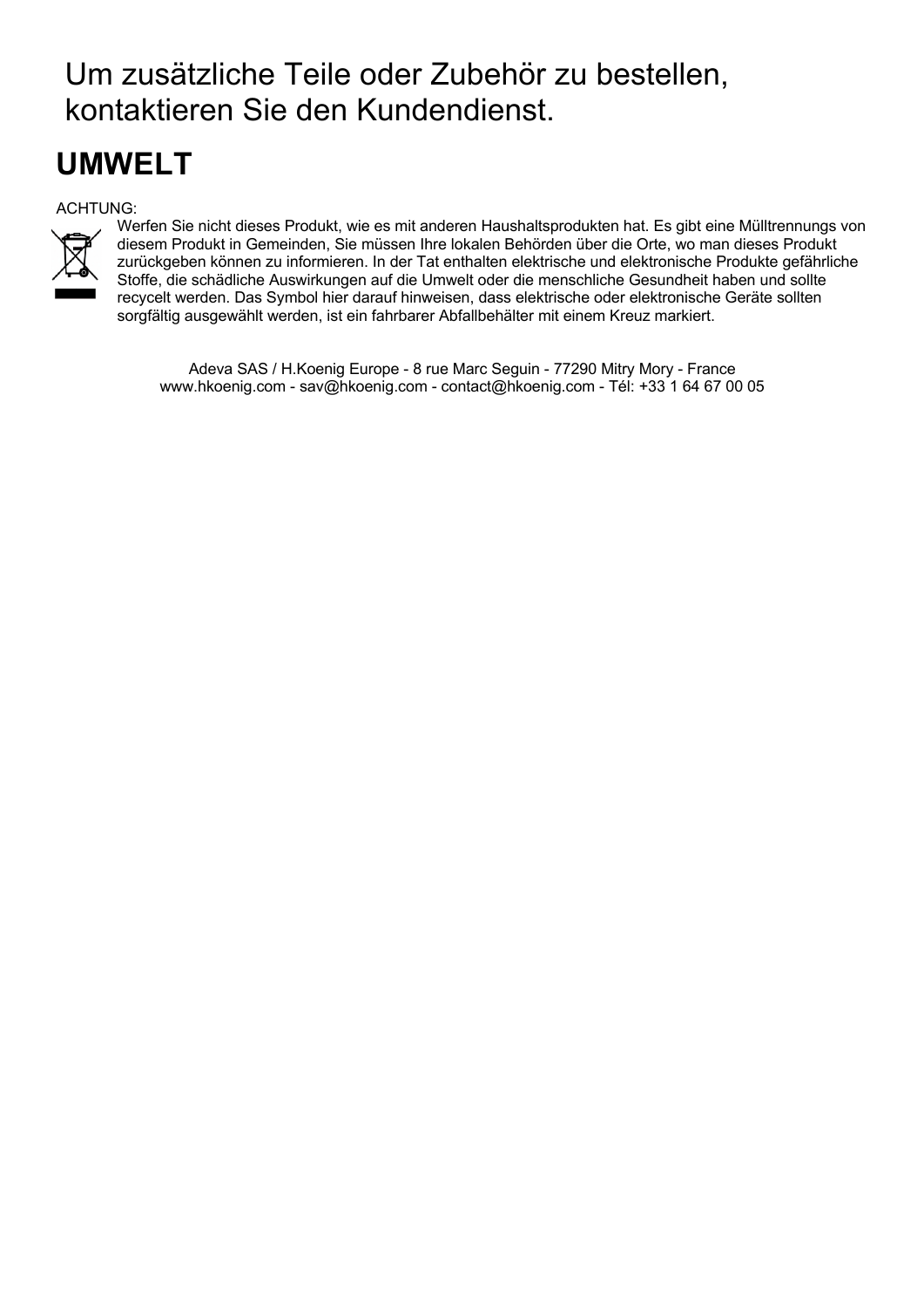Um zusätzliche Teile oder Zubehör zu bestellen, kontaktieren Sie den Kundendienst.

# UMWELT

ACHTUNG:

Werfen Sie nicht dieses Produkt, wie es mit anderen Haushaltsprodukten hat. Es gibt eine Mülltrennungs von diesem Produkt in Gemeinden, Sie müssen Ihre lokalen Behörden über die Orte, wo man dieses Produkt zurückgeben können zu informieren. In der Tat enthalten elektrische und elektronische Produkte gefährliche Stoffe, die schädliche Auswirkungen auf die Umwelt oder die menschliche Gesundheit haben und sollte recycelt werden. Das Symbol hier darauf hinweisen, dass elektrische oder elektronische Geräte sollten sorgfältig ausgewählt werden, ist ein fahrbarer Abfallbehälter mit einem Kreuz markiert.

Adeva SAS / H.Koenig Europe - 8 rue Marc Seguin - 77290 Mitry Mory - France
www.hkoenig.com - sav@hkoenig.com - contact@hkoenig.com - Tél: +33 1 64 67 00 05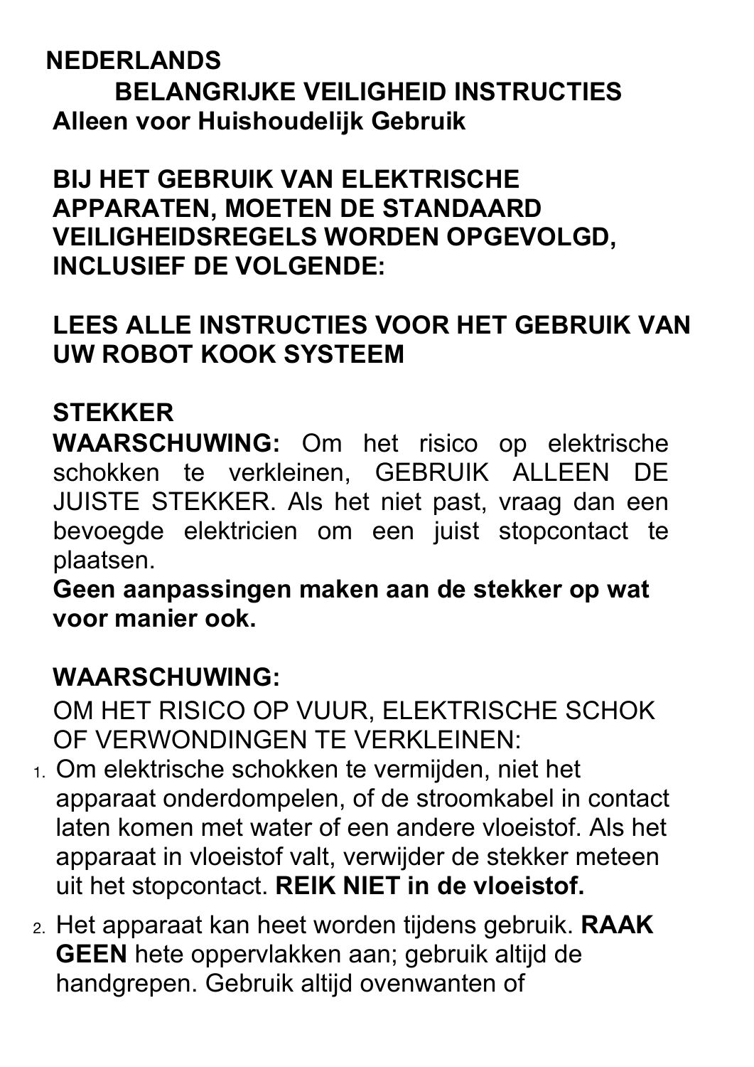# NEDERLANDS

## BELANGRIJKE VEILIGHEID INSTRUCTIES

**Alleen voor Huishoudelijk Gebruik**

**BIJ HET GEBRUIK VAN ELEKTRISCHE APPARATEN, MOETEN DE STANDAARD VEILIGHEIDSREGELS WORDEN OPGEVOLGD, INCLUSIEF DE VOLGENDE:**

**LEES ALLE INSTRUCTIES VOOR HET GEBRUIK VAN UW ROBOT KOOK SYSTEEM**

**STEKKER**

**WAARSCHUWING:** Om het risico op elektrische schokken te verkleinen, GEBRUIK ALLEEN DE JUISTE STEKKER. Als het niet past, vraag dan een bevoegde elektricien om een juist stopcontact te plaatsen.

**Geen aanpassingen maken aan de stekker op wat voor manier ook.**

**WAARSCHUWING:**

OM HET RISICO OP VUUR, ELEKTRISCHE SCHOK OF VERWONDINGEN TE VERKLEINEN:

1. Om elektrische schokken te vermijden, niet het apparaat onderdompelen, of de stroomkabel in contact laten komen met water of een andere vloeistof. Als het apparaat in vloeistof valt, verwijder de stekker meteen uit het stopcontact. **REIK NIET in de vloeistof.**
2. Het apparaat kan heet worden tijdens gebruik. **RAAK GEEN** hete oppervlakken aan; gebruik altijd de handgrepen. Gebruik altijd ovenwanten of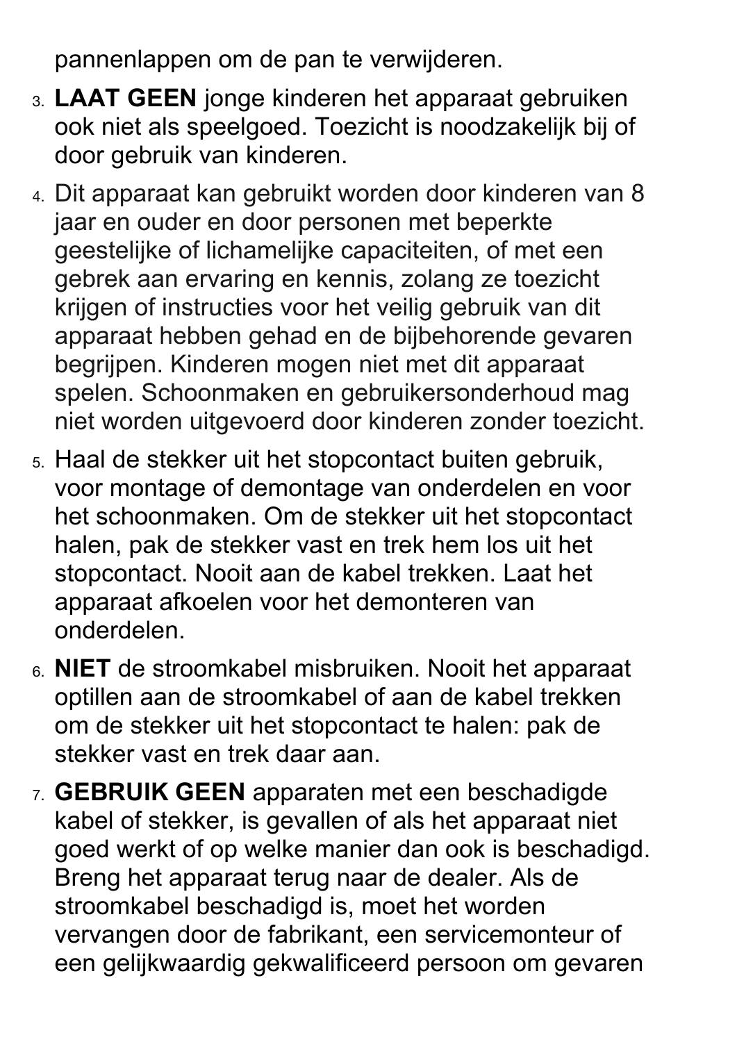pannenlappen om de pan te verwijderen.

3. **LAAT GEEN** jonge kinderen het apparaat gebruiken ook niet als speelgoed. Toezicht is noodzakelijk bij of door gebruik van kinderen.
4. Dit apparaat kan gebruikt worden door kinderen van 8 jaar en ouder en door personen met beperkte geestelijke of lichamelijke capaciteiten, of met een gebrek aan ervaring en kennis, zolang ze toezicht krijgen of instructies voor het veilig gebruik van dit apparaat hebben gehad en de bijbehorende gevaren begrijpen. Kinderen mogen niet met dit apparaat spelen. Schoonmaken en gebruikersonderhoud mag niet worden uitgevoerd door kinderen zonder toezicht.
5. Haal de stekker uit het stopcontact buiten gebruik, voor montage of demontage van onderdelen en voor het schoonmaken. Om de stekker uit het stopcontact halen, pak de stekker vast en trek hem los uit het stopcontact. Nooit aan de kabel trekken. Laat het apparaat afkoelen voor het demonteren van onderdelen.
6. **NIET** de stroomkabel misbruiken. Nooit het apparaat optillen aan de stroomkabel of aan de kabel trekken om de stekker uit het stopcontact te halen: pak de stekker vast en trek daar aan.
7. **GEBRUIK GEEN** apparaten met een beschadigde kabel of stekker, is gevallen of als het apparaat niet goed werkt of op welke manier dan ook is beschadigd. Breng het apparaat terug naar de dealer. Als de stroomkabel beschadigd is, moet het worden vervangen door de fabrikant, een servicemonteur of een gelijkwaardig gekwalificeerd persoon om gevaren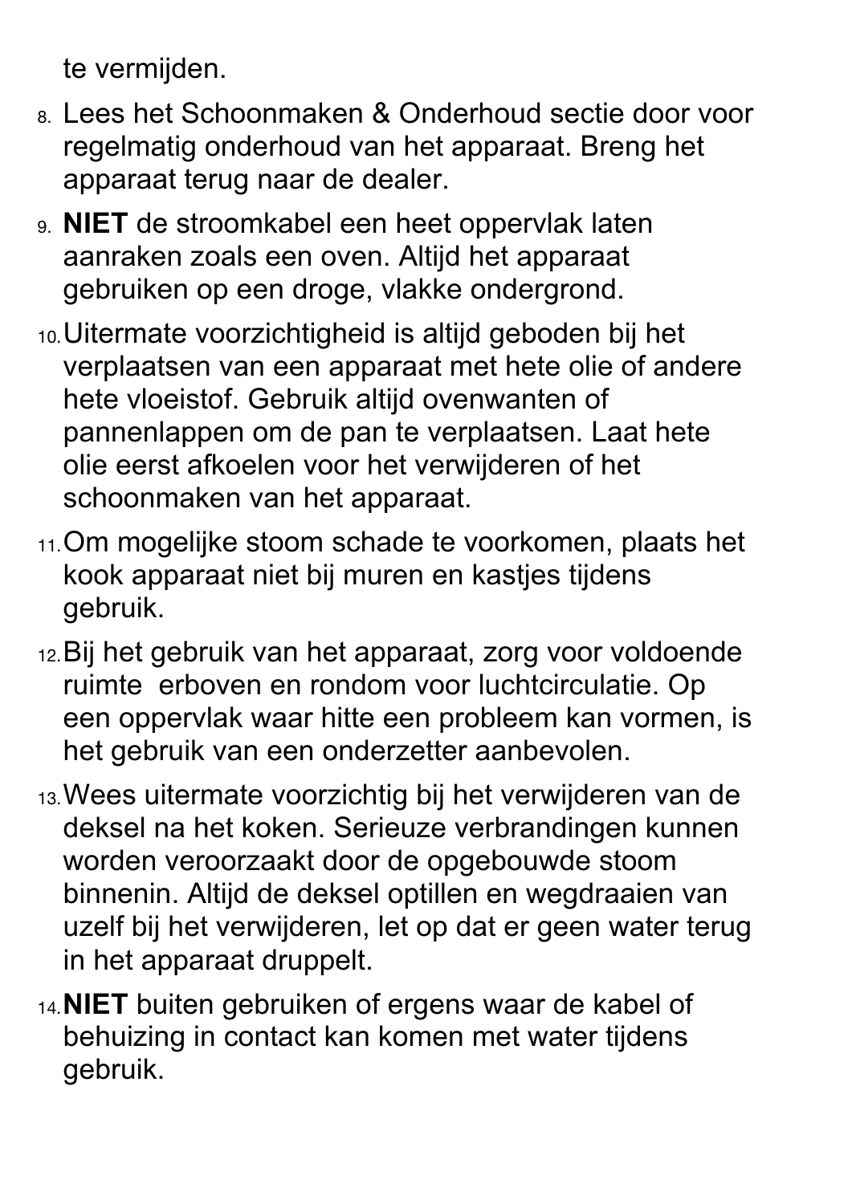te vermijden.

8. Lees het Schoonmaken & Onderhoud sectie door voor regelmatig onderhoud van het apparaat. Breng het apparaat terug naar de dealer.
9. **NIET** de stroomkabel een heet oppervlak laten aanraken zoals een oven. Altijd het apparaat gebruiken op een droge, vlakke ondergrond.
10. Uitermate voorzichtigheid is altijd geboden bij het verplaatsen van een apparaat met hete olie of andere hete vloeistof. Gebruik altijd ovenwanten of pannenlappen om de pan te verplaatsen. Laat hete olie eerst afkoelen voor het verwijderen of het schoonmaken van het apparaat.
11. Om mogelijke stoom schade te voorkomen, plaats het kook apparaat niet bij muren en kastjes tijdens gebruik.
12. Bij het gebruik van het apparaat, zorg voor voldoende ruimte  erboven en rondom voor luchtcirculatie. Op een oppervlak waar hitte een probleem kan vormen, is het gebruik van een onderzetter aanbevolen.
13. Wees uitermate voorzichtig bij het verwijderen van de deksel na het koken. Serieuze verbrandingen kunnen worden veroorzaakt door de opgebouwde stoom binnenin. Altijd de deksel optillen en wegdraaien van uzelf bij het verwijderen, let op dat er geen water terug in het apparaat druppelt.
14. **NIET** buiten gebruiken of ergens waar de kabel of behuizing in contact kan komen met water tijdens gebruik.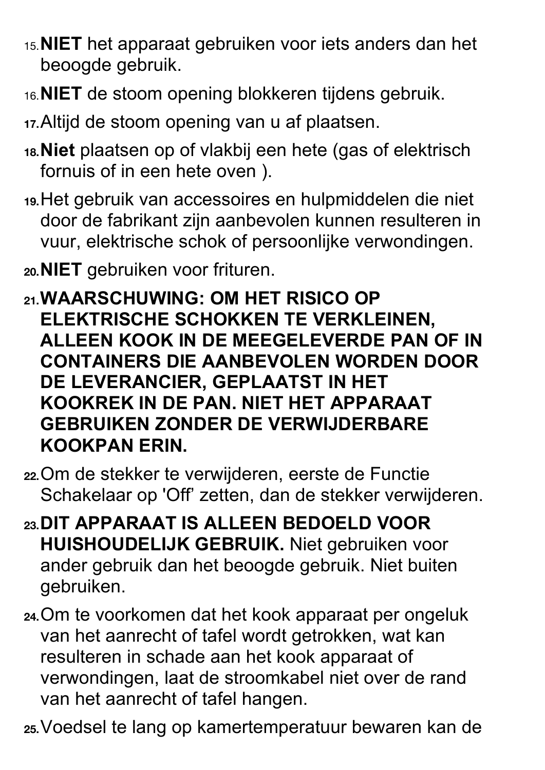15. **NIET** het apparaat gebruiken voor iets anders dan het beoogde gebruik.
16. **NIET** de stoom opening blokkeren tijdens gebruik.
17. Altijd de stoom opening van u af plaatsen.
18. **Niet** plaatsen op of vlakbij een hete (gas of elektrisch fornuis of in een hete oven ).
19. Het gebruik van accessoires en hulpmiddelen die niet door de fabrikant zijn aanbevolen kunnen resulteren in vuur, elektrische schok of persoonlijke verwondingen.
20. **NIET** gebruiken voor frituren.
21. **WAARSCHUWING: OM HET RISICO OP ELEKTRISCHE SCHOKKEN TE VERKLEINEN, ALLEEN KOOK IN DE MEEGELEVERDE PAN OF IN CONTAINERS DIE AANBEVOLEN WORDEN DOOR DE LEVERANCIER, GEPLAATST IN HET KOOKREK IN DE PAN. NIET HET APPARAAT GEBRUIKEN ZONDER DE VERWIJDERBARE KOOKPAN ERIN.**
22. Om de stekker te verwijderen, eerste de Functie Schakelaar op 'Off' zetten, dan de stekker verwijderen.
23. **DIT APPARAAT IS ALLEEN BEDOELD VOOR HUISHOUDELIJK GEBRUIK.** Niet gebruiken voor ander gebruik dan het beoogde gebruik. Niet buiten gebruiken.
24. Om te voorkomen dat het kook apparaat per ongeluk van het aanrecht of tafel wordt getrokken, wat kan resulteren in schade aan het kook apparaat of verwondingen, laat de stroomkabel niet over de rand van het aanrecht of tafel hangen.
25. Voedsel te lang op kamertemperatuur bewaren kan de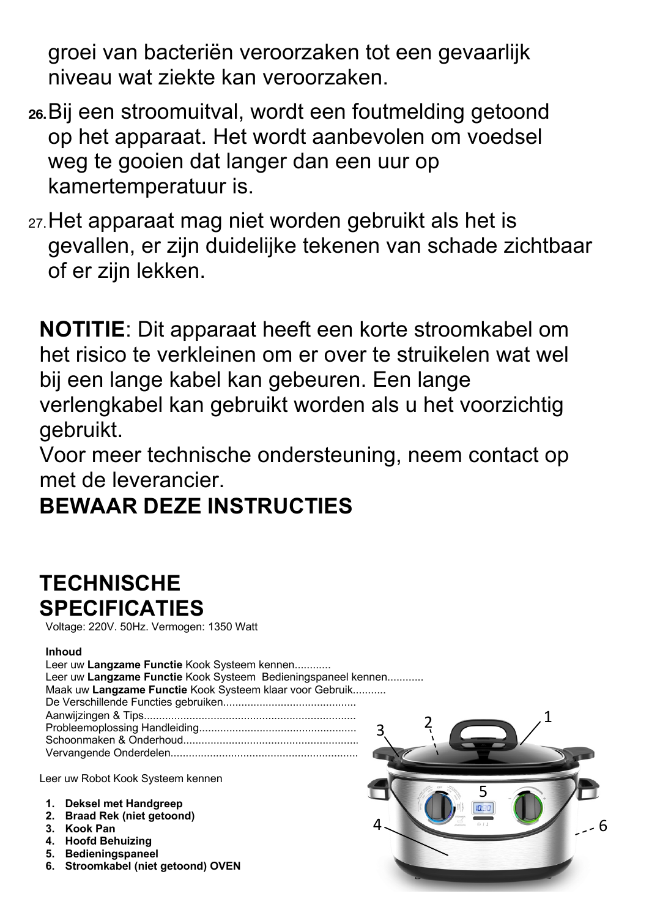groei van bacteriën veroorzaken tot een gevaarlijk niveau wat ziekte kan veroorzaken.

26. Bij een stroomuitval, wordt een foutmelding getoond op het apparaat. Het wordt aanbevolen om voedsel weg te gooien dat langer dan een uur op kamertemperatuur is.

27. Het apparaat mag niet worden gebruikt als het is gevallen, er zijn duidelijke tekenen van schade zichtbaar of er zijn lekken.

**NOTITIE**: Dit apparaat heeft een korte stroomkabel om het risico te verkleinen om er over te struikelen wat wel bij een lange kabel kan gebeuren. Een lange verlengkabel kan gebruikt worden als u het voorzichtig gebruikt.
Voor meer technische ondersteuning, neem contact op met de leverancier.

**BEWAAR DEZE INSTRUCTIES**

## TECHNISCHE SPECIFICATIES

Voltage: 220V. 50Hz. Vermogen: 1350 Watt

**Inhoud**

Leer uw **Langzame Functie** Kook Systeem kennen............
Leer uw **Langzame Functie** Kook Systeem Bedieningspaneel kennen............
Maak uw **Langzame Functie** Kook Systeem klaar voor Gebruik...........
De Verschillende Functies gebruiken...........................................
Aanwijzingen & Tips......................................................................
Probleemoplossing Handleiding....................................................
Schoonmaken & Onderhoud..........................................................
Vervangende Onderdelen..............................................................

Leer uw Robot Kook Systeem kennen

1. **Deksel met Handgreep**
2. **Braad Rek (niet getoond)**
3. **Kook Pan**
4. **Hoofd Behuizing**
5. **Bedieningspaneel**
6. **Stroomkabel (niet getoond) OVEN**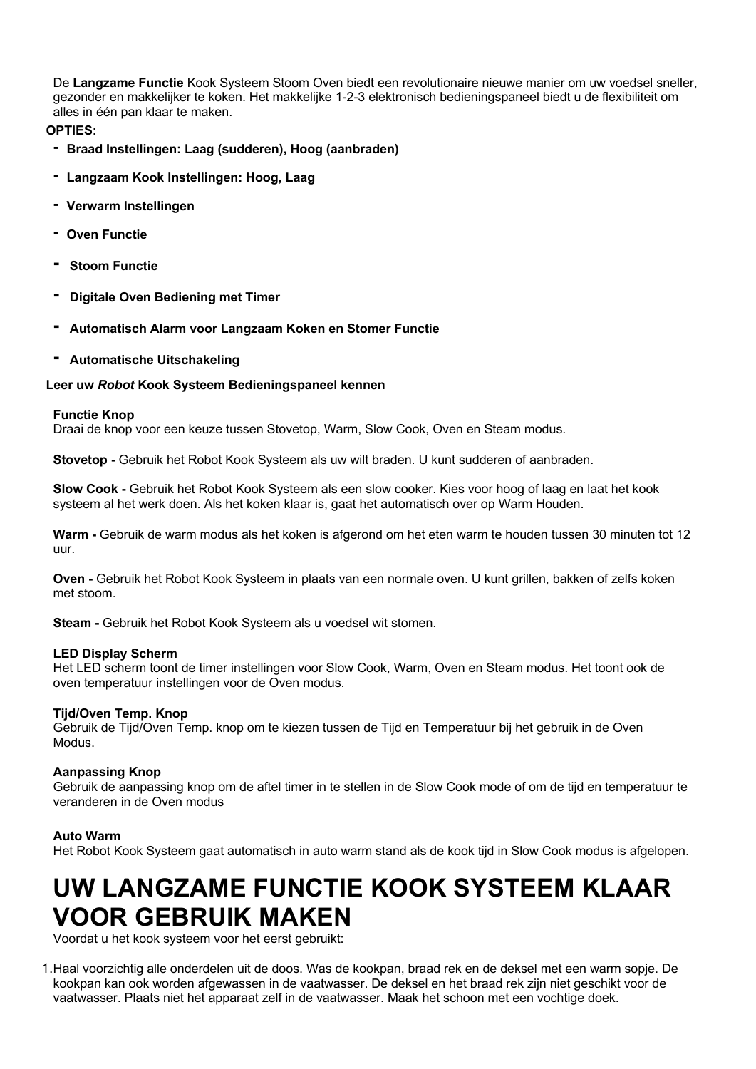De **Langzame Functie** Kook Systeem Stoom Oven biedt een revolutionaire nieuwe manier om uw voedsel sneller, gezonder en makkelijker te koken. Het makkelijke 1-2-3 elektronisch bedieningspaneel biedt u de flexibiliteit om alles in één pan klaar te maken.

**OPTIES:**

- **Braad Instellingen: Laag (sudderen), Hoog (aanbraden)**
- **Langzaam Kook Instellingen: Hoog, Laag**
- **Verwarm Instellingen**
- **Oven Functie**
- **Stoom Functie**
- **Digitale Oven Bediening met Timer**
- **Automatisch Alarm voor Langzaam Koken en Stomer Functie**
- **Automatische Uitschakeling**

**Leer uw *Robot* Kook Systeem Bedieningspaneel kennen**

**Functie Knop**
Draai de knop voor een keuze tussen Stovetop, Warm, Slow Cook, Oven en Steam modus.

**Stovetop -** Gebruik het Robot Kook Systeem als uw wilt braden. U kunt sudderen of aanbraden.

**Slow Cook -** Gebruik het Robot Kook Systeem als een slow cooker. Kies voor hoog of laag en laat het kook systeem al het werk doen. Als het koken klaar is, gaat het automatisch over op Warm Houden.

**Warm -** Gebruik de warm modus als het koken is afgerond om het eten warm te houden tussen 30 minuten tot 12 uur.

**Oven -** Gebruik het Robot Kook Systeem in plaats van een normale oven. U kunt grillen, bakken of zelfs koken met stoom.

**Steam -** Gebruik het Robot Kook Systeem als u voedsel wit stomen.

**LED Display Scherm**
Het LED scherm toont de timer instellingen voor Slow Cook, Warm, Oven en Steam modus. Het toont ook de oven temperatuur instellingen voor de Oven modus.

**Tijd/Oven Temp. Knop**
Gebruik de Tijd/Oven Temp. knop om te kiezen tussen de Tijd en Temperatuur bij het gebruik in de Oven Modus.

**Aanpassing Knop**
Gebruik de aanpassing knop om de aftel timer in te stellen in de Slow Cook mode of om de tijd en temperatuur te veranderen in de Oven modus

**Auto Warm**
Het Robot Kook Systeem gaat automatisch in auto warm stand als de kook tijd in Slow Cook modus is afgelopen.

# UW LANGZAME FUNCTIE KOOK SYSTEEM KLAAR VOOR GEBRUIK MAKEN

Voordat u het kook systeem voor het eerst gebruikt:

1. Haal voorzichtig alle onderdelen uit de doos. Was de kookpan, braad rek en de deksel met een warm sopje. De kookpan kan ook worden afgewassen in de vaatwasser. De deksel en het braad rek zijn niet geschikt voor de vaatwasser. Plaats niet het apparaat zelf in de vaatwasser. Maak het schoon met een vochtige doek.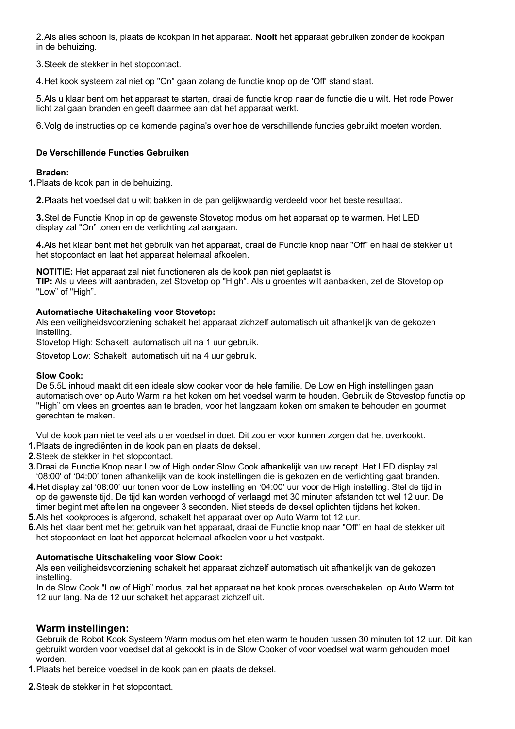2.Als alles schoon is, plaats de kookpan in het apparaat. **Nooit** het apparaat gebruiken zonder de kookpan in de behuizing.

3.Steek de stekker in het stopcontact.

4.Het kook systeem zal niet op "On" gaan zolang de functie knop op de 'Off' stand staat.

5.Als u klaar bent om het apparaat te starten, draai de functie knop naar de functie die u wilt. Het rode Power licht zal gaan branden en geeft daarmee aan dat het apparaat werkt.

6.Volg de instructies op de komende pagina's over hoe de verschillende functies gebruikt moeten worden.

**De Verschillende Functies Gebruiken**

**Braden:**

**1.**Plaats de kook pan in de behuizing.

**2.**Plaats het voedsel dat u wilt bakken in de pan gelijkwaardig verdeeld voor het beste resultaat.

**3.**Stel de Functie Knop in op de gewenste Stovetop modus om het apparaat op te warmen. Het LED display zal "On" tonen en de verlichting zal aangaan.

**4.**Als het klaar bent met het gebruik van het apparaat, draai de Functie knop naar "Off" en haal de stekker uit het stopcontact en laat het apparaat helemaal afkoelen.

**NOTITIE:** Het apparaat zal niet functioneren als de kook pan niet geplaatst is.
**TIP:** Als u vlees wilt aanbraden, zet Stovetop op "High". Als u groentes wilt aanbakken, zet de Stovetop op "Low" of "High".

**Automatische Uitschakeling voor Stovetop:**
Als een veiligheidsvoorziening schakelt het apparaat zichzelf automatisch uit afhankelijk van de gekozen instelling.
Stovetop High: Schakelt automatisch uit na 1 uur gebruik.

Stovetop Low: Schakelt automatisch uit na 4 uur gebruik.

**Slow Cook:**
De 5.5L inhoud maakt dit een ideale slow cooker voor de hele familie. De Low en High instellingen gaan automatisch over op Auto Warm na het koken om het voedsel warm te houden. Gebruik de Stovestop functie op "High" om vlees en groentes aan te braden, voor het langzaam koken om smaken te behouden en gourmet gerechten te maken.

Vul de kook pan niet te veel als u er voedsel in doet. Dit zou er voor kunnen zorgen dat het overkookt.

**1.**Plaats de ingrediënten in de kook pan en plaats de deksel.
**2.**Steek de stekker in het stopcontact.
**3.**Draai de Functie Knop naar Low of High onder Slow Cook afhankelijk van uw recept. Het LED display zal '08:00' of '04:00' tonen afhankelijk van de kook instellingen die is gekozen en de verlichting gaat branden.
**4.**Het display zal '08:00' uur tonen voor de Low instelling en '04:00' uur voor de High instelling. Stel de tijd in op de gewenste tijd. De tijd kan worden verhoogd of verlaagd met 30 minuten afstanden tot wel 12 uur. De timer begint met aftellen na ongeveer 3 seconden. Niet steeds de deksel oplichten tijdens het koken.
**5.**Als het kookproces is afgerond, schakelt het apparaat over op Auto Warm tot 12 uur.
**6.**Als het klaar bent met het gebruik van het apparaat, draai de Functie knop naar "Off" en haal de stekker uit het stopcontact en laat het apparaat helemaal afkoelen voor u het vastpakt.

**Automatische Uitschakeling voor Slow Cook:**
Als een veiligheidsvoorziening schakelt het apparaat zichzelf automatisch uit afhankelijk van de gekozen instelling.
In de Slow Cook "Low of High" modus, zal het apparaat na het kook proces overschakelen op Auto Warm tot 12 uur lang. Na de 12 uur schakelt het apparaat zichzelf uit.

## Warm instellingen:

Gebruik de Robot Kook Systeem Warm modus om het eten warm te houden tussen 30 minuten tot 12 uur. Dit kan gebruikt worden voor voedsel dat al gekookt is in de Slow Cooker of voor voedsel wat warm gehouden moet worden.

**1.**Plaats het bereide voedsel in de kook pan en plaats de deksel.

**2.**Steek de stekker in het stopcontact.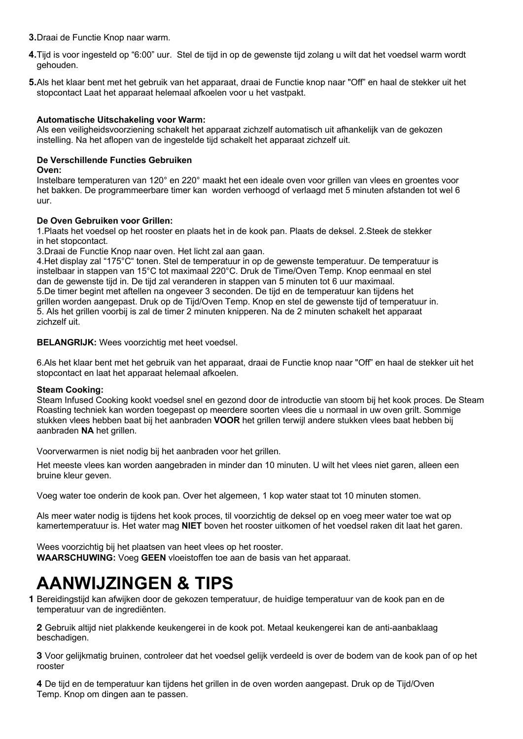3. Draai de Functie Knop naar warm.

4. Tijd is voor ingesteld op “6:00” uur.  Stel de tijd in op de gewenste tijd zolang u wilt dat het voedsel warm wordt gehouden.

5. Als het klaar bent met het gebruik van het apparaat, draai de Functie knop naar "Off” en haal de stekker uit het stopcontact Laat het apparaat helemaal afkoelen voor u het vastpakt.

**Automatische Uitschakeling voor Warm:**
Als een veiligheidsvoorziening schakelt het apparaat zichzelf automatisch uit afhankelijk van de gekozen instelling. Na het aflopen van de ingestelde tijd schakelt het apparaat zichzelf uit.

**De Verschillende Functies Gebruiken**
**Oven:**
Instelbare temperaturen van 120° en 220° maakt het een ideale oven voor grillen van vlees en groentes voor het bakken. De programmeerbare timer kan  worden verhoogd of verlaagd met 5 minuten afstanden tot wel 6 uur.

**De Oven Gebruiken voor Grillen:**
1. Plaats het voedsel op het rooster en plaats het in de kook pan. Plaats de deksel. 2. Steek de stekker in het stopcontact.
3. Draai de Functie Knop naar oven. Het licht zal aan gaan.
4. Het display zal “175°C“ tonen. Stel de temperatuur in op de gewenste temperatuur. De temperatuur is instelbaar in stappen van 15°C tot maximaal 220°C. Druk de Time/Oven Temp. Knop eenmaal en stel dan de gewenste tijd in. De tijd zal veranderen in stappen van 5 minuten tot 6 uur maximaal.
5. De timer begint met aftellen na ongeveer 3 seconden. De tijd en de temperatuur kan tijdens het grillen worden aangepast. Druk op de Tijd/Oven Temp. Knop en stel de gewenste tijd of temperatuur in.
5. Als het grillen voorbij is zal de timer 2 minuten knipperen. Na de 2 minuten schakelt het apparaat zichzelf uit.

**BELANGRIJK:** Wees voorzichtig met heet voedsel.

6. Als het klaar bent met het gebruik van het apparaat, draai de Functie knop naar "Off” en haal de stekker uit het stopcontact en laat het apparaat helemaal afkoelen.

**Steam Cooking:**
Steam Infused Cooking kookt voedsel snel en gezond door de introductie van stoom bij het kook proces. De Steam Roasting techniek kan worden toegepast op meerdere soorten vlees die u normaal in uw oven grilt. Sommige stukken vlees hebben baat bij het aanbraden **VOOR** het grillen terwijl andere stukken vlees baat hebben bij aanbraden **NA** het grillen.

Voorverwarmen is niet nodig bij het aanbraden voor het grillen.

Het meeste vlees kan worden aangebraden in minder dan 10 minuten. U wilt het vlees niet garen, alleen een bruine kleur geven.

Voeg water toe onderin de kook pan. Over het algemeen, 1 kop water staat tot 10 minuten stomen.

Als meer water nodig is tijdens het kook proces, til voorzichtig de deksel op en voeg meer water toe wat op kamertemperatuur is. Het water mag **NIET** boven het rooster uitkomen of het voedsel raken dit laat het garen.

Wees voorzichtig bij het plaatsen van heet vlees op het rooster.
**WAARSCHUWING:** Voeg **GEEN** vloeistoffen toe aan de basis van het apparaat.

# AANWIJZINGEN & TIPS

**1** Bereidingstijd kan afwijken door de gekozen temperatuur, de huidige temperatuur van de kook pan en de temperatuur van de ingrediënten.

**2** Gebruik altijd niet plakkende keukengerei in de kook pot. Metaal keukengerei kan de anti-aanbaklaag beschadigen.

**3** Voor gelijkmatig bruinen, controleer dat het voedsel gelijk verdeeld is over de bodem van de kook pan of op het rooster

**4** De tijd en de temperatuur kan tijdens het grillen in de oven worden aangepast. Druk op de Tijd/Oven Temp. Knop om dingen aan te passen.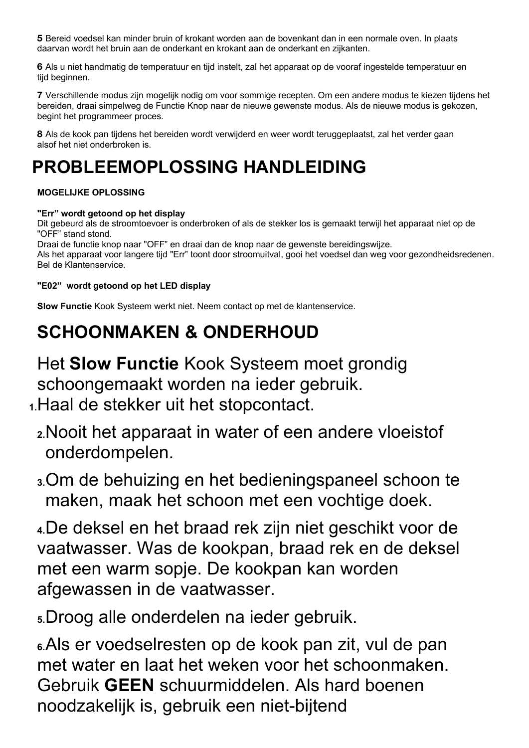**5** Bereid voedsel kan minder bruin of krokant worden aan de bovenkant dan in een normale oven. In plaats daarvan wordt het bruin aan de onderkant en krokant aan de onderkant en zijkanten.

**6** Als u niet handmatig de temperatuur en tijd instelt, zal het apparaat op de vooraf ingestelde temperatuur en tijd beginnen.

**7** Verschillende modus zijn mogelijk nodig om voor sommige recepten. Om een andere modus te kiezen tijdens het bereiden, draai simpelweg de Functie Knop naar de nieuwe gewenste modus. Als de nieuwe modus is gekozen, begint het programmeer proces.

**8** Als de kook pan tijdens het bereiden wordt verwijderd en weer wordt teruggeplaatst, zal het verder gaan alsof het niet onderbroken is.

# PROBLEEMOPLOSSING HANDLEIDING

**MOGELIJKE OPLOSSING**

**"Err" wordt getoond op het display**
Dit gebeurd als de stroomtoevoer is onderbroken of als de stekker los is gemaakt terwijl het apparaat niet op de "OFF" stand stond.
Draai de functie knop naar "OFF" en draai dan de knop naar de gewenste bereidingswijze.
Als het apparaat voor langere tijd "Err" toont door stroomuitval, gooi het voedsel dan weg voor gezondheidsredenen. Bel de Klantenservice.

**"E02" wordt getoond op het LED display**

**Slow Functie** Kook Systeem werkt niet. Neem contact op met de klantenservice.

# SCHOONMAKEN & ONDERHOUD

Het **Slow Functie** Kook Systeem moet grondig schoongemaakt worden na ieder gebruik.

1. Haal de stekker uit het stopcontact.
2. Nooit het apparaat in water of een andere vloeistof onderdompelen.
3. Om de behuizing en het bedieningspaneel schoon te maken, maak het schoon met een vochtige doek.
4. De deksel en het braad rek zijn niet geschikt voor de vaatwasser. Was de kookpan, braad rek en de deksel met een warm sopje. De kookpan kan worden afgewassen in de vaatwasser.
5. Droog alle onderdelen na ieder gebruik.
6. Als er voedselresten op de kook pan zit, vul de pan met water en laat het weken voor het schoonmaken. Gebruik **GEEN** schuurmiddelen. Als hard boenen noodzakelijk is, gebruik een niet-bijtend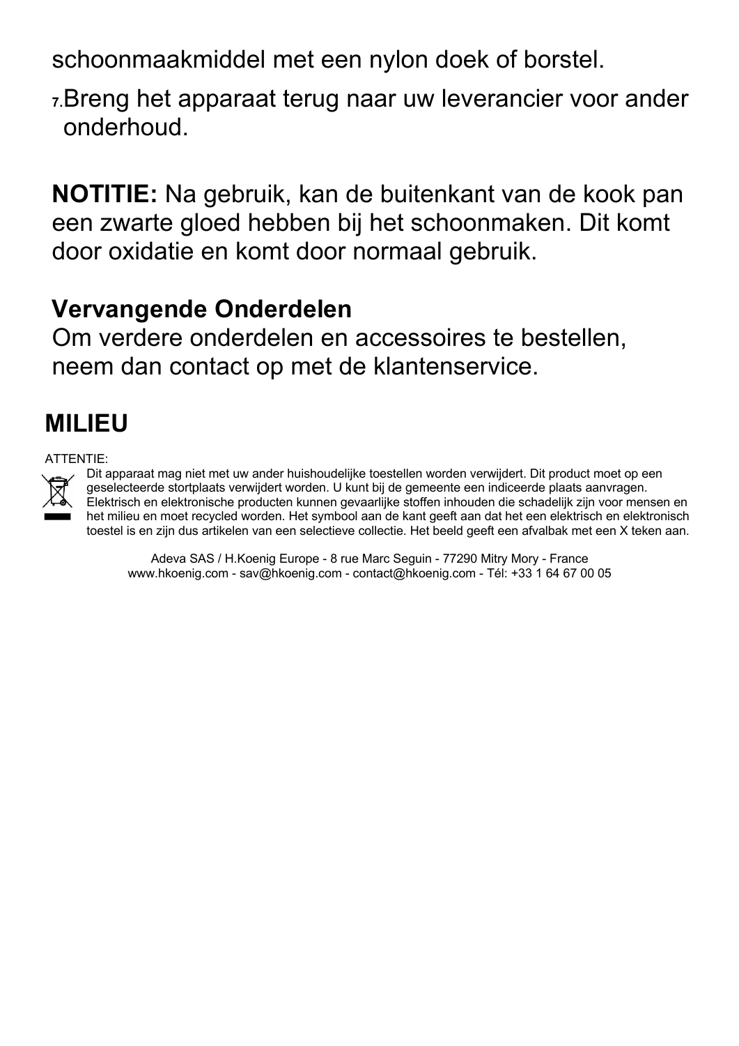schoonmaakmiddel met een nylon doek of borstel.

7. Breng het apparaat terug naar uw leverancier voor ander onderhoud.

**NOTITIE:** Na gebruik, kan de buitenkant van de kook pan een zwarte gloed hebben bij het schoonmaken. Dit komt door oxidatie en komt door normaal gebruik.

**Vervangende Onderdelen**

Om verdere onderdelen en accessoires te bestellen, neem dan contact op met de klantenservice.

## MILIEU

ATTENTIE:

Dit apparaat mag niet met uw ander huishoudelijke toestellen worden verwijdert. Dit product moet op een geselecteerde stortplaats verwijdert worden. U kunt bij de gemeente een indiceerde plaats aanvragen. Elektrisch en elektronische producten kunnen gevaarlijke stoffen inhouden die schadelijk zijn voor mensen en het milieu en moet recycled worden. Het symbool aan de kant geeft aan dat het een elektrisch en elektronisch toestel is en zijn dus artikelen van een selectieve collectie. Het beeld geeft een afvalbak met een X teken aan.

Adeva SAS / H.Koenig Europe - 8 rue Marc Seguin - 77290 Mitry Mory - France
www.hkoenig.com - sav@hkoenig.com - contact@hkoenig.com - Tél: +33 1 64 67 00 05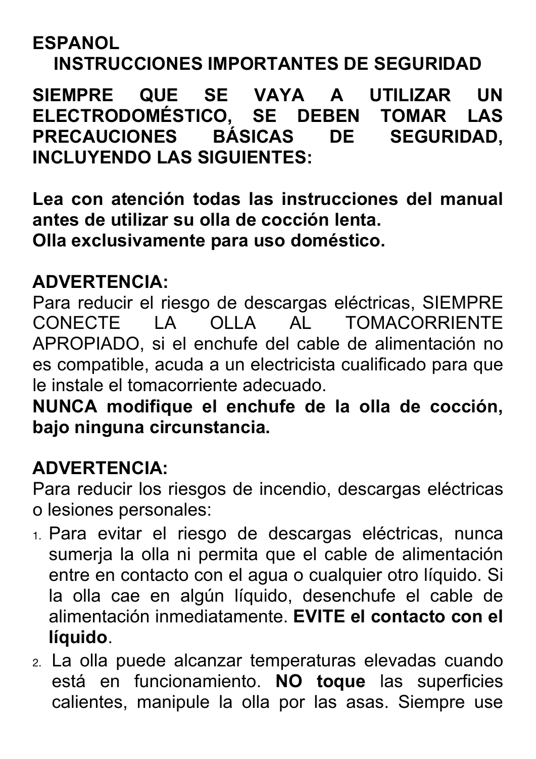**ESPANOL**

## INSTRUCCIONES IMPORTANTES DE SEGURIDAD

**SIEMPRE QUE SE VAYA A UTILIZAR UN ELECTRODOMÉSTICO, SE DEBEN TOMAR LAS PRECAUCIONES BÁSICAS DE SEGURIDAD, INCLUYENDO LAS SIGUIENTES:**

**Lea con atención todas las instrucciones del manual antes de utilizar su olla de cocción lenta.**
**Olla exclusivamente para uso doméstico.**

**ADVERTENCIA:**
Para reducir el riesgo de descargas eléctricas, SIEMPRE CONECTE LA OLLA AL TOMACORRIENTE APROPIADO, si el enchufe del cable de alimentación no es compatible, acuda a un electricista cualificado para que le instale el tomacorriente adecuado.
**NUNCA modifique el enchufe de la olla de cocción, bajo ninguna circunstancia.**

**ADVERTENCIA:**
Para reducir los riesgos de incendio, descargas eléctricas o lesiones personales:

1. Para evitar el riesgo de descargas eléctricas, nunca sumerja la olla ni permita que el cable de alimentación entre en contacto con el agua o cualquier otro líquido. Si la olla cae en algún líquido, desenchufe el cable de alimentación inmediatamente. **EVITE el contacto con el líquido**.
2. La olla puede alcanzar temperaturas elevadas cuando está en funcionamiento. **NO toque** las superficies calientes, manipule la olla por las asas. Siempre use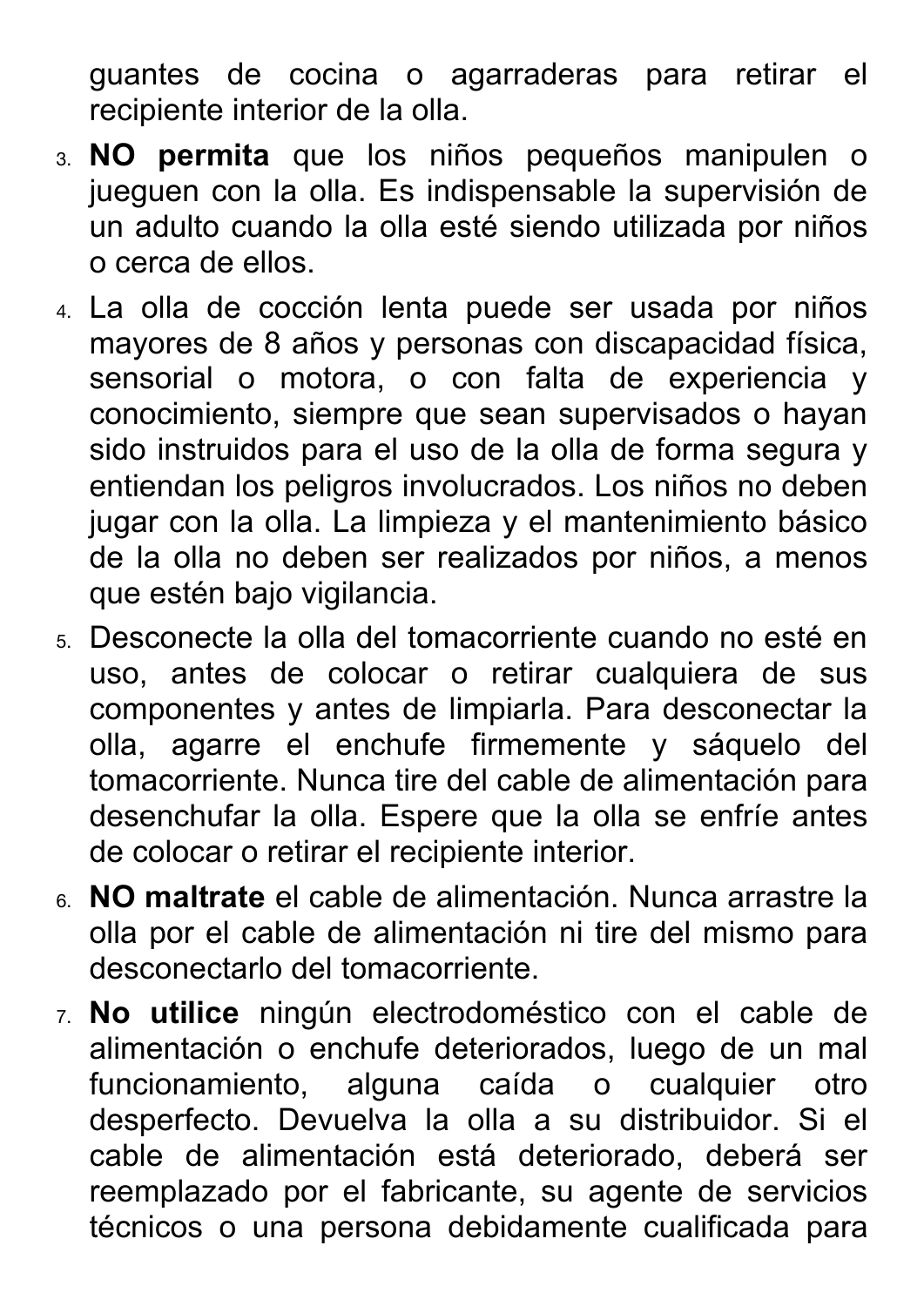guantes de cocina o agarraderas para retirar el recipiente interior de la olla.

3. **NO permita** que los niños pequeños manipulen o jueguen con la olla. Es indispensable la supervisión de un adulto cuando la olla esté siendo utilizada por niños o cerca de ellos.
4. La olla de cocción lenta puede ser usada por niños mayores de 8 años y personas con discapacidad física, sensorial o motora, o con falta de experiencia y conocimiento, siempre que sean supervisados o hayan sido instruidos para el uso de la olla de forma segura y entiendan los peligros involucrados. Los niños no deben jugar con la olla. La limpieza y el mantenimiento básico de la olla no deben ser realizados por niños, a menos que estén bajo vigilancia.
5. Desconecte la olla del tomacorriente cuando no esté en uso, antes de colocar o retirar cualquiera de sus componentes y antes de limpiarla. Para desconectar la olla, agarre el enchufe firmemente y sáquelo del tomacorriente. Nunca tire del cable de alimentación para desenchufar la olla. Espere que la olla se enfríe antes de colocar o retirar el recipiente interior.
6. **NO maltrate** el cable de alimentación. Nunca arrastre la olla por el cable de alimentación ni tire del mismo para desconectarlo del tomacorriente.
7. **No utilice** ningún electrodoméstico con el cable de alimentación o enchufe deteriorados, luego de un mal funcionamiento, alguna caída o cualquier otro desperfecto. Devuelva la olla a su distribuidor. Si el cable de alimentación está deteriorado, deberá ser reemplazado por el fabricante, su agente de servicios técnicos o una persona debidamente cualificada para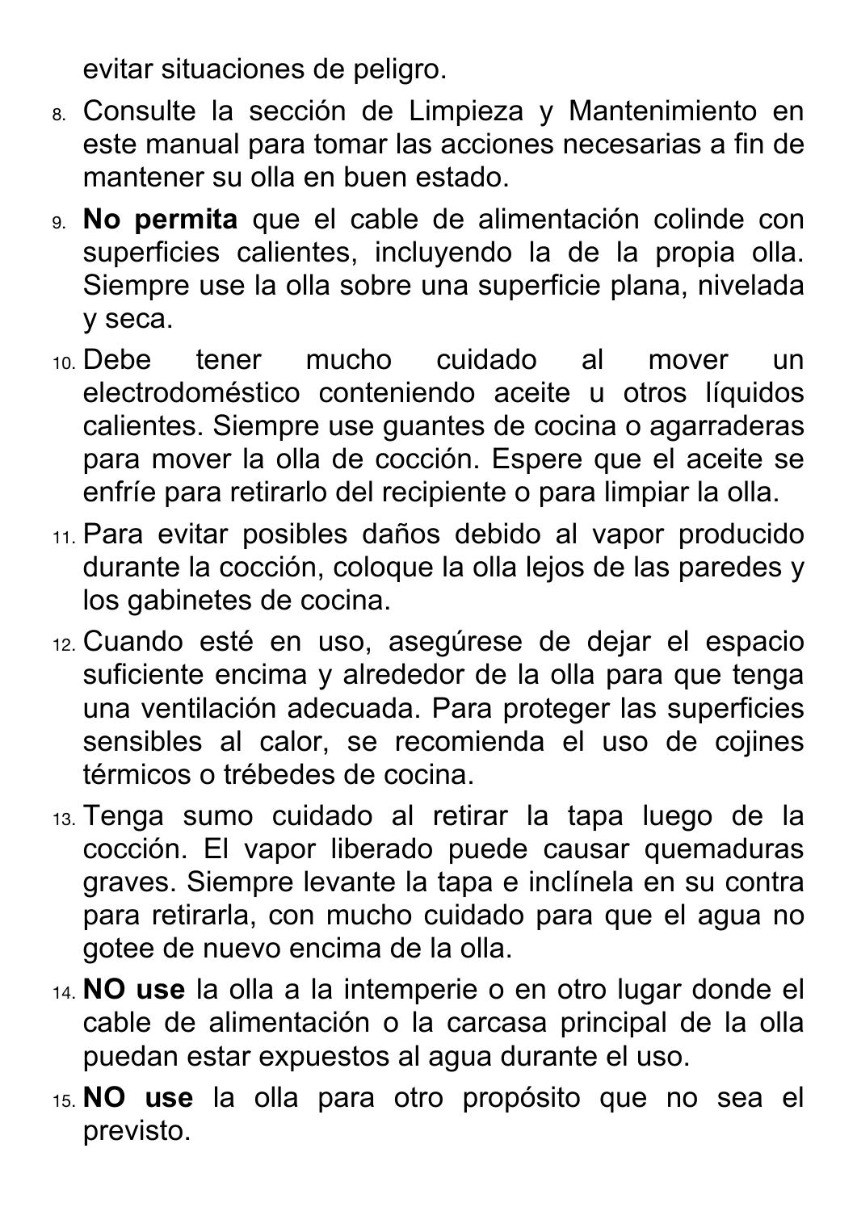evitar situaciones de peligro.

8. Consulte la sección de Limpieza y Mantenimiento en este manual para tomar las acciones necesarias a fin de mantener su olla en buen estado.
9. **No permita** que el cable de alimentación colinde con superficies calientes, incluyendo la de la propia olla. Siempre use la olla sobre una superficie plana, nivelada y seca.
10. Debe tener mucho cuidado al mover un electrodoméstico conteniendo aceite u otros líquidos calientes. Siempre use guantes de cocina o agarraderas para mover la olla de cocción. Espere que el aceite se enfríe para retirarlo del recipiente o para limpiar la olla.
11. Para evitar posibles daños debido al vapor producido durante la cocción, coloque la olla lejos de las paredes y los gabinetes de cocina.
12. Cuando esté en uso, asegúrese de dejar el espacio suficiente encima y alrededor de la olla para que tenga una ventilación adecuada. Para proteger las superficies sensibles al calor, se recomienda el uso de cojines térmicos o trébedes de cocina.
13. Tenga sumo cuidado al retirar la tapa luego de la cocción. El vapor liberado puede causar quemaduras graves. Siempre levante la tapa e inclínela en su contra para retirarla, con mucho cuidado para que el agua no gotee de nuevo encima de la olla.
14. **NO use** la olla a la intemperie o en otro lugar donde el cable de alimentación o la carcasa principal de la olla puedan estar expuestos al agua durante el uso.
15. **NO use** la olla para otro propósito que no sea el previsto.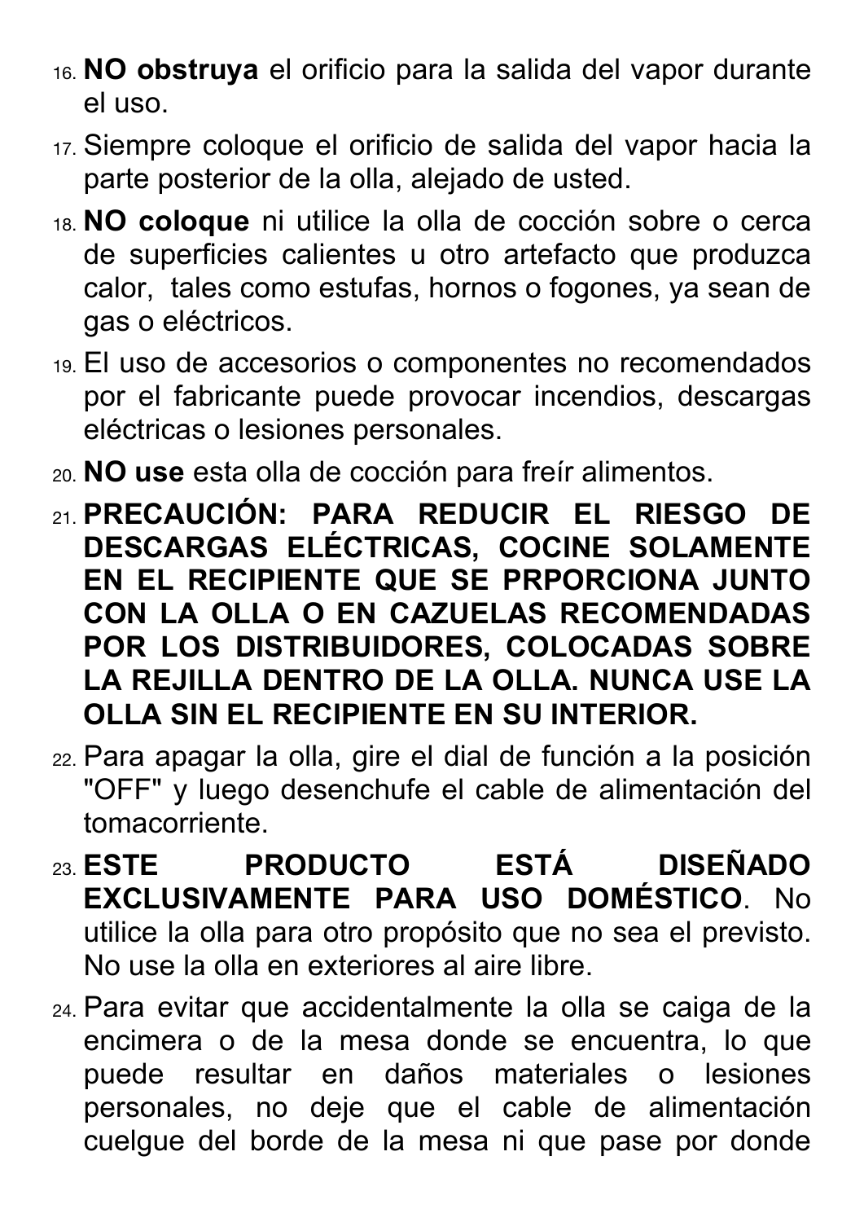16. **NO obstruya** el orificio para la salida del vapor durante el uso.
17. Siempre coloque el orificio de salida del vapor hacia la parte posterior de la olla, alejado de usted.
18. **NO coloque** ni utilice la olla de cocción sobre o cerca de superficies calientes u otro artefacto que produzca calor, tales como estufas, hornos o fogones, ya sean de gas o eléctricos.
19. El uso de accesorios o componentes no recomendados por el fabricante puede provocar incendios, descargas eléctricas o lesiones personales.
20. **NO use** esta olla de cocción para freír alimentos.
21. **PRECAUCIÓN: PARA REDUCIR EL RIESGO DE DESCARGAS ELÉCTRICAS, COCINE SOLAMENTE EN EL RECIPIENTE QUE SE PRPORCIONA JUNTO CON LA OLLA O EN CAZUELAS RECOMENDADAS POR LOS DISTRIBUIDORES, COLOCADAS SOBRE LA REJILLA DENTRO DE LA OLLA. NUNCA USE LA OLLA SIN EL RECIPIENTE EN SU INTERIOR.**
22. Para apagar la olla, gire el dial de función a la posición "OFF" y luego desenchufe el cable de alimentación del tomacorriente.
23. **ESTE PRODUCTO ESTÁ DISEÑADO EXCLUSIVAMENTE PARA USO DOMÉSTICO**. No utilice la olla para otro propósito que no sea el previsto. No use la olla en exteriores al aire libre.
24. Para evitar que accidentalmente la olla se caiga de la encimera o de la mesa donde se encuentra, lo que puede resultar en daños materiales o lesiones personales, no deje que el cable de alimentación cuelgue del borde de la mesa ni que pase por donde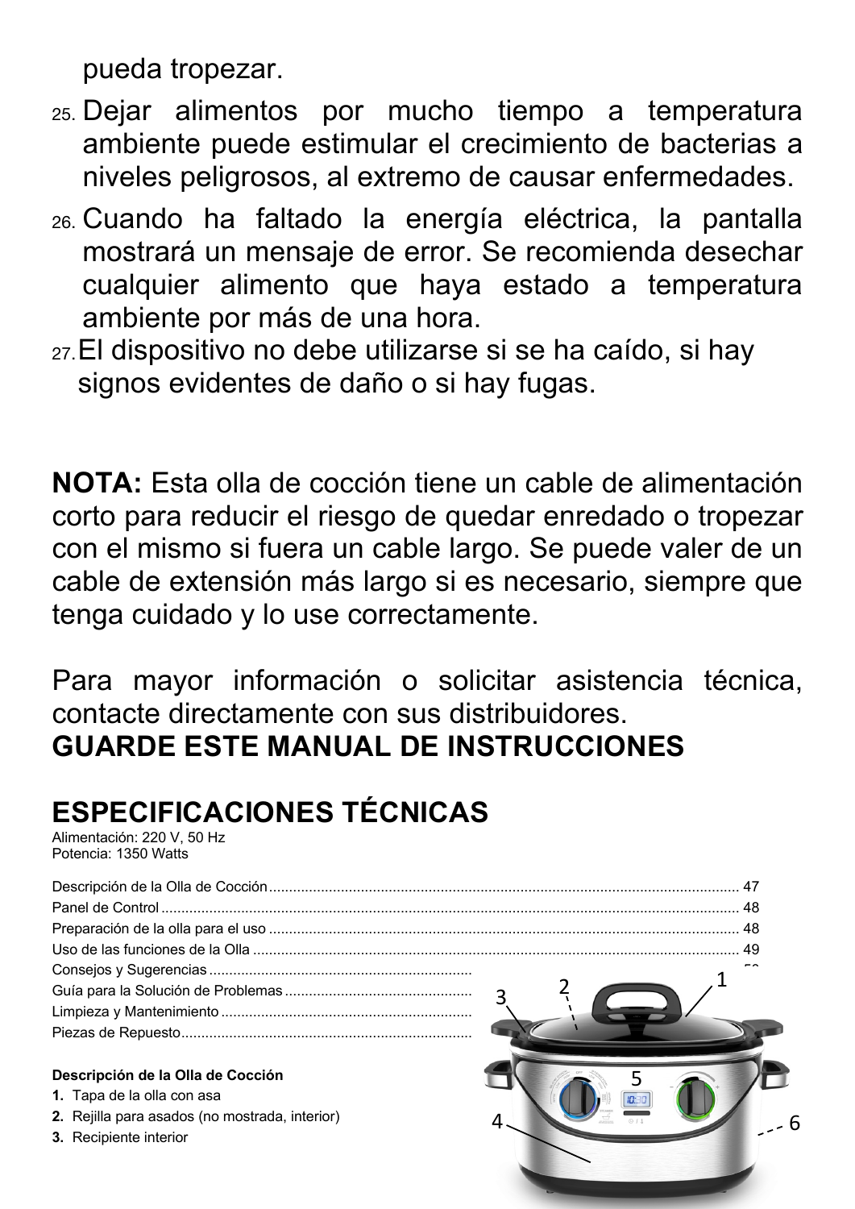pueda tropezar.

25. Dejar alimentos por mucho tiempo a temperatura ambiente puede estimular el crecimiento de bacterias a niveles peligrosos, al extremo de causar enfermedades.
26. Cuando ha faltado la energía eléctrica, la pantalla mostrará un mensaje de error. Se recomienda desechar cualquier alimento que haya estado a temperatura ambiente por más de una hora.
27. El dispositivo no debe utilizarse si se ha caído, si hay signos evidentes de daño o si hay fugas.

**NOTA:** Esta olla de cocción tiene un cable de alimentación corto para reducir el riesgo de quedar enredado o tropezar con el mismo si fuera un cable largo. Se puede valer de un cable de extensión más largo si es necesario, siempre que tenga cuidado y lo use correctamente.

Para mayor información o solicitar asistencia técnica, contacte directamente con sus distribuidores.

**GUARDE ESTE MANUAL DE INSTRUCCIONES**

## ESPECIFICACIONES TÉCNICAS

Alimentación: 220 V, 50 Hz
Potencia: 1350 Watts

Descripción de la Olla de Cocción .......... 47
Panel de Control .......... 48
Preparación de la olla para el uso .......... 48
Uso de las funciones de la Olla .......... 49
Consejos y Sugerencias ..........
Guía para la Solución de Problemas ..........
Limpieza y Mantenimiento ..........
Piezas de Repuesto ..........

**Descripción de la Olla de Cocción**

1. Tapa de la olla con asa
2. Rejilla para asados (no mostrada, interior)
3. Recipiente interior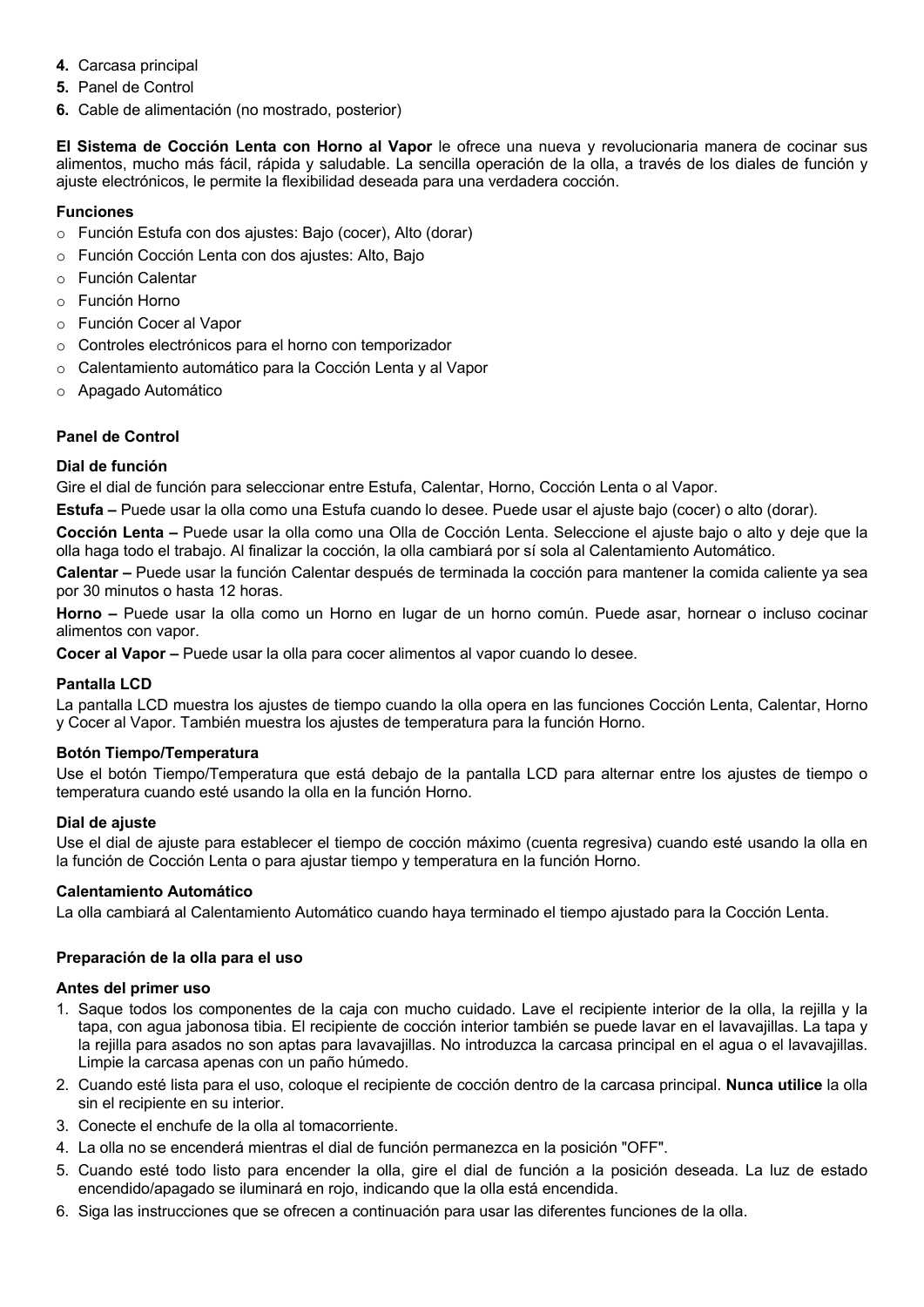4. Carcasa principal
5. Panel de Control
6. Cable de alimentación (no mostrado, posterior)

**El Sistema de Cocción Lenta con Horno al Vapor** le ofrece una nueva y revolucionaria manera de cocinar sus alimentos, mucho más fácil, rápida y saludable. La sencilla operación de la olla, a través de los diales de función y ajuste electrónicos, le permite la flexibilidad deseada para una verdadera cocción.

**Funciones**

- Función Estufa con dos ajustes: Bajo (cocer), Alto (dorar)
- Función Cocción Lenta con dos ajustes: Alto, Bajo
- Función Calentar
- Función Horno
- Función Cocer al Vapor
- Controles electrónicos para el horno con temporizador
- Calentamiento automático para la Cocción Lenta y al Vapor
- Apagado Automático

**Panel de Control**

**Dial de función**

Gire el dial de función para seleccionar entre Estufa, Calentar, Horno, Cocción Lenta o al Vapor.

**Estufa –** Puede usar la olla como una Estufa cuando lo desee. Puede usar el ajuste bajo (cocer) o alto (dorar).

**Cocción Lenta –** Puede usar la olla como una Olla de Cocción Lenta. Seleccione el ajuste bajo o alto y deje que la olla haga todo el trabajo. Al finalizar la cocción, la olla cambiará por sí sola al Calentamiento Automático.

**Calentar –** Puede usar la función Calentar después de terminada la cocción para mantener la comida caliente ya sea por 30 minutos o hasta 12 horas.

**Horno –** Puede usar la olla como un Horno en lugar de un horno común. Puede asar, hornear o incluso cocinar alimentos con vapor.

**Cocer al Vapor –** Puede usar la olla para cocer alimentos al vapor cuando lo desee.

**Pantalla LCD**

La pantalla LCD muestra los ajustes de tiempo cuando la olla opera en las funciones Cocción Lenta, Calentar, Horno y Cocer al Vapor. También muestra los ajustes de temperatura para la función Horno.

**Botón Tiempo/Temperatura**

Use el botón Tiempo/Temperatura que está debajo de la pantalla LCD para alternar entre los ajustes de tiempo o temperatura cuando esté usando la olla en la función Horno.

**Dial de ajuste**

Use el dial de ajuste para establecer el tiempo de cocción máximo (cuenta regresiva) cuando esté usando la olla en la función de Cocción Lenta o para ajustar tiempo y temperatura en la función Horno.

**Calentamiento Automático**

La olla cambiará al Calentamiento Automático cuando haya terminado el tiempo ajustado para la Cocción Lenta.

**Preparación de la olla para el uso**

**Antes del primer uso**

1. Saque todos los componentes de la caja con mucho cuidado. Lave el recipiente interior de la olla, la rejilla y la tapa, con agua jabonosa tibia. El recipiente de cocción interior también se puede lavar en el lavavajillas. La tapa y la rejilla para asados no son aptas para lavavajillas. No introduzca la carcasa principal en el agua o el lavavajillas. Limpie la carcasa apenas con un paño húmedo.
2. Cuando esté lista para el uso, coloque el recipiente de cocción dentro de la carcasa principal. **Nunca utilice** la olla sin el recipiente en su interior.
3. Conecte el enchufe de la olla al tomacorriente.
4. La olla no se encenderá mientras el dial de función permanezca en la posición "OFF".
5. Cuando esté todo listo para encender la olla, gire el dial de función a la posición deseada. La luz de estado encendido/apagado se iluminará en rojo, indicando que la olla está encendida.
6. Siga las instrucciones que se ofrecen a continuación para usar las diferentes funciones de la olla.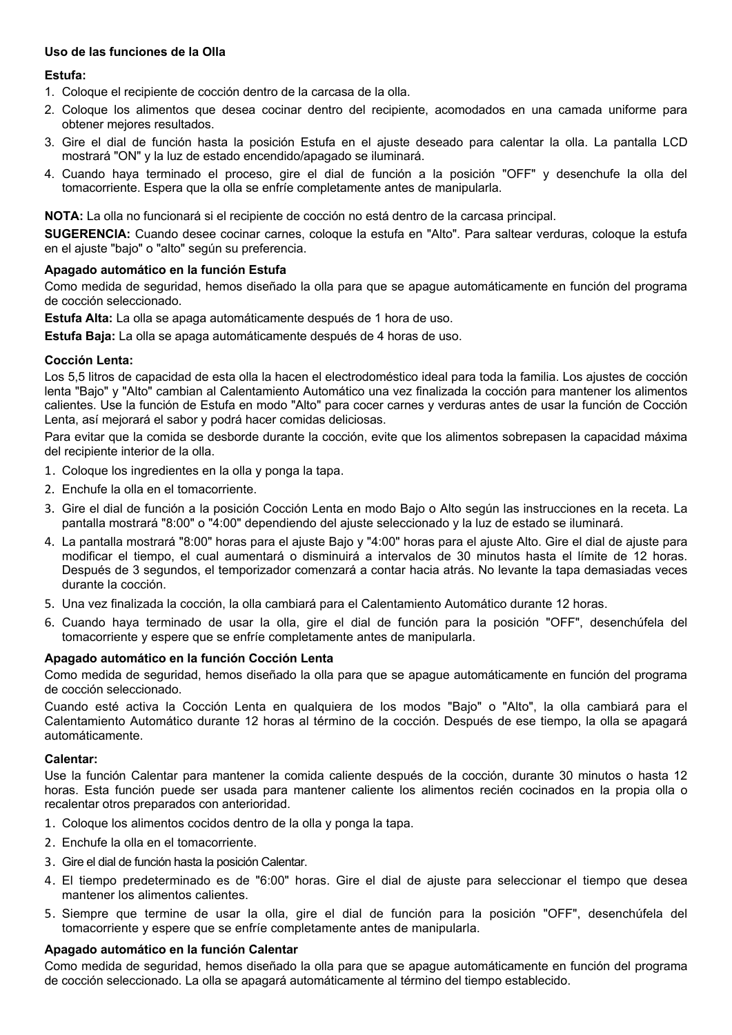**Uso de las funciones de la Olla**

**Estufa:**

1. Coloque el recipiente de cocción dentro de la carcasa de la olla.
2. Coloque los alimentos que desea cocinar dentro del recipiente, acomodados en una camada uniforme para obtener mejores resultados.
3. Gire el dial de función hasta la posición Estufa en el ajuste deseado para calentar la olla. La pantalla LCD mostrará "ON" y la luz de estado encendido/apagado se iluminará.
4. Cuando haya terminado el proceso, gire el dial de función a la posición "OFF" y desenchufe la olla del tomacorriente. Espera que la olla se enfríe completamente antes de manipularla.

**NOTA:** La olla no funcionará si el recipiente de cocción no está dentro de la carcasa principal.

**SUGERENCIA:** Cuando desee cocinar carnes, coloque la estufa en "Alto". Para saltear verduras, coloque la estufa en el ajuste "bajo" o "alto" según su preferencia.

**Apagado automático en la función Estufa**

Como medida de seguridad, hemos diseñado la olla para que se apague automáticamente en función del programa de cocción seleccionado.

**Estufa Alta:** La olla se apaga automáticamente después de 1 hora de uso.

**Estufa Baja:** La olla se apaga automáticamente después de 4 horas de uso.

**Cocción Lenta:**

Los 5,5 litros de capacidad de esta olla la hacen el electrodoméstico ideal para toda la familia. Los ajustes de cocción lenta "Bajo" y "Alto" cambian al Calentamiento Automático una vez finalizada la cocción para mantener los alimentos calientes. Use la función de Estufa en modo "Alto" para cocer carnes y verduras antes de usar la función de Cocción Lenta, así mejorará el sabor y podrá hacer comidas deliciosas.

Para evitar que la comida se desborde durante la cocción, evite que los alimentos sobrepasen la capacidad máxima del recipiente interior de la olla.

1. Coloque los ingredientes en la olla y ponga la tapa.
2. Enchufe la olla en el tomacorriente.
3. Gire el dial de función a la posición Cocción Lenta en modo Bajo o Alto según las instrucciones en la receta. La pantalla mostrará "8:00" o "4:00" dependiendo del ajuste seleccionado y la luz de estado se iluminará.
4. La pantalla mostrará "8:00" horas para el ajuste Bajo y "4:00" horas para el ajuste Alto. Gire el dial de ajuste para modificar el tiempo, el cual aumentará o disminuirá a intervalos de 30 minutos hasta el límite de 12 horas. Después de 3 segundos, el temporizador comenzará a contar hacia atrás. No levante la tapa demasiadas veces durante la cocción.
5. Una vez finalizada la cocción, la olla cambiará para el Calentamiento Automático durante 12 horas.
6. Cuando haya terminado de usar la olla, gire el dial de función para la posición "OFF", desenchúfela del tomacorriente y espere que se enfríe completamente antes de manipularla.

**Apagado automático en la función Cocción Lenta**

Como medida de seguridad, hemos diseñado la olla para que se apague automáticamente en función del programa de cocción seleccionado.

Cuando esté activa la Cocción Lenta en qualquiera de los modos "Bajo" o "Alto", la olla cambiará para el Calentamiento Automático durante 12 horas al término de la cocción. Después de ese tiempo, la olla se apagará automáticamente.

**Calentar:**

Use la función Calentar para mantener la comida caliente después de la cocción, durante 30 minutos o hasta 12 horas. Esta función puede ser usada para mantener caliente los alimentos recién cocinados en la propia olla o recalentar otros preparados con anterioridad.

1. Coloque los alimentos cocidos dentro de la olla y ponga la tapa.
2. Enchufe la olla en el tomacorriente.
3. Gire el dial de función hasta la posición Calentar.
4. El tiempo predeterminado es de "6:00" horas. Gire el dial de ajuste para seleccionar el tiempo que desea mantener los alimentos calientes.
5. Siempre que termine de usar la olla, gire el dial de función para la posición "OFF", desenchúfela del tomacorriente y espere que se enfríe completamente antes de manipularla.

**Apagado automático en la función Calentar**

Como medida de seguridad, hemos diseñado la olla para que se apague automáticamente en función del programa de cocción seleccionado. La olla se apagará automáticamente al término del tiempo establecido.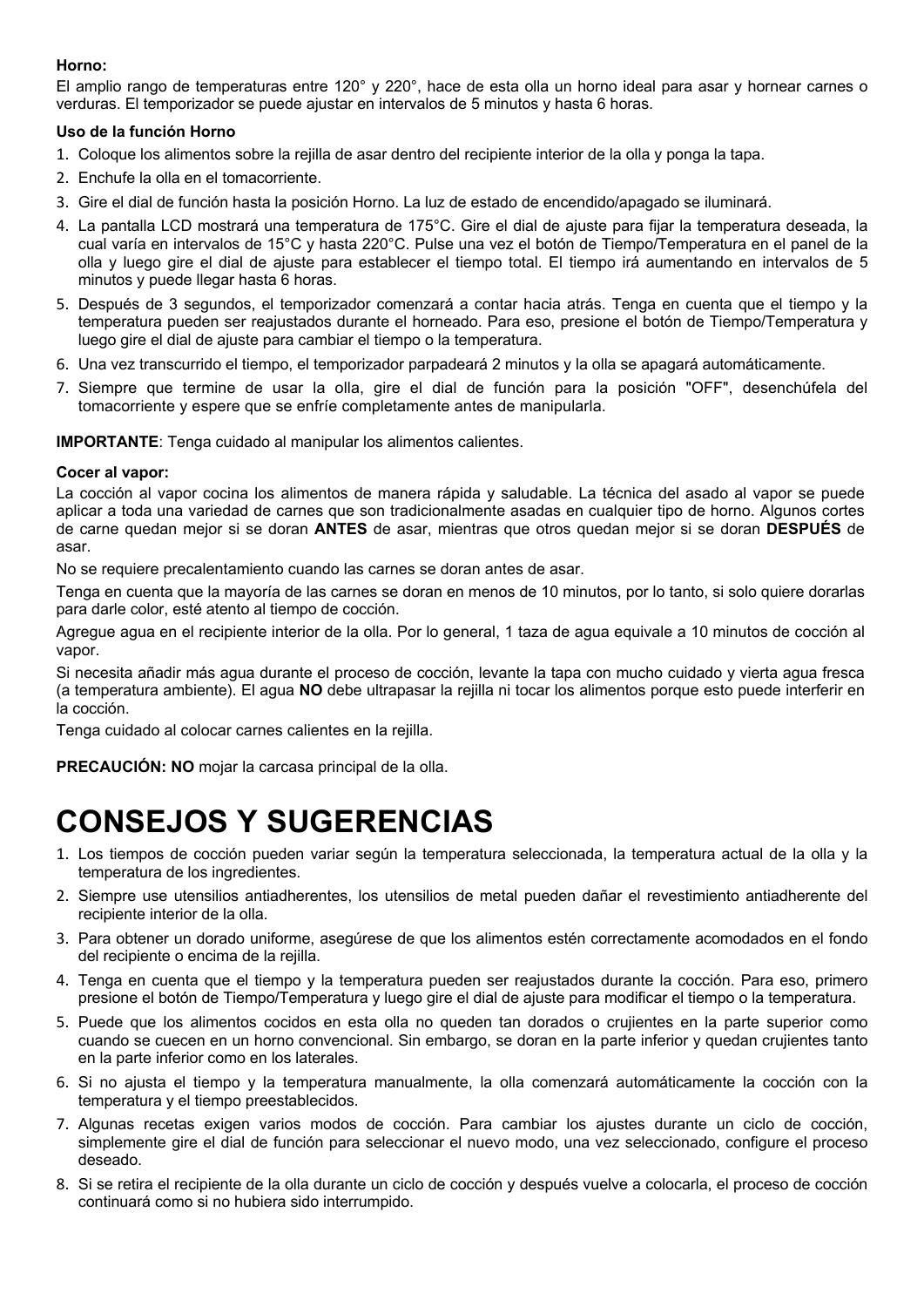**Horno:**

El amplio rango de temperaturas entre 120° y 220°, hace de esta olla un horno ideal para asar y hornear carnes o verduras. El temporizador se puede ajustar en intervalos de 5 minutos y hasta 6 horas.

**Uso de la función Horno**

1. Coloque los alimentos sobre la rejilla de asar dentro del recipiente interior de la olla y ponga la tapa.
2. Enchufe la olla en el tomacorriente.
3. Gire el dial de función hasta la posición Horno. La luz de estado de encendido/apagado se iluminará.
4. La pantalla LCD mostrará una temperatura de 175°C. Gire el dial de ajuste para fijar la temperatura deseada, la cual varía en intervalos de 15°C y hasta 220°C. Pulse una vez el botón de Tiempo/Temperatura en el panel de la olla y luego gire el dial de ajuste para establecer el tiempo total. El tiempo irá aumentando en intervalos de 5 minutos y puede llegar hasta 6 horas.
5. Después de 3 segundos, el temporizador comenzará a contar hacia atrás. Tenga en cuenta que el tiempo y la temperatura pueden ser reajustados durante el horneado. Para eso, presione el botón de Tiempo/Temperatura y luego gire el dial de ajuste para cambiar el tiempo o la temperatura.
6. Una vez transcurrido el tiempo, el temporizador parpadeará 2 minutos y la olla se apagará automáticamente.
7. Siempre que termine de usar la olla, gire el dial de función para la posición "OFF", desenchúfela del tomacorriente y espere que se enfríe completamente antes de manipularla.

**IMPORTANTE**: Tenga cuidado al manipular los alimentos calientes.

**Cocer al vapor:**

La cocción al vapor cocina los alimentos de manera rápida y saludable. La técnica del asado al vapor se puede aplicar a toda una variedad de carnes que son tradicionalmente asadas en cualquier tipo de horno. Algunos cortes de carne quedan mejor si se doran **ANTES** de asar, mientras que otros quedan mejor si se doran **DESPUÉS** de asar.

No se requiere precalentamiento cuando las carnes se doran antes de asar.

Tenga en cuenta que la mayoría de las carnes se doran en menos de 10 minutos, por lo tanto, si solo quiere dorarlas para darle color, esté atento al tiempo de cocción.

Agregue agua en el recipiente interior de la olla. Por lo general, 1 taza de agua equivale a 10 minutos de cocción al vapor.

Si necesita añadir más agua durante el proceso de cocción, levante la tapa con mucho cuidado y vierta agua fresca (a temperatura ambiente). El agua **NO** debe ultrapasar la rejilla ni tocar los alimentos porque esto puede interferir en la cocción.

Tenga cuidado al colocar carnes calientes en la rejilla.

**PRECAUCIÓN: NO** mojar la carcasa principal de la olla.

# CONSEJOS Y SUGERENCIAS

1. Los tiempos de cocción pueden variar según la temperatura seleccionada, la temperatura actual de la olla y la temperatura de los ingredientes.
2. Siempre use utensilios antiadherentes, los utensilios de metal pueden dañar el revestimiento antiadherente del recipiente interior de la olla.
3. Para obtener un dorado uniforme, asegúrese de que los alimentos estén correctamente acomodados en el fondo del recipiente o encima de la rejilla.
4. Tenga en cuenta que el tiempo y la temperatura pueden ser reajustados durante la cocción. Para eso, primero presione el botón de Tiempo/Temperatura y luego gire el dial de ajuste para modificar el tiempo o la temperatura.
5. Puede que los alimentos cocidos en esta olla no queden tan dorados o crujientes en la parte superior como cuando se cuecen en un horno convencional. Sin embargo, se doran en la parte inferior y quedan crujientes tanto en la parte inferior como en los laterales.
6. Si no ajusta el tiempo y la temperatura manualmente, la olla comenzará automáticamente la cocción con la temperatura y el tiempo preestablecidos.
7. Algunas recetas exigen varios modos de cocción. Para cambiar los ajustes durante un ciclo de cocción, simplemente gire el dial de función para seleccionar el nuevo modo, una vez seleccionado, configure el proceso deseado.
8. Si se retira el recipiente de la olla durante un ciclo de cocción y después vuelve a colocarla, el proceso de cocción continuará como si no hubiera sido interrumpido.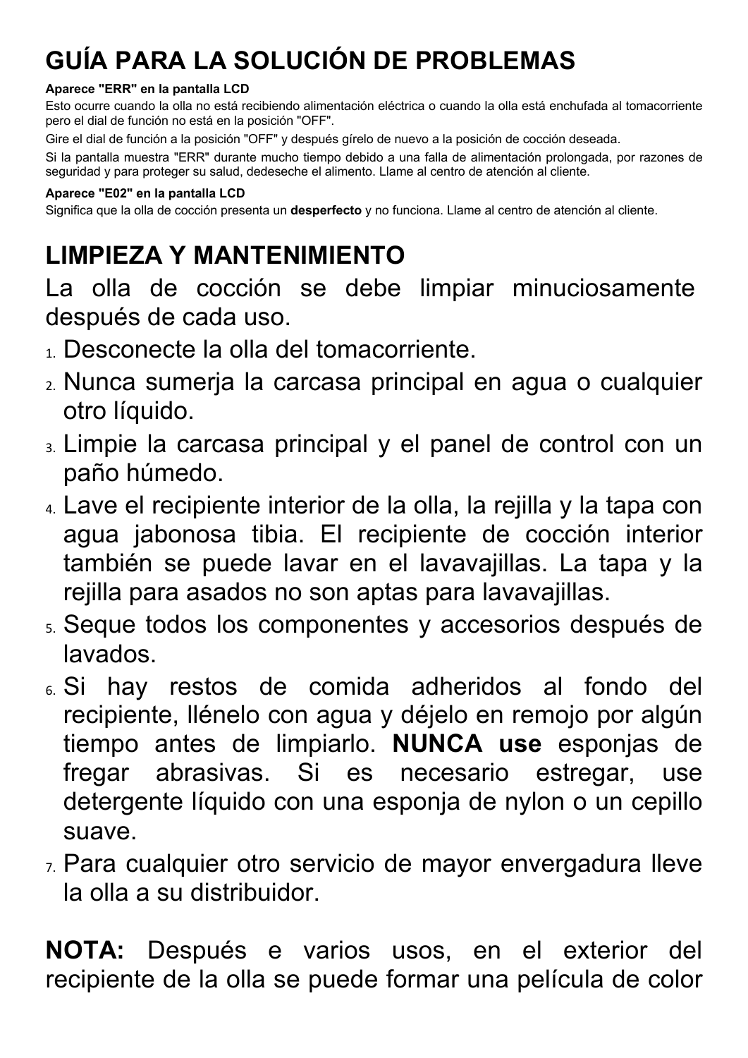## GUÍA PARA LA SOLUCIÓN DE PROBLEMAS

**Aparece "ERR" en la pantalla LCD**

Esto ocurre cuando la olla no está recibiendo alimentación eléctrica o cuando la olla está enchufada al tomacorriente pero el dial de función no está en la posición "OFF".

Gire el dial de función a la posición "OFF" y después gírelo de nuevo a la posición de cocción deseada.

Si la pantalla muestra "ERR" durante mucho tiempo debido a una falla de alimentación prolongada, por razones de seguridad y para proteger su salud, dedeseche el alimento. Llame al centro de atención al cliente.

**Aparece "E02" en la pantalla LCD**

Significa que la olla de cocción presenta un **desperfecto** y no funciona. Llame al centro de atención al cliente.

## LIMPIEZA Y MANTENIMIENTO

La olla de cocción se debe limpiar minuciosamente después de cada uso.

1. Desconecte la olla del tomacorriente.
2. Nunca sumerja la carcasa principal en agua o cualquier otro líquido.
3. Limpie la carcasa principal y el panel de control con un paño húmedo.
4. Lave el recipiente interior de la olla, la rejilla y la tapa con agua jabonosa tibia. El recipiente de cocción interior también se puede lavar en el lavavajillas. La tapa y la rejilla para asados no son aptas para lavavajillas.
5. Seque todos los componentes y accesorios después de lavados.
6. Si hay restos de comida adheridos al fondo del recipiente, llénelo con agua y déjelo en remojo por algún tiempo antes de limpiarlo. **NUNCA use** esponjas de fregar abrasivas. Si es necesario estregar, use detergente líquido con una esponja de nylon o un cepillo suave.
7. Para cualquier otro servicio de mayor envergadura lleve la olla a su distribuidor.

**NOTA:** Después e varios usos, en el exterior del recipiente de la olla se puede formar una película de color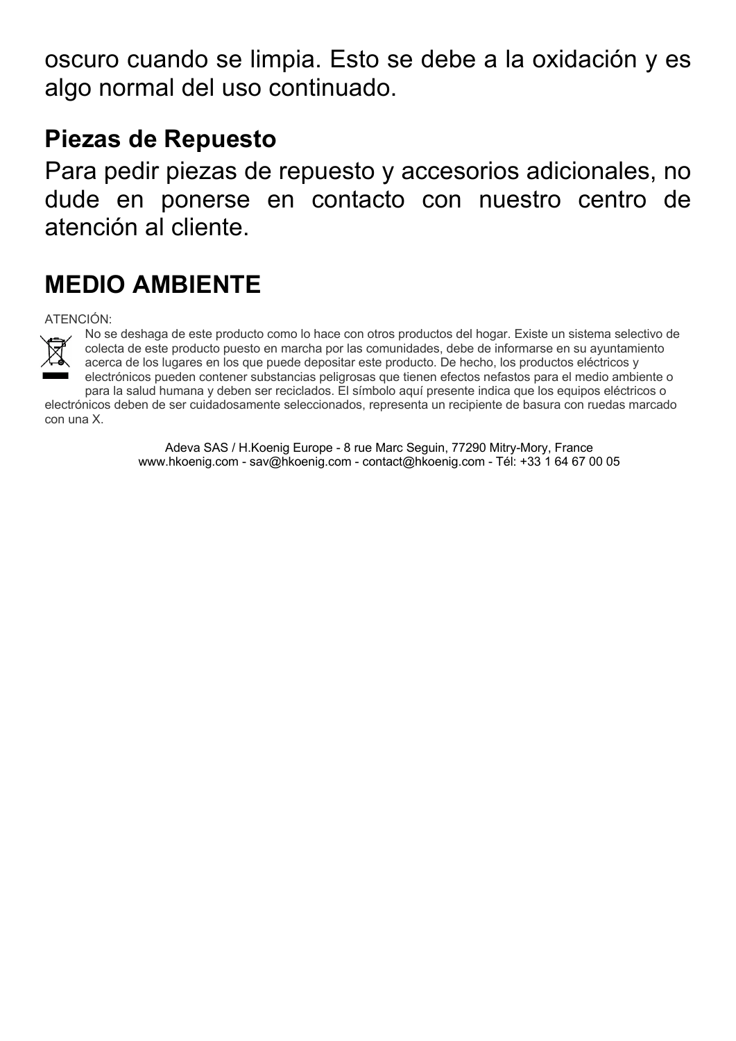oscuro cuando se limpia. Esto se debe a la oxidación y es algo normal del uso continuado.

### Piezas de Repuesto

Para pedir piezas de repuesto y accesorios adicionales, no dude en ponerse en contacto con nuestro centro de atención al cliente.

## MEDIO AMBIENTE

ATENCIÓN:

No se deshaga de este producto como lo hace con otros productos del hogar. Existe un sistema selectivo de colecta de este producto puesto en marcha por las comunidades, debe de informarse en su ayuntamiento acerca de los lugares en los que puede depositar este producto. De hecho, los productos eléctricos y electrónicos pueden contener substancias peligrosas que tienen efectos nefastos para el medio ambiente o para la salud humana y deben ser reciclados. El símbolo aquí presente indica que los equipos eléctricos o electrónicos deben de ser cuidadosamente seleccionados, representa un recipiente de basura con ruedas marcado con una X.

Adeva SAS / H.Koenig Europe - 8 rue Marc Seguin, 77290 Mitry-Mory, France
www.hkoenig.com - sav@hkoenig.com - contact@hkoenig.com - Tél: +33 1 64 67 00 05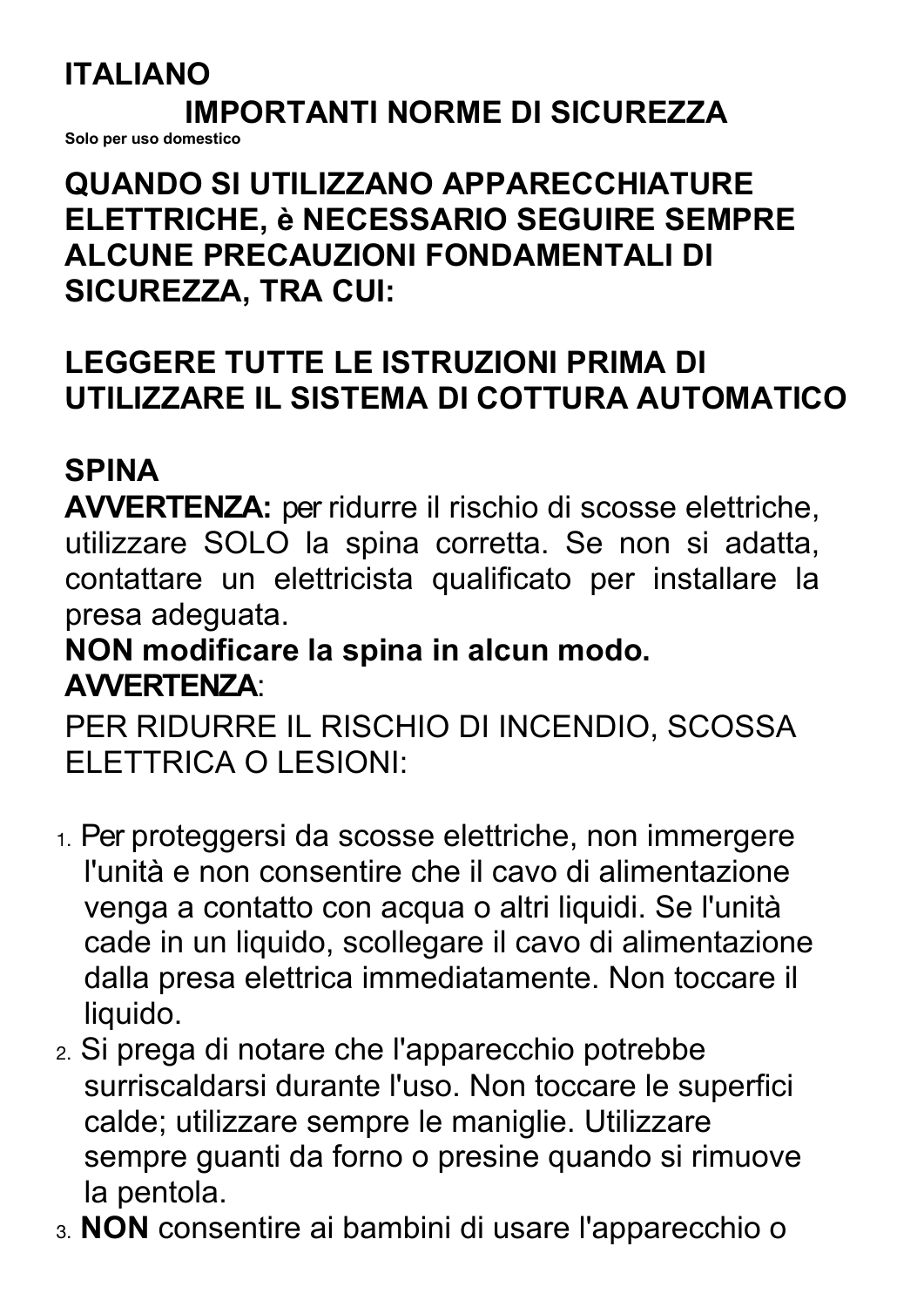# ITALIANO

## IMPORTANTI NORME DI SICUREZZA

Solo per uso domestico

**QUANDO SI UTILIZZANO APPARECCHIATURE ELETTRICHE, è NECESSARIO SEGUIRE SEMPRE ALCUNE PRECAUZIONI FONDAMENTALI DI SICUREZZA, TRA CUI:**

**LEGGERE TUTTE LE ISTRUZIONI PRIMA DI UTILIZZARE IL SISTEMA DI COTTURA AUTOMATICO**

**SPINA**

**AVVERTENZA:** per ridurre il rischio di scosse elettriche, utilizzare SOLO la spina corretta. Se non si adatta, contattare un elettricista qualificato per installare la presa adeguata.

**NON modificare la spina in alcun modo.**

**AVVERTENZA**:

PER RIDURRE IL RISCHIO DI INCENDIO, SCOSSA ELETTRICA O LESIONI:

1. Per proteggersi da scosse elettriche, non immergere l'unità e non consentire che il cavo di alimentazione venga a contatto con acqua o altri liquidi. Se l'unità cade in un liquido, scollegare il cavo di alimentazione dalla presa elettrica immediatamente. Non toccare il liquido.
2. Si prega di notare che l'apparecchio potrebbe surriscaldarsi durante l'uso. Non toccare le superfici calde; utilizzare sempre le maniglie. Utilizzare sempre guanti da forno o presine quando si rimuove la pentola.
3. **NON** consentire ai bambini di usare l'apparecchio o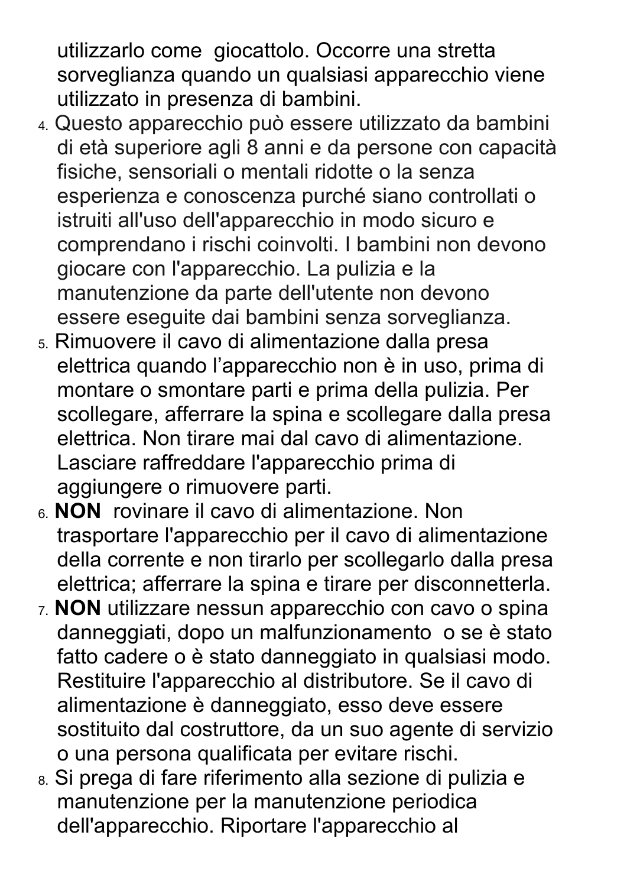utilizzarlo come giocattolo. Occorre una stretta sorveglianza quando un qualsiasi apparecchio viene utilizzato in presenza di bambini.

4. Questo apparecchio può essere utilizzato da bambini di età superiore agli 8 anni e da persone con capacità fisiche, sensoriali o mentali ridotte o la senza esperienza e conoscenza purché siano controllati o istruiti all'uso dell'apparecchio in modo sicuro e comprendano i rischi coinvolti. I bambini non devono giocare con l'apparecchio. La pulizia e la manutenzione da parte dell'utente non devono essere eseguite dai bambini senza sorveglianza.
5. Rimuovere il cavo di alimentazione dalla presa elettrica quando l'apparecchio non è in uso, prima di montare o smontare parti e prima della pulizia. Per scollegare, afferrare la spina e scollegare dalla presa elettrica. Non tirare mai dal cavo di alimentazione. Lasciare raffreddare l'apparecchio prima di aggiungere o rimuovere parti.
6. **NON** rovinare il cavo di alimentazione. Non trasportare l'apparecchio per il cavo di alimentazione della corrente e non tirarlo per scollegarlo dalla presa elettrica; afferrare la spina e tirare per disconnetterla.
7. **NON** utilizzare nessun apparecchio con cavo o spina danneggiati, dopo un malfunzionamento o se è stato fatto cadere o è stato danneggiato in qualsiasi modo. Restituire l'apparecchio al distributore. Se il cavo di alimentazione è danneggiato, esso deve essere sostituito dal costruttore, da un suo agente di servizio o una persona qualificata per evitare rischi.
8. Si prega di fare riferimento alla sezione di pulizia e manutenzione per la manutenzione periodica dell'apparecchio. Riportare l'apparecchio al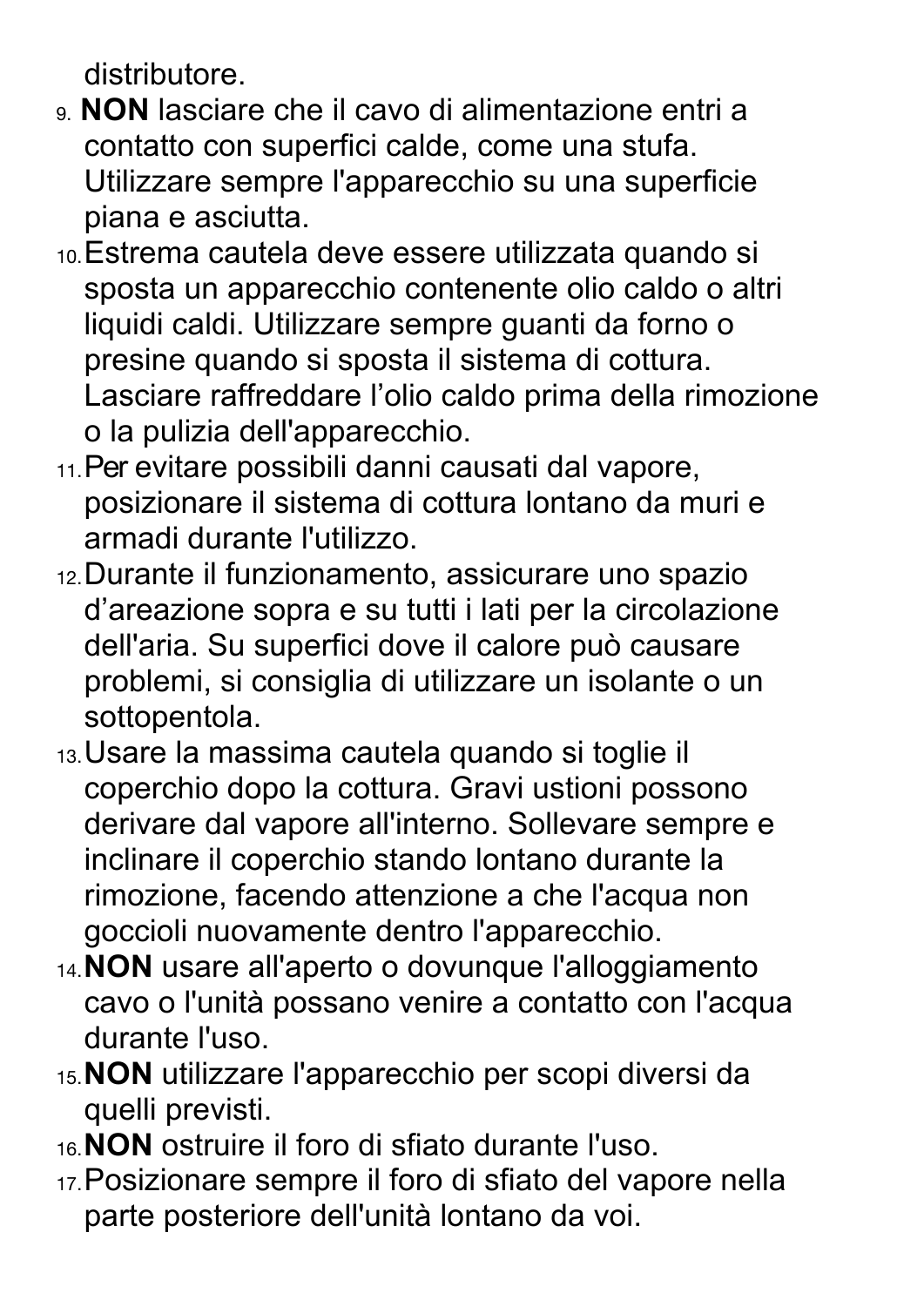distributore.

9. **NON** lasciare che il cavo di alimentazione entri a contatto con superfici calde, come una stufa. Utilizzare sempre l'apparecchio su una superficie piana e asciutta.
10. Estrema cautela deve essere utilizzata quando si sposta un apparecchio contenente olio caldo o altri liquidi caldi. Utilizzare sempre guanti da forno o presine quando si sposta il sistema di cottura. Lasciare raffreddare l'olio caldo prima della rimozione o la pulizia dell'apparecchio.
11. Per evitare possibili danni causati dal vapore, posizionare il sistema di cottura lontano da muri e armadi durante l'utilizzo.
12. Durante il funzionamento, assicurare uno spazio d'areazione sopra e su tutti i lati per la circolazione dell'aria. Su superfici dove il calore può causare problemi, si consiglia di utilizzare un isolante o un sottopentola.
13. Usare la massima cautela quando si toglie il coperchio dopo la cottura. Gravi ustioni possono derivare dal vapore all'interno. Sollevare sempre e inclinare il coperchio stando lontano durante la rimozione, facendo attenzione a che l'acqua non goccioli nuovamente dentro l'apparecchio.
14. **NON** usare all'aperto o dovunque l'alloggiamento cavo o l'unità possano venire a contatto con l'acqua durante l'uso.
15. **NON** utilizzare l'apparecchio per scopi diversi da quelli previsti.
16. **NON** ostruire il foro di sfiato durante l'uso.
17. Posizionare sempre il foro di sfiato del vapore nella parte posteriore dell'unità lontano da voi.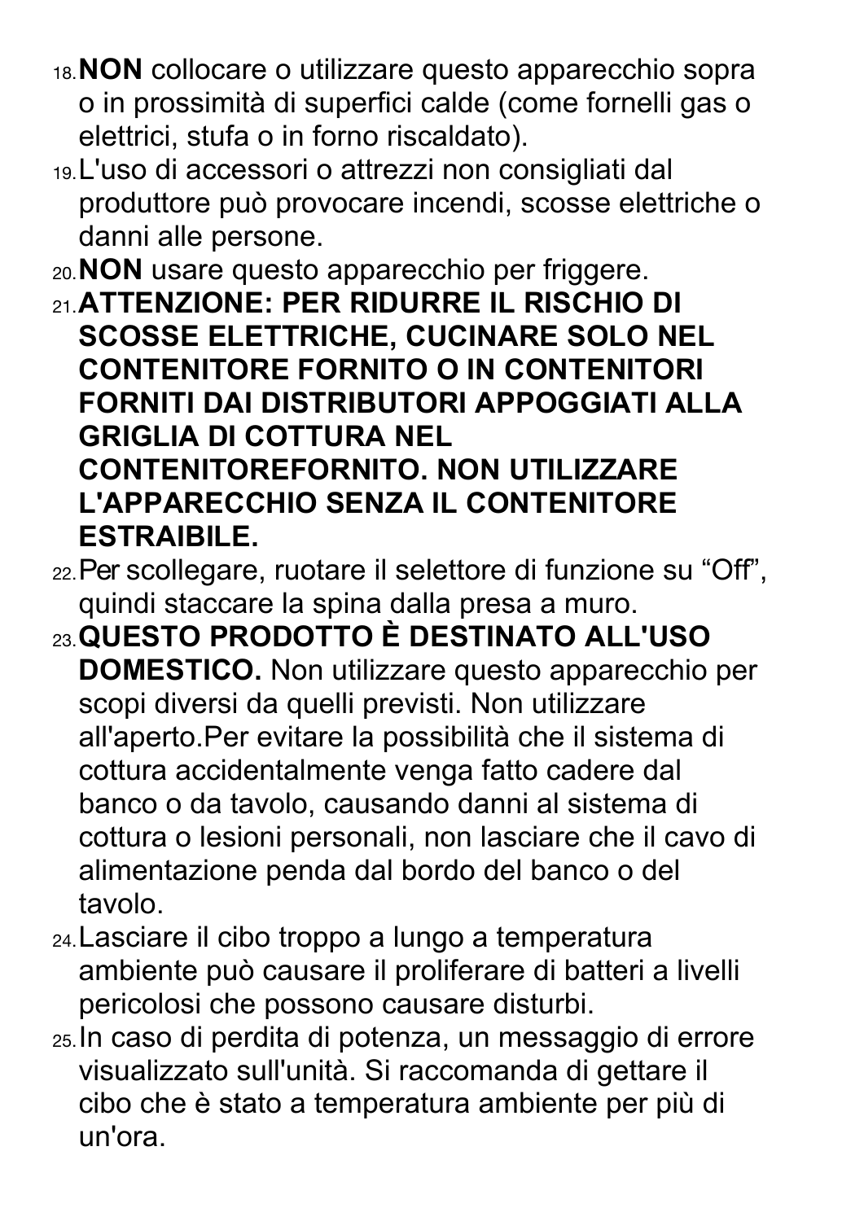18. **NON** collocare o utilizzare questo apparecchio sopra o in prossimità di superfici calde (come fornelli gas o elettrici, stufa o in forno riscaldato).
19. L'uso di accessori o attrezzi non consigliati dal produttore può provocare incendi, scosse elettriche o danni alle persone.
20. **NON** usare questo apparecchio per friggere.
21. **ATTENZIONE: PER RIDURRE IL RISCHIO DI SCOSSE ELETTRICHE, CUCINARE SOLO NEL CONTENITORE FORNITO O IN CONTENITORI FORNITI DAI DISTRIBUTORI APPOGGIATI ALLA GRIGLIA DI COTTURA NEL CONTENITOREFORNITO. NON UTILIZZARE L'APPARECCHIO SENZA IL CONTENITORE ESTRAIBILE.**
22. Per scollegare, ruotare il selettore di funzione su “Off”, quindi staccare la spina dalla presa a muro.
23. **QUESTO PRODOTTO È DESTINATO ALL'USO DOMESTICO.** Non utilizzare questo apparecchio per scopi diversi da quelli previsti. Non utilizzare all'aperto.Per evitare la possibilità che il sistema di cottura accidentalmente venga fatto cadere dal banco o da tavolo, causando danni al sistema di cottura o lesioni personali, non lasciare che il cavo di alimentazione penda dal bordo del banco o del tavolo.
24. Lasciare il cibo troppo a lungo a temperatura ambiente può causare il proliferare di batteri a livelli pericolosi che possono causare disturbi.
25. In caso di perdita di potenza, un messaggio di errore visualizzato sull'unità. Si raccomanda di gettare il cibo che è stato a temperatura ambiente per più di un'ora.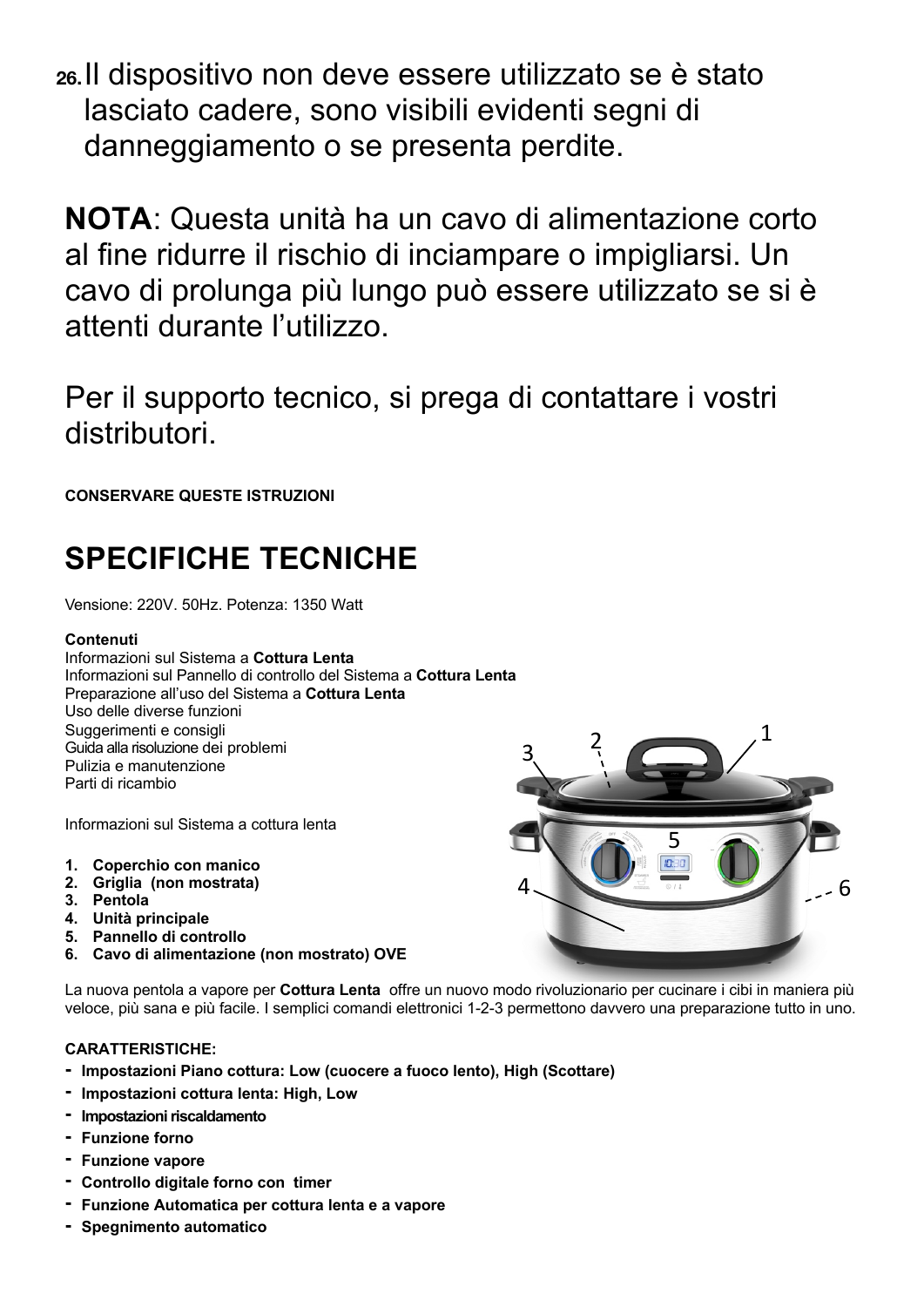26. Il dispositivo non deve essere utilizzato se è stato lasciato cadere, sono visibili evidenti segni di danneggiamento o se presenta perdite.

**NOTA**: Questa unità ha un cavo di alimentazione corto al fine ridurre il rischio di inciampare o impigliarsi. Un cavo di prolunga più lungo può essere utilizzato se si è attenti durante l'utilizzo.

Per il supporto tecnico, si prega di contattare i vostri distributori.

**CONSERVARE QUESTE ISTRUZIONI**

## SPECIFICHE TECNICHE

Vensione: 220V. 50Hz. Potenza: 1350 Watt

**Contenuti**

Informazioni sul Sistema a **Cottura Lenta**
Informazioni sul Pannello di controllo del Sistema a **Cottura Lenta**
Preparazione all'uso del Sistema a **Cottura Lenta**
Uso delle diverse funzioni
Suggerimenti e consigli
Guida alla risoluzione dei problemi
Pulizia e manutenzione
Parti di ricambio

Informazioni sul Sistema a cottura lenta

1. **Coperchio con manico**
2. **Griglia (non mostrata)**
3. **Pentola**
4. **Unità principale**
5. **Pannello di controllo**
6. **Cavo di alimentazione (non mostrato) OVE**

La nuova pentola a vapore per **Cottura Lenta** offre un nuovo modo rivoluzionario per cucinare i cibi in maniera più veloce, più sana e più facile. I semplici comandi elettronici 1-2-3 permettono davvero una preparazione tutto in uno.

**CARATTERISTICHE:**

- **Impostazioni Piano cottura: Low (cuocere a fuoco lento), High (Scottare)**
- **Impostazioni cottura lenta: High, Low**
- **Impostazioni riscaldamento**
- **Funzione forno**
- **Funzione vapore**
- **Controllo digitale forno con timer**
- **Funzione Automatica per cottura lenta e a vapore**
- **Spegnimento automatico**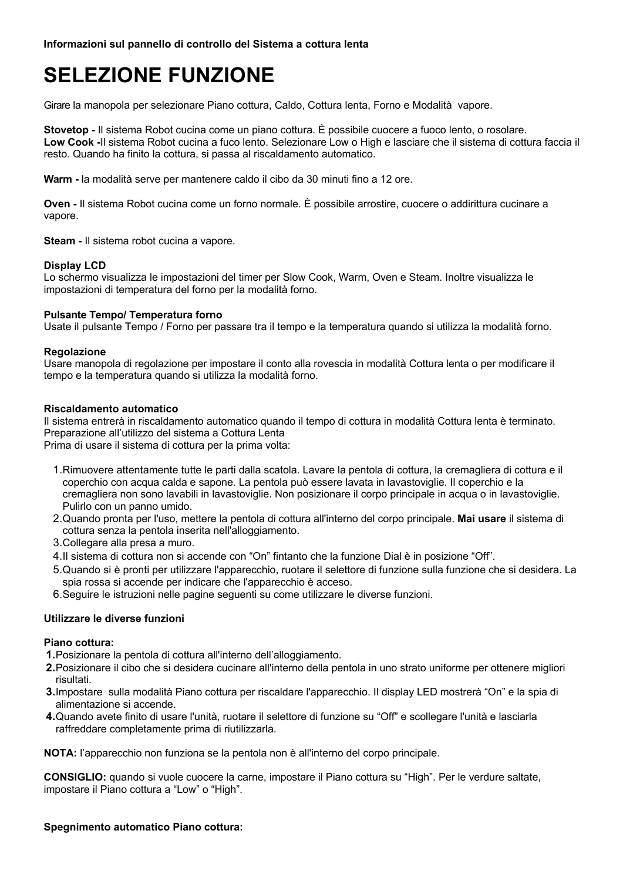**Informazioni sul pannello di controllo del Sistema a cottura lenta**

# SELEZIONE FUNZIONE

Girare la manopola per selezionare Piano cottura, Caldo, Cottura lenta, Forno e Modalità  vapore.

**Stovetop -** Il sistema Robot cucina come un piano cottura. È possibile cuocere a fuoco lento, o rosolare.
**Low Cook -**Il sistema Robot cucina a fuco lento. Selezionare Low o High e lasciare che il sistema di cottura faccia il resto. Quando ha finito la cottura, si passa al riscaldamento automatico.

**Warm -** la modalità serve per mantenere caldo il cibo da 30 minuti fino a 12 ore.

**Oven -** Il sistema Robot cucina come un forno normale. È possibile arrostire, cuocere o addirittura cucinare a vapore.

**Steam -** Il sistema robot cucina a vapore.

**Display LCD**
Lo schermo visualizza le impostazioni del timer per Slow Cook, Warm, Oven e Steam. Inoltre visualizza le impostazioni di temperatura del forno per la modalità forno.

**Pulsante Tempo/ Temperatura forno**
Usate il pulsante Tempo / Forno per passare tra il tempo e la temperatura quando si utilizza la modalità forno.

**Regolazione**
Usare manopola di regolazione per impostare il conto alla rovescia in modalità Cottura lenta o per modificare il tempo e la temperatura quando si utilizza la modalità forno.

**Riscaldamento automatico**
Il sistema entrerà in riscaldamento automatico quando il tempo di cottura in modalità Cottura lenta è terminato.
Preparazione all'utilizzo del sistema a Cottura Lenta
Prima di usare il sistema di cottura per la prima volta:

1. Rimuovere attentamente tutte le parti dalla scatola. Lavare la pentola di cottura, la cremagliera di cottura e il coperchio con acqua calda e sapone. La pentola può essere lavata in lavastoviglie. Il coperchio e la cremagliera non sono lavabili in lavastoviglie. Non posizionare il corpo principale in acqua o in lavastoviglie. Pulirlo con un panno umido.
2. Quando pronta per l'uso, mettere la pentola di cottura all'interno del corpo principale. **Mai usare** il sistema di cottura senza la pentola inserita nell'alloggiamento.
3. Collegare alla presa a muro.
4. Il sistema di cottura non si accende con "On" fintanto che la funzione Dial è in posizione "Off".
5. Quando si è pronti per utilizzare l'apparecchio, ruotare il selettore di funzione sulla funzione che si desidera. La spia rossa si accende per indicare che l'apparecchio è acceso.
6. Seguire le istruzioni nelle pagine seguenti su come utilizzare le diverse funzioni.

**Utilizzare le diverse funzioni**

**Piano cottura:**

1. Posizionare la pentola di cottura all'interno dell'alloggiamento.
2. Posizionare il cibo che si desidera cucinare all'interno della pentola in uno strato uniforme per ottenere migliori risultati.
3. Impostare  sulla modalità Piano cottura per riscaldare l'apparecchio. Il display LED mostrerà "On" e la spia di alimentazione si accende.
4. Quando avete finito di usare l'unità, ruotare il selettore di funzione su "Off" e scollegare l'unità e lasciarla raffreddare completamente prima di riutilizzarla.

**NOTA:** l'apparecchio non funziona se la pentola non è all'interno del corpo principale.

**CONSIGLIO:** quando si vuole cuocere la carne, impostare il Piano cottura su "High". Per le verdure saltate, impostare il Piano cottura a "Low" o "High".

**Spegnimento automatico Piano cottura:**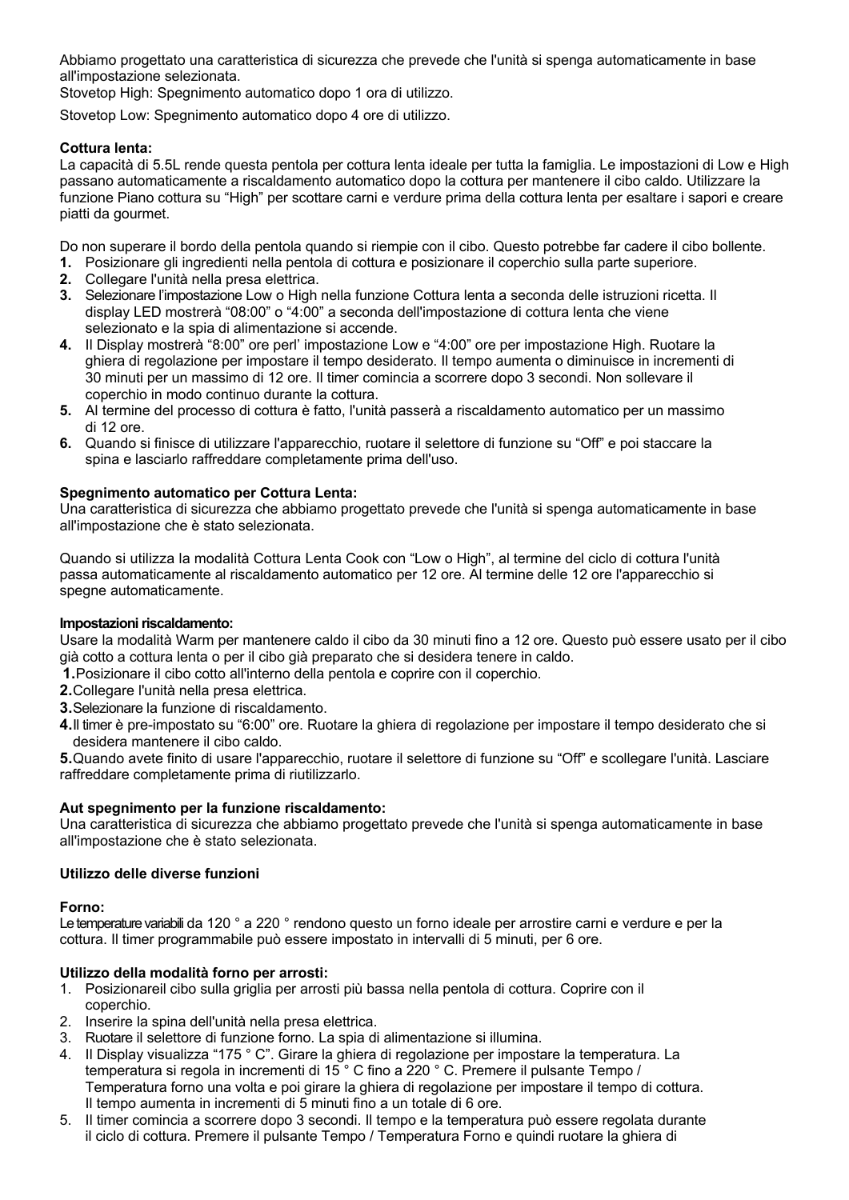Abbiamo progettato una caratteristica di sicurezza che prevede che l'unità si spenga automaticamente in base all'impostazione selezionata.
Stovetop High: Spegnimento automatico dopo 1 ora di utilizzo.

Stovetop Low: Spegnimento automatico dopo 4 ore di utilizzo.

**Cottura lenta:**
La capacità di 5.5L rende questa pentola per cottura lenta ideale per tutta la famiglia. Le impostazioni di Low e High passano automaticamente a riscaldamento automatico dopo la cottura per mantenere il cibo caldo. Utilizzare la funzione Piano cottura su "High" per scottare carni e verdure prima della cottura lenta per esaltare i sapori e creare piatti da gourmet.

Do non superare il bordo della pentola quando si riempie con il cibo. Questo potrebbe far cadere il cibo bollente.

1. Posizionare gli ingredienti nella pentola di cottura e posizionare il coperchio sulla parte superiore.
2. Collegare l'unità nella presa elettrica.
3. Selezionare l'impostazione Low o High nella funzione Cottura lenta a seconda delle istruzioni ricetta. Il display LED mostrerà "08:00" o "4:00" a seconda dell'impostazione di cottura lenta che viene selezionato e la spia di alimentazione si accende.
4. Il Display mostrerà "8:00" ore perl' impostazione Low e "4:00" ore per impostazione High. Ruotare la ghiera di regolazione per impostare il tempo desiderato. Il tempo aumenta o diminuisce in incrementi di 30 minuti per un massimo di 12 ore. Il timer comincia a scorrere dopo 3 secondi. Non sollevare il coperchio in modo continuo durante la cottura.
5. Al termine del processo di cottura è fatto, l'unità passerà a riscaldamento automatico per un massimo di 12 ore.
6. Quando si finisce di utilizzare l'apparecchio, ruotare il selettore di funzione su "Off" e poi staccare la spina e lasciarlo raffreddare completamente prima dell'uso.

**Spegnimento automatico per Cottura Lenta:**
Una caratteristica di sicurezza che abbiamo progettato prevede che l'unità si spenga automaticamente in base all'impostazione che è stato selezionata.

Quando si utilizza la modalità Cottura Lenta Cook con "Low o High", al termine del ciclo di cottura l'unità passa automaticamente al riscaldamento automatico per 12 ore. Al termine delle 12 ore l'apparecchio si spegne automaticamente.

**Impostazioni riscaldamento:**
Usare la modalità Warm per mantenere caldo il cibo da 30 minuti fino a 12 ore. Questo può essere usato per il cibo già cotto a cottura lenta o per il cibo già preparato che si desidera tenere in caldo.

1. Posizionare il cibo cotto all'interno della pentola e coprire con il coperchio.
2. Collegare l'unità nella presa elettrica.
3. Selezionare la funzione di riscaldamento.
4. Il timer è pre-impostato su "6:00" ore. Ruotare la ghiera di regolazione per impostare il tempo desiderato che si desidera mantenere il cibo caldo.
5. Quando avete finito di usare l'apparecchio, ruotare il selettore di funzione su "Off" e scollegare l'unità. Lasciare raffreddare completamente prima di riutilizzarlo.

**Aut spegnimento per la funzione riscaldamento:**
Una caratteristica di sicurezza che abbiamo progettato prevede che l'unità si spenga automaticamente in base all'impostazione che è stato selezionata.

**Utilizzo delle diverse funzioni**

**Forno:**
Le temperature variabili da 120 ° a 220 ° rendono questo un forno ideale per arrostire carni e verdure e per la cottura. Il timer programmabile può essere impostato in intervalli di 5 minuti, per 6 ore.

**Utilizzo della modalità forno per arrosti:**

1. Posizionareil cibo sulla griglia per arrosti più bassa nella pentola di cottura. Coprire con il coperchio.
2. Inserire la spina dell'unità nella presa elettrica.
3. Ruotare il selettore di funzione forno. La spia di alimentazione si illumina.
4. Il Display visualizza "175 ° C". Girare la ghiera di regolazione per impostare la temperatura. La temperatura si regola in incrementi di 15 ° C fino a 220 ° C. Premere il pulsante Tempo / Temperatura forno una volta e poi girare la ghiera di regolazione per impostare il tempo di cottura. Il tempo aumenta in incrementi di 5 minuti fino a un totale di 6 ore.
5. Il timer comincia a scorrere dopo 3 secondi. Il tempo e la temperatura può essere regolata durante il ciclo di cottura. Premere il pulsante Tempo / Temperatura Forno e quindi ruotare la ghiera di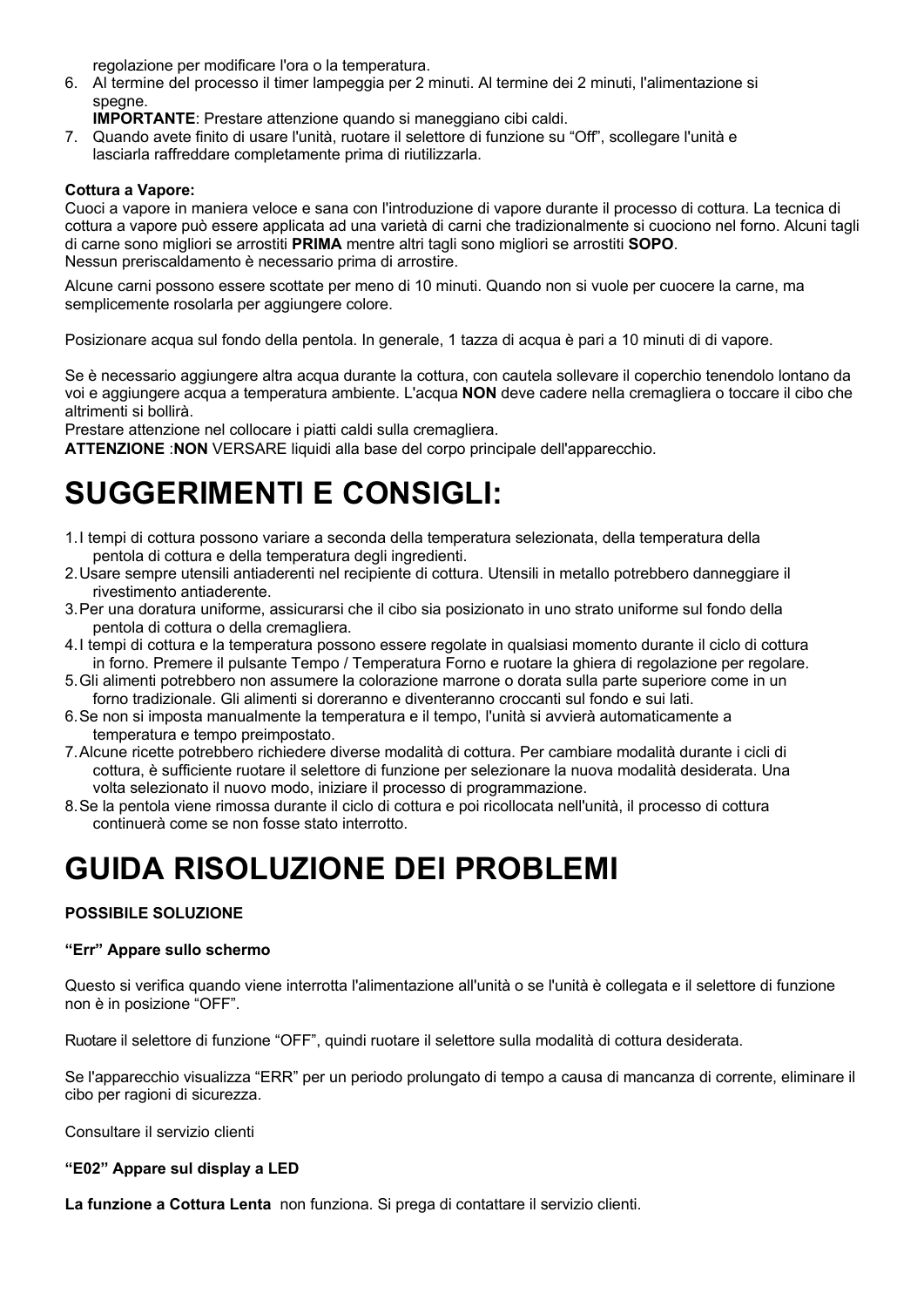regolazione per modificare l'ora o la temperatura.

6. Al termine del processo il timer lampeggia per 2 minuti. Al termine dei 2 minuti, l'alimentazione si spegne.
   **IMPORTANTE**: Prestare attenzione quando si maneggiano cibi caldi.
7. Quando avete finito di usare l'unità, ruotare il selettore di funzione su “Off”, scollegare l'unità e lasciarla raffreddare completamente prima di riutilizzarla.

**Cottura a Vapore:**
Cuoci a vapore in maniera veloce e sana con l'introduzione di vapore durante il processo di cottura. La tecnica di cottura a vapore può essere applicata ad una varietà di carni che tradizionalmente si cuociono nel forno. Alcuni tagli di carne sono migliori se arrostiti **PRIMA** mentre altri tagli sono migliori se arrostiti **SOPO**.
Nessun preriscaldamento è necessario prima di arrostire.

Alcune carni possono essere scottate per meno di 10 minuti. Quando non si vuole per cuocere la carne, ma semplicemente rosolarla per aggiungere colore.

Posizionare acqua sul fondo della pentola. In generale, 1 tazza di acqua è pari a 10 minuti di di vapore.

Se è necessario aggiungere altra acqua durante la cottura, con cautela sollevare il coperchio tenendolo lontano da voi e aggiungere acqua a temperatura ambiente. L'acqua **NON** deve cadere nella cremagliera o toccare il cibo che altrimenti si bollirà.
Prestare attenzione nel collocare i piatti caldi sulla cremagliera.
**ATTENZIONE** :**NON** VERSARE liquidi alla base del corpo principale dell'apparecchio.

# SUGGERIMENTI E CONSIGLI:

1. I tempi di cottura possono variare a seconda della temperatura selezionata, della temperatura della pentola di cottura e della temperatura degli ingredienti.
2. Usare sempre utensili antiaderenti nel recipiente di cottura. Utensili in metallo potrebbero danneggiare il rivestimento antiaderente.
3. Per una doratura uniforme, assicurarsi che il cibo sia posizionato in uno strato uniforme sul fondo della pentola di cottura o della cremagliera.
4. I tempi di cottura e la temperatura possono essere regolate in qualsiasi momento durante il ciclo di cottura in forno. Premere il pulsante Tempo / Temperatura Forno e ruotare la ghiera di regolazione per regolare.
5. Gli alimenti potrebbero non assumere la colorazione marrone o dorata sulla parte superiore come in un forno tradizionale. Gli alimenti si doreranno e diventeranno croccanti sul fondo e sui lati.
6. Se non si imposta manualmente la temperatura e il tempo, l'unità si avvierà automaticamente a temperatura e tempo preimpostato.
7. Alcune ricette potrebbero richiedere diverse modalità di cottura. Per cambiare modalità durante i cicli di cottura, è sufficiente ruotare il selettore di funzione per selezionare la nuova modalità desiderata. Una volta selezionato il nuovo modo, iniziare il processo di programmazione.
8. Se la pentola viene rimossa durante il ciclo di cottura e poi ricollocata nell'unità, il processo di cottura continuerà come se non fosse stato interrotto.

# GUIDA RISOLUZIONE DEI PROBLEMI

**POSSIBILE SOLUZIONE**

**“Err” Appare sullo schermo**

Questo si verifica quando viene interrotta l'alimentazione all'unità o se l'unità è collegata e il selettore di funzione non è in posizione “OFF”.

Ruotare il selettore di funzione “OFF”, quindi ruotare il selettore sulla modalità di cottura desiderata.

Se l'apparecchio visualizza “ERR” per un periodo prolungato di tempo a causa di mancanza di corrente, eliminare il cibo per ragioni di sicurezza.

Consultare il servizio clienti

**“E02” Appare sul display a LED**

**La funzione a Cottura Lenta** non funziona. Si prega di contattare il servizio clienti.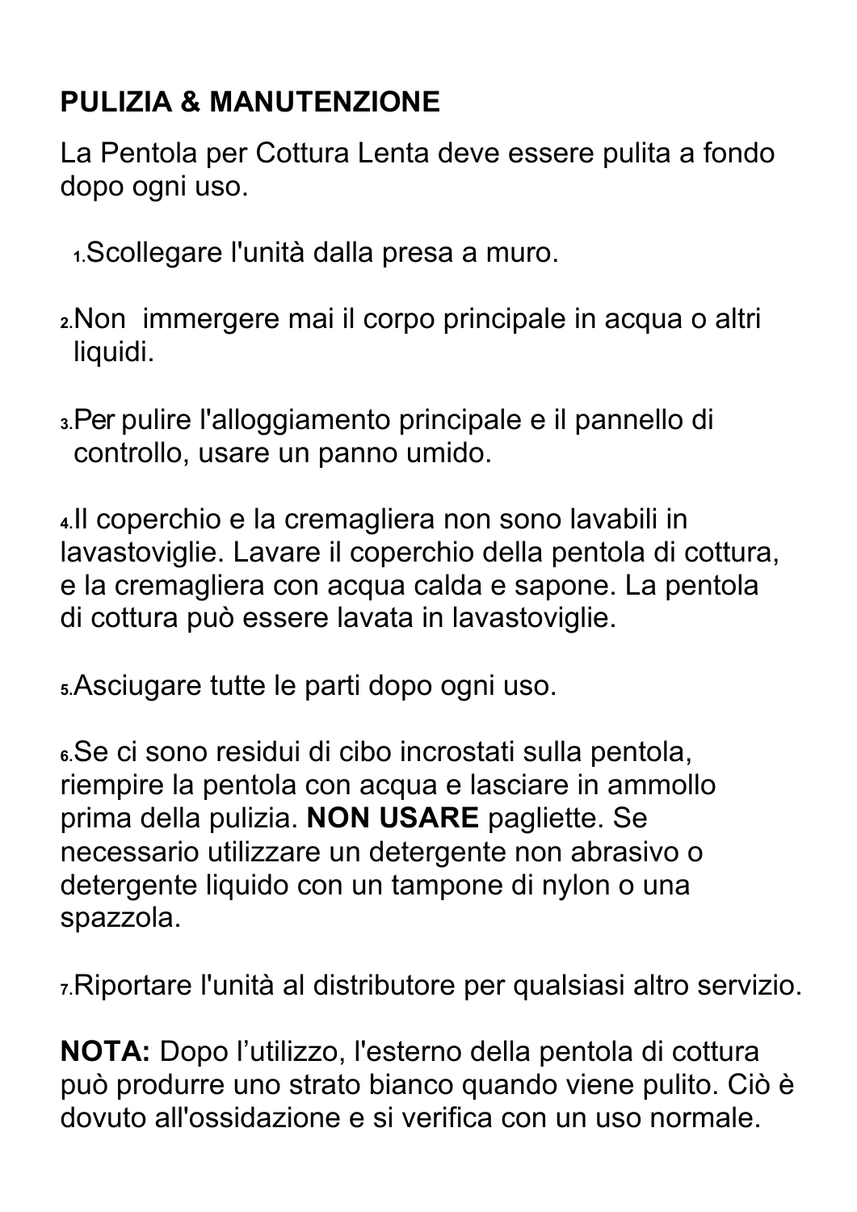## PULIZIA & MANUTENZIONE

La Pentola per Cottura Lenta deve essere pulita a fondo dopo ogni uso.

1. Scollegare l'unità dalla presa a muro.

2. Non immergere mai il corpo principale in acqua o altri liquidi.

3. Per pulire l'alloggiamento principale e il pannello di controllo, usare un panno umido.

4. Il coperchio e la cremagliera non sono lavabili in lavastoviglie. Lavare il coperchio della pentola di cottura, e la cremagliera con acqua calda e sapone. La pentola di cottura può essere lavata in lavastoviglie.

5. Asciugare tutte le parti dopo ogni uso.

6. Se ci sono residui di cibo incrostati sulla pentola, riempire la pentola con acqua e lasciare in ammollo prima della pulizia. **NON USARE** pagliette. Se necessario utilizzare un detergente non abrasivo o detergente liquido con un tampone di nylon o una spazzola.

7. Riportare l'unità al distributore per qualsiasi altro servizio.

**NOTA:** Dopo l'utilizzo, l'esterno della pentola di cottura può produrre uno strato bianco quando viene pulito. Ciò è dovuto all'ossidazione e si verifica con un uso normale.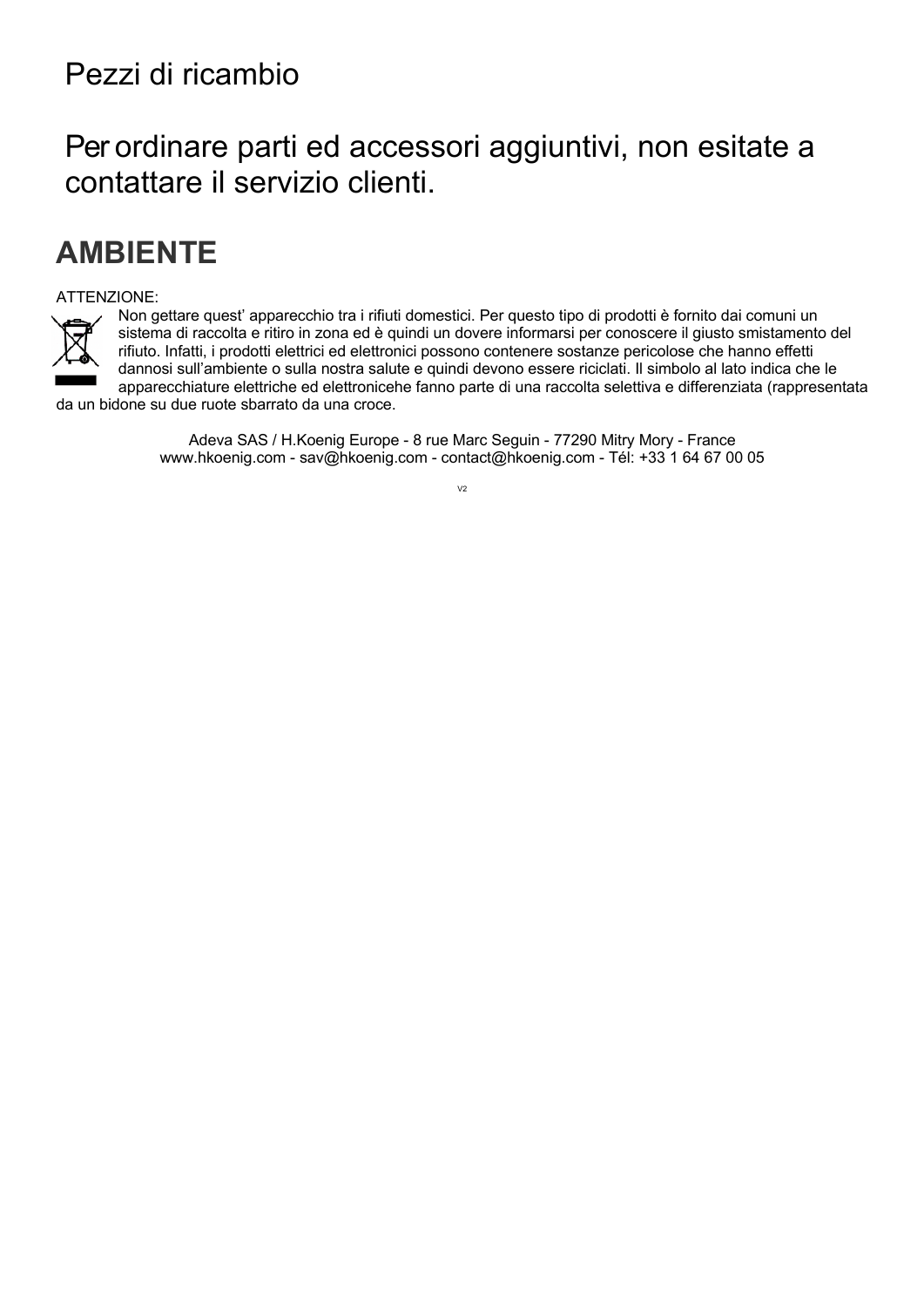Pezzi di ricambio

Per ordinare parti ed accessori aggiuntivi, non esitate a contattare il servizio clienti.

# AMBIENTE

ATTENZIONE:

Non gettare quest' apparecchio tra i rifiuti domestici. Per questo tipo di prodotti è fornito dai comuni un sistema di raccolta e ritiro in zona ed è quindi un dovere informarsi per conoscere il giusto smistamento del rifiuto. Infatti, i prodotti elettrici ed elettronici possono contenere sostanze pericolose che hanno effetti dannosi sull'ambiente o sulla nostra salute e quindi devono essere riciclati. Il simbolo al lato indica che le apparecchiature elettriche ed elettronicehe fanno parte di una raccolta selettiva e differenziata (rappresentata da un bidone su due ruote sbarrato da una croce.

Adeva SAS / H.Koenig Europe - 8 rue Marc Seguin - 77290 Mitry Mory - France
www.hkoenig.com - sav@hkoenig.com - contact@hkoenig.com - Tél: +33 1 64 67 00 05

V2